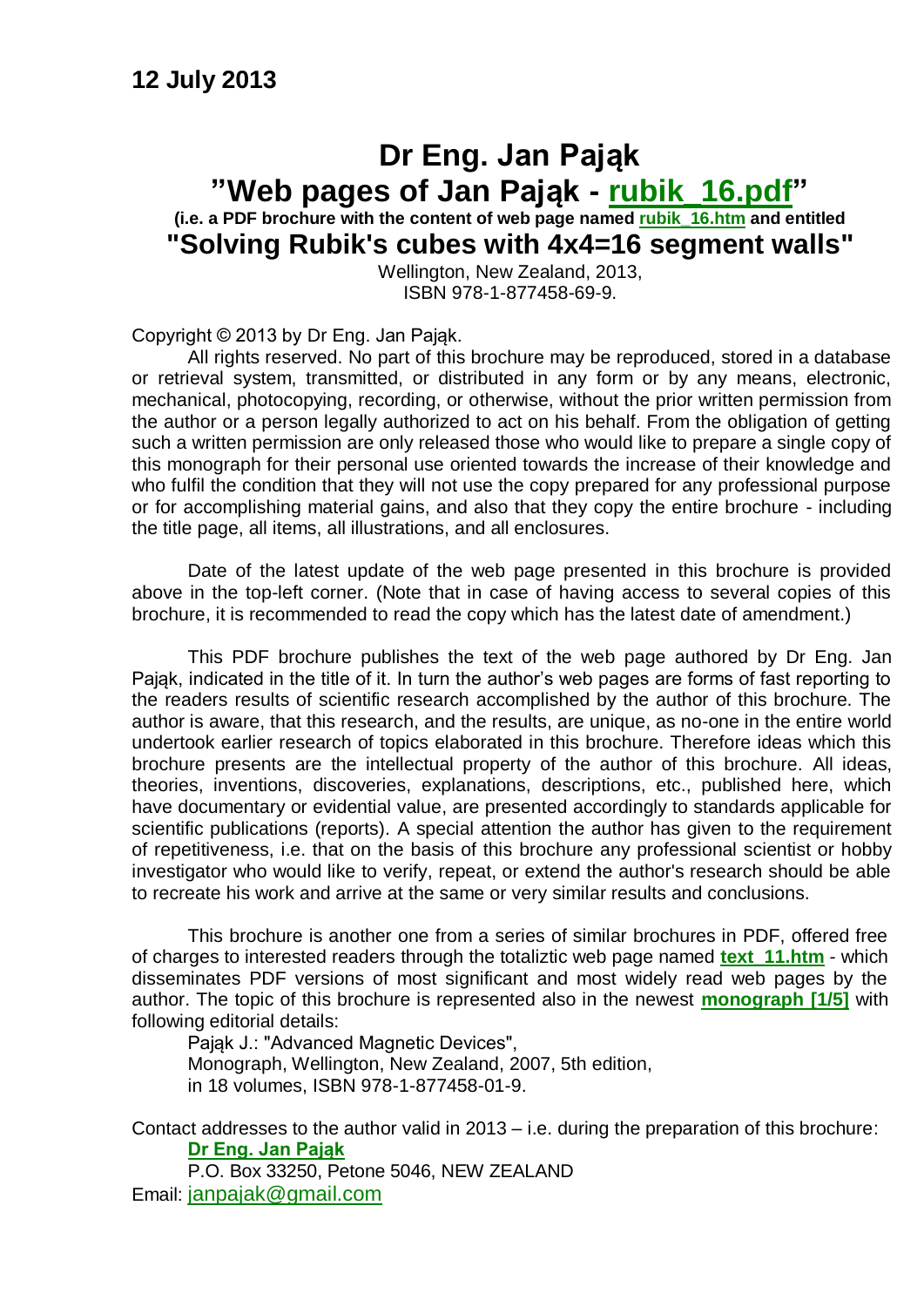**12 July 2013**

# Dr Eng. Jan Pająk

# "Web pages of Jan Pająk - rubik_16.pdf"

**(i.e. a PDF brochure with the content of web page named rubik_16.htm and entitled**

# "Solving Rubik's cubes with 4x4=16 segment walls"

Wellington, New Zealand, 2013,
ISBN 978-1-877458-69-9.

Copyright © 2013 by Dr Eng. Jan Pająk.

All rights reserved. No part of this brochure may be reproduced, stored in a database or retrieval system, transmitted, or distributed in any form or by any means, electronic, mechanical, photocopying, recording, or otherwise, without the prior written permission from the author or a person legally authorized to act on his behalf. From the obligation of getting such a written permission are only released those who would like to prepare a single copy of this monograph for their personal use oriented towards the increase of their knowledge and who fulfil the condition that they will not use the copy prepared for any professional purpose or for accomplishing material gains, and also that they copy the entire brochure - including the title page, all items, all illustrations, and all enclosures.

Date of the latest update of the web page presented in this brochure is provided above in the top-left corner. (Note that in case of having access to several copies of this brochure, it is recommended to read the copy which has the latest date of amendment.)

This PDF brochure publishes the text of the web page authored by Dr Eng. Jan Pająk, indicated in the title of it. In turn the author's web pages are forms of fast reporting to the readers results of scientific research accomplished by the author of this brochure. The author is aware, that this research, and the results, are unique, as no-one in the entire world undertook earlier research of topics elaborated in this brochure. Therefore ideas which this brochure presents are the intellectual property of the author of this brochure. All ideas, theories, inventions, discoveries, explanations, descriptions, etc., published here, which have documentary or evidential value, are presented accordingly to standards applicable for scientific publications (reports). A special attention the author has given to the requirement of repetitiveness, i.e. that on the basis of this brochure any professional scientist or hobby investigator who would like to verify, repeat, or extend the author's research should be able to recreate his work and arrive at the same or very similar results and conclusions.

This brochure is another one from a series of similar brochures in PDF, offered free of charges to interested readers through the totaliztic web page named **text_11.htm** - which disseminates PDF versions of most significant and most widely read web pages by the author. The topic of this brochure is represented also in the newest **monograph [1/5]** with following editorial details:

Pająk J.: "Advanced Magnetic Devices",
Monograph, Wellington, New Zealand, 2007, 5th edition,
in 18 volumes, ISBN 978-1-877458-01-9.

Contact addresses to the author valid in 2013 – i.e. during the preparation of this brochure:

**Dr Eng. Jan Pająk**
P.O. Box 33250, Petone 5046, NEW ZEALAND
Email: janpajak@gmail.com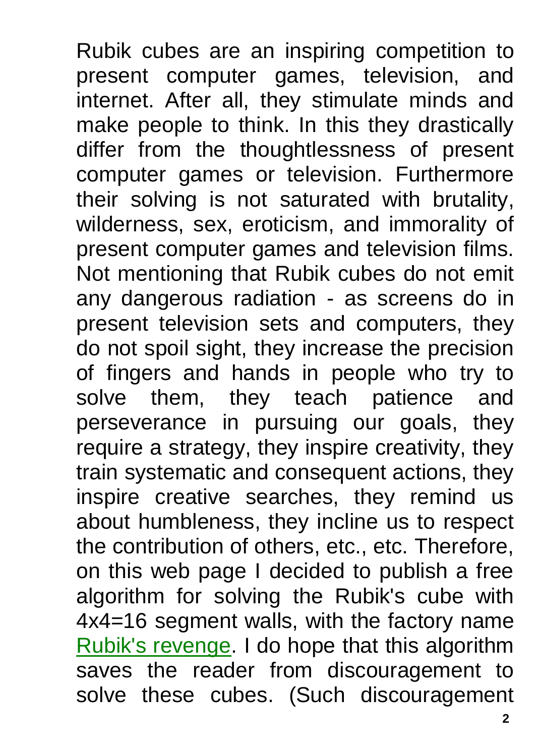Rubik cubes are an inspiring competition to present computer games, television, and internet. After all, they stimulate minds and make people to think. In this they drastically differ from the thoughtlessness of present computer games or television. Furthermore their solving is not saturated with brutality, wilderness, sex, eroticism, and immorality of present computer games and television films. Not mentioning that Rubik cubes do not emit any dangerous radiation - as screens do in present television sets and computers, they do not spoil sight, they increase the precision of fingers and hands in people who try to solve them, they teach patience and perseverance in pursuing our goals, they require a strategy, they inspire creativity, they train systematic and consequent actions, they inspire creative searches, they remind us about humbleness, they incline us to respect the contribution of others, etc., etc. Therefore, on this web page I decided to publish a free algorithm for solving the Rubik's cube with 4x4=16 segment walls, with the factory name Rubik's revenge. I do hope that this algorithm saves the reader from discouragement to solve these cubes. (Such discouragement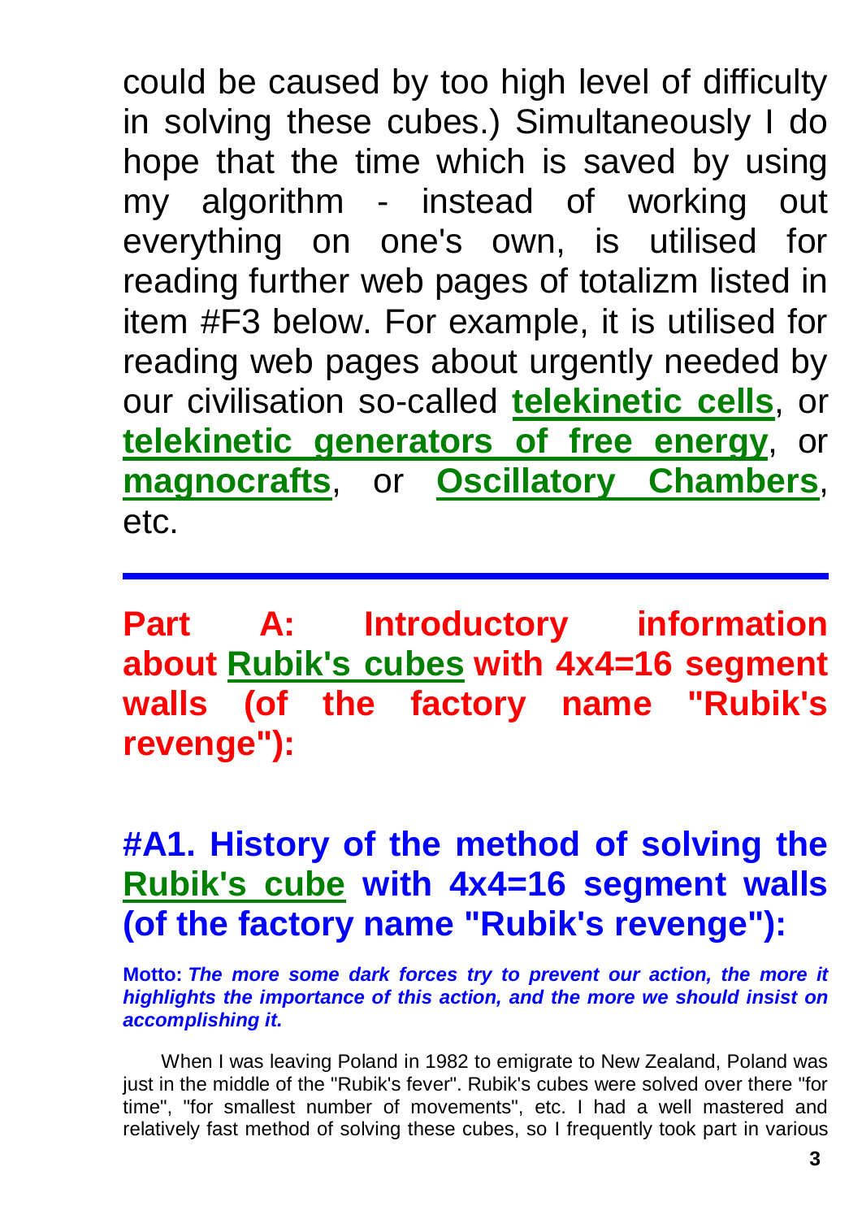could be caused by too high level of difficulty in solving these cubes.) Simultaneously I do hope that the time which is saved by using my algorithm - instead of working out everything on one's own, is utilised for reading further web pages of totalizm listed in item #F3 below. For example, it is utilised for reading web pages about urgently needed by our civilisation so-called **telekinetic cells**, or **telekinetic generators of free energy**, or **magnocrafts**, or **Oscillatory Chambers**, etc.

---

## Part A: Introductory information about Rubik's cubes with 4x4=16 segment walls (of the factory name "Rubik's revenge"):

### #A1. History of the method of solving the Rubik's cube with 4x4=16 segment walls (of the factory name "Rubik's revenge"):

**Motto:** ***The more some dark forces try to prevent our action, the more it highlights the importance of this action, and the more we should insist on accomplishing it.***

When I was leaving Poland in 1982 to emigrate to New Zealand, Poland was just in the middle of the "Rubik's fever". Rubik's cubes were solved over there "for time", "for smallest number of movements", etc. I had a well mastered and relatively fast method of solving these cubes, so I frequently took part in various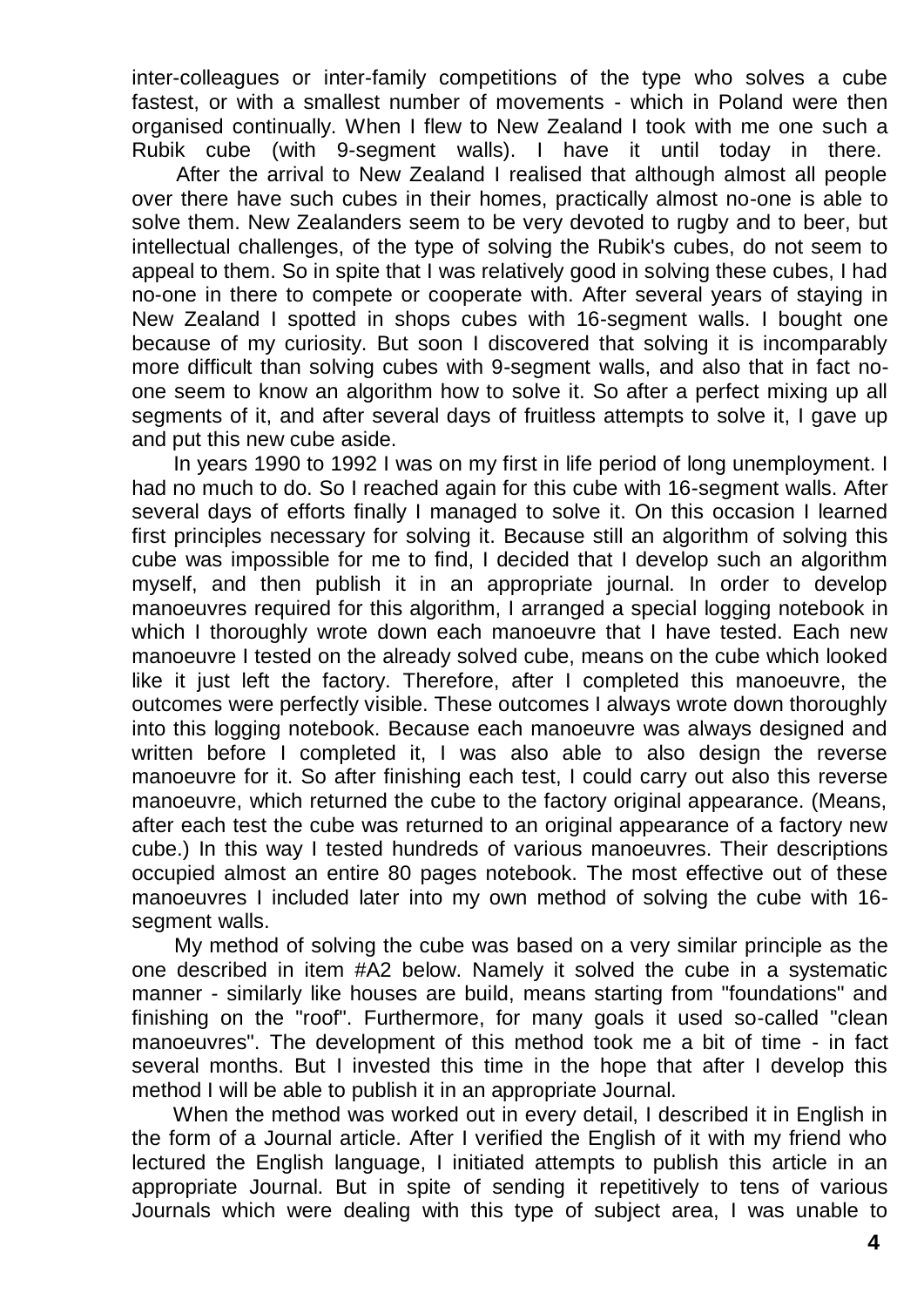inter-colleagues or inter-family competitions of the type who solves a cube fastest, or with a smallest number of movements - which in Poland were then organised continually. When I flew to New Zealand I took with me one such a Rubik cube (with 9-segment walls). I have it until today in there.

After the arrival to New Zealand I realised that although almost all people over there have such cubes in their homes, practically almost no-one is able to solve them. New Zealanders seem to be very devoted to rugby and to beer, but intellectual challenges, of the type of solving the Rubik's cubes, do not seem to appeal to them. So in spite that I was relatively good in solving these cubes, I had no-one in there to compete or cooperate with. After several years of staying in New Zealand I spotted in shops cubes with 16-segment walls. I bought one because of my curiosity. But soon I discovered that solving it is incomparably more difficult than solving cubes with 9-segment walls, and also that in fact no-one seem to know an algorithm how to solve it. So after a perfect mixing up all segments of it, and after several days of fruitless attempts to solve it, I gave up and put this new cube aside.

In years 1990 to 1992 I was on my first in life period of long unemployment. I had no much to do. So I reached again for this cube with 16-segment walls. After several days of efforts finally I managed to solve it. On this occasion I learned first principles necessary for solving it. Because still an algorithm of solving this cube was impossible for me to find, I decided that I develop such an algorithm myself, and then publish it in an appropriate journal. In order to develop manoeuvres required for this algorithm, I arranged a special logging notebook in which I thoroughly wrote down each manoeuvre that I have tested. Each new manoeuvre I tested on the already solved cube, means on the cube which looked like it just left the factory. Therefore, after I completed this manoeuvre, the outcomes were perfectly visible. These outcomes I always wrote down thoroughly into this logging notebook. Because each manoeuvre was always designed and written before I completed it, I was also able to also design the reverse manoeuvre for it. So after finishing each test, I could carry out also this reverse manoeuvre, which returned the cube to the factory original appearance. (Means, after each test the cube was returned to an original appearance of a factory new cube.) In this way I tested hundreds of various manoeuvres. Their descriptions occupied almost an entire 80 pages notebook. The most effective out of these manoeuvres I included later into my own method of solving the cube with 16-segment walls.

My method of solving the cube was based on a very similar principle as the one described in item #A2 below. Namely it solved the cube in a systematic manner - similarly like houses are build, means starting from "foundations" and finishing on the "roof". Furthermore, for many goals it used so-called "clean manoeuvres". The development of this method took me a bit of time - in fact several months. But I invested this time in the hope that after I develop this method I will be able to publish it in an appropriate Journal.

When the method was worked out in every detail, I described it in English in the form of a Journal article. After I verified the English of it with my friend who lectured the English language, I initiated attempts to publish this article in an appropriate Journal. But in spite of sending it repetitively to tens of various Journals which were dealing with this type of subject area, I was unable to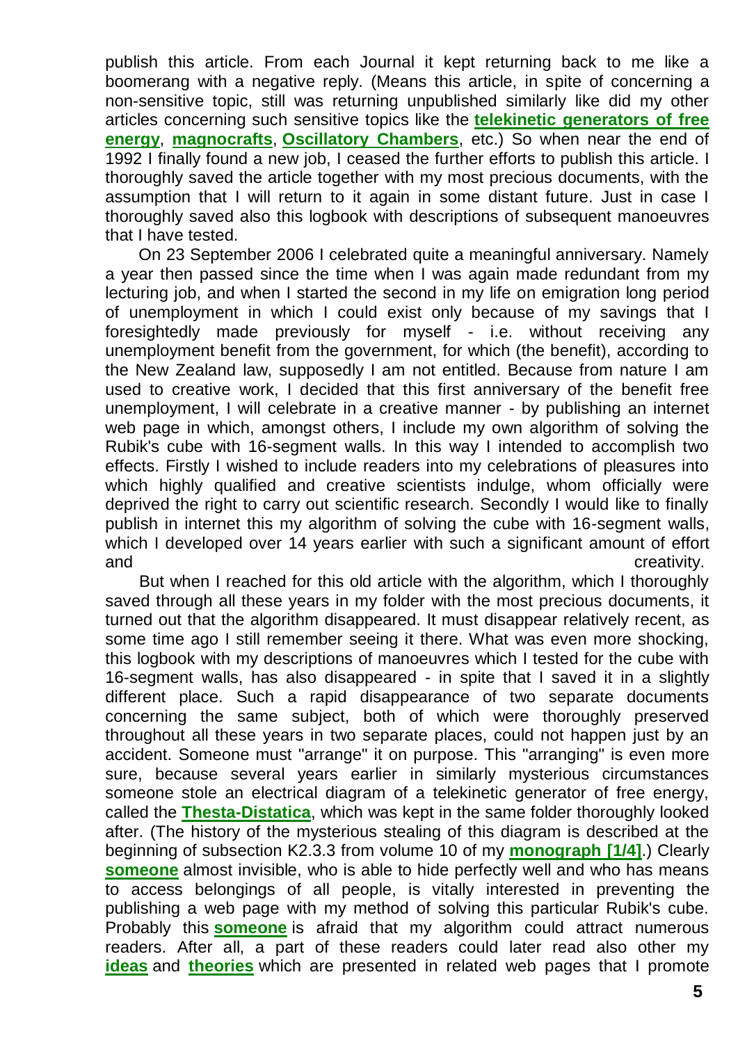publish this article. From each Journal it kept returning back to me like a boomerang with a negative reply. (Means this article, in spite of concerning a non-sensitive topic, still was returning unpublished similarly like did my other articles concerning such sensitive topics like the **telekinetic generators of free energy**, **magnocrafts**, **Oscillatory Chambers**, etc.) So when near the end of 1992 I finally found a new job, I ceased the further efforts to publish this article. I thoroughly saved the article together with my most precious documents, with the assumption that I will return to it again in some distant future. Just in case I thoroughly saved also this logbook with descriptions of subsequent manoeuvres that I have tested.

On 23 September 2006 I celebrated quite a meaningful anniversary. Namely a year then passed since the time when I was again made redundant from my lecturing job, and when I started the second in my life on emigration long period of unemployment in which I could exist only because of my savings that I foresightedly made previously for myself - i.e. without receiving any unemployment benefit from the government, for which (the benefit), according to the New Zealand law, supposedly I am not entitled. Because from nature I am used to creative work, I decided that this first anniversary of the benefit free unemployment, I will celebrate in a creative manner - by publishing an internet web page in which, amongst others, I include my own algorithm of solving the Rubik's cube with 16-segment walls. In this way I intended to accomplish two effects. Firstly I wished to include readers into my celebrations of pleasures into which highly qualified and creative scientists indulge, whom officially were deprived the right to carry out scientific research. Secondly I would like to finally publish in internet this my algorithm of solving the cube with 16-segment walls, which I developed over 14 years earlier with such a significant amount of effort and creativity.

But when I reached for this old article with the algorithm, which I thoroughly saved through all these years in my folder with the most precious documents, it turned out that the algorithm disappeared. It must disappear relatively recent, as some time ago I still remember seeing it there. What was even more shocking, this logbook with my descriptions of manoeuvres which I tested for the cube with 16-segment walls, has also disappeared - in spite that I saved it in a slightly different place. Such a rapid disappearance of two separate documents concerning the same subject, both of which were thoroughly preserved throughout all these years in two separate places, could not happen just by an accident. Someone must "arrange" it on purpose. This "arranging" is even more sure, because several years earlier in similarly mysterious circumstances someone stole an electrical diagram of a telekinetic generator of free energy, called the **Thesta-Distatica**, which was kept in the same folder thoroughly looked after. (The history of the mysterious stealing of this diagram is described at the beginning of subsection K2.3.3 from volume 10 of my **monograph [1/4]**.) Clearly **someone** almost invisible, who is able to hide perfectly well and who has means to access belongings of all people, is vitally interested in preventing the publishing a web page with my method of solving this particular Rubik's cube. Probably this **someone** is afraid that my algorithm could attract numerous readers. After all, a part of these readers could later read also other my **ideas** and **theories** which are presented in related web pages that I promote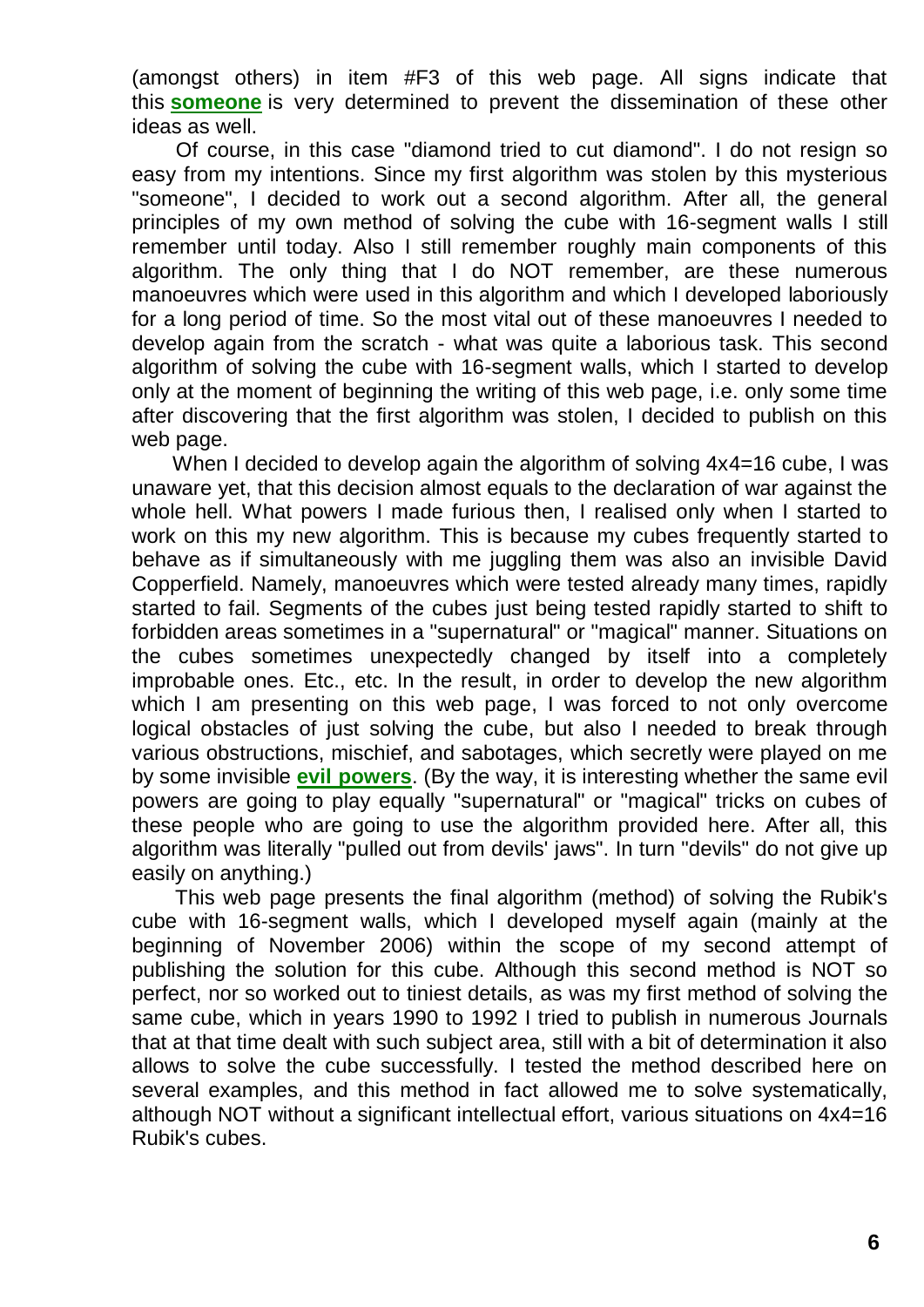(amongst others) in item #F3 of this web page. All signs indicate that this **someone** is very determined to prevent the dissemination of these other ideas as well.

Of course, in this case "diamond tried to cut diamond". I do not resign so easy from my intentions. Since my first algorithm was stolen by this mysterious "someone", I decided to work out a second algorithm. After all, the general principles of my own method of solving the cube with 16-segment walls I still remember until today. Also I still remember roughly main components of this algorithm. The only thing that I do NOT remember, are these numerous manoeuvres which were used in this algorithm and which I developed laboriously for a long period of time. So the most vital out of these manoeuvres I needed to develop again from the scratch - what was quite a laborious task. This second algorithm of solving the cube with 16-segment walls, which I started to develop only at the moment of beginning the writing of this web page, i.e. only some time after discovering that the first algorithm was stolen, I decided to publish on this web page.

When I decided to develop again the algorithm of solving 4x4=16 cube, I was unaware yet, that this decision almost equals to the declaration of war against the whole hell. What powers I made furious then, I realised only when I started to work on this my new algorithm. This is because my cubes frequently started to behave as if simultaneously with me juggling them was also an invisible David Copperfield. Namely, manoeuvres which were tested already many times, rapidly started to fail. Segments of the cubes just being tested rapidly started to shift to forbidden areas sometimes in a "supernatural" or "magical" manner. Situations on the cubes sometimes unexpectedly changed by itself into a completely improbable ones. Etc., etc. In the result, in order to develop the new algorithm which I am presenting on this web page, I was forced to not only overcome logical obstacles of just solving the cube, but also I needed to break through various obstructions, mischief, and sabotages, which secretly were played on me by some invisible **evil powers**. (By the way, it is interesting whether the same evil powers are going to play equally "supernatural" or "magical" tricks on cubes of these people who are going to use the algorithm provided here. After all, this algorithm was literally "pulled out from devils' jaws". In turn "devils" do not give up easily on anything.)

This web page presents the final algorithm (method) of solving the Rubik's cube with 16-segment walls, which I developed myself again (mainly at the beginning of November 2006) within the scope of my second attempt of publishing the solution for this cube. Although this second method is NOT so perfect, nor so worked out to tiniest details, as was my first method of solving the same cube, which in years 1990 to 1992 I tried to publish in numerous Journals that at that time dealt with such subject area, still with a bit of determination it also allows to solve the cube successfully. I tested the method described here on several examples, and this method in fact allowed me to solve systematically, although NOT without a significant intellectual effort, various situations on 4x4=16 Rubik's cubes.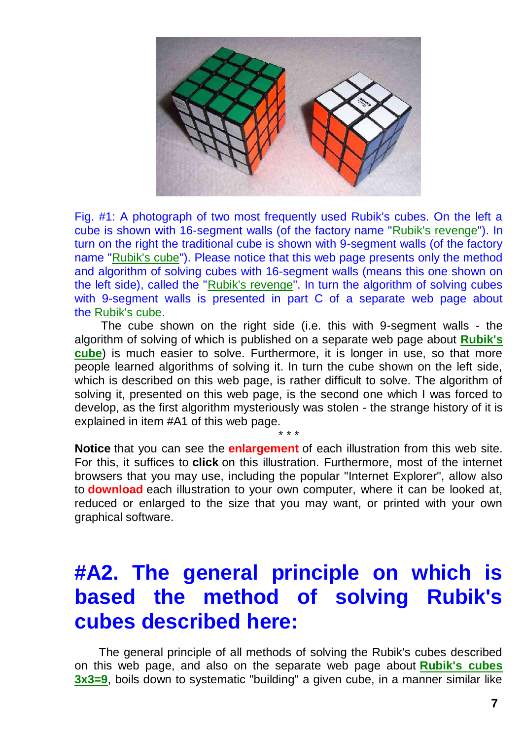Fig. #1: A photograph of two most frequently used Rubik's cubes. On the left a cube is shown with 16-segment walls (of the factory name "Rubik's revenge"). In turn on the right the traditional cube is shown with 9-segment walls (of the factory name "Rubik's cube"). Please notice that this web page presents only the method and algorithm of solving cubes with 16-segment walls (means this one shown on the left side), called the "Rubik's revenge". In turn the algorithm of solving cubes with 9-segment walls is presented in part C of a separate web page about the Rubik's cube.

The cube shown on the right side (i.e. this with 9-segment walls - the algorithm of solving of which is published on a separate web page about **Rubik's cube**) is much easier to solve. Furthermore, it is longer in use, so that more people learned algorithms of solving it. In turn the cube shown on the left side, which is described on this web page, is rather difficult to solve. The algorithm of solving it, presented on this web page, is the second one which I was forced to develop, as the first algorithm mysteriously was stolen - the strange history of it is explained in item #A1 of this web page.

\* \* \*

**Notice** that you can see the **enlargement** of each illustration from this web site. For this, it suffices to **click** on this illustration. Furthermore, most of the internet browsers that you may use, including the popular "Internet Explorer", allow also to **download** each illustration to your own computer, where it can be looked at, reduced or enlarged to the size that you may want, or printed with your own graphical software.

# #A2. The general principle on which is based the method of solving Rubik's cubes described here:

The general principle of all methods of solving the Rubik's cubes described on this web page, and also on the separate web page about **Rubik's cubes 3x3=9**, boils down to systematic "building" a given cube, in a manner similar like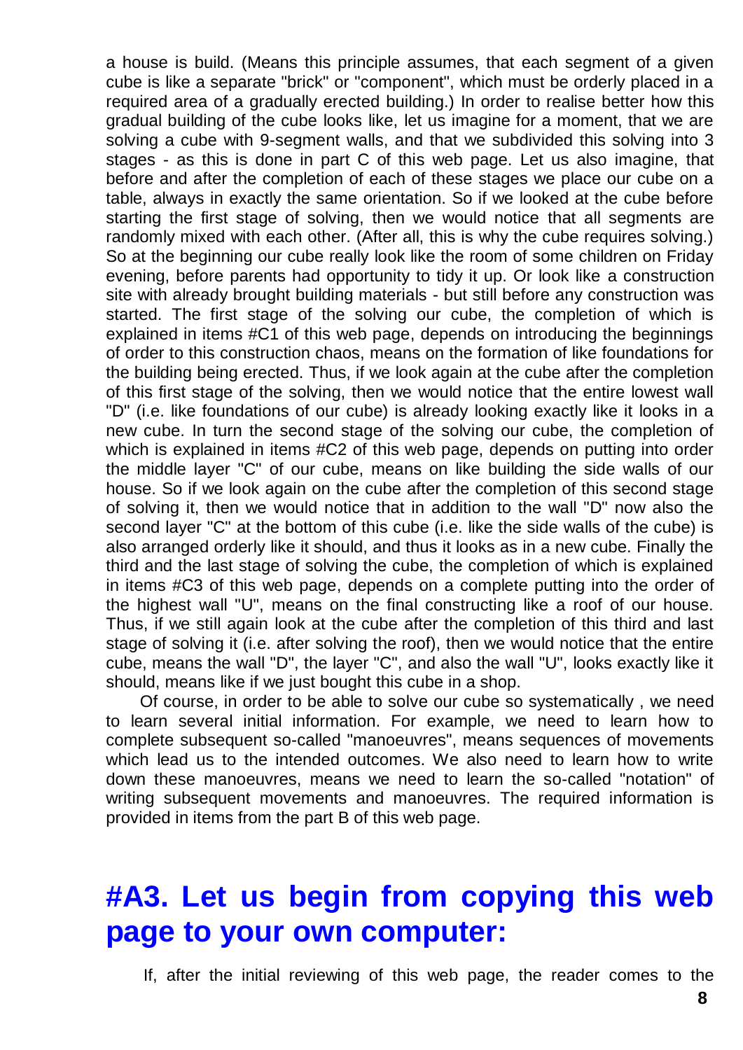a house is build. (Means this principle assumes, that each segment of a given cube is like a separate "brick" or "component", which must be orderly placed in a required area of a gradually erected building.) In order to realise better how this gradual building of the cube looks like, let us imagine for a moment, that we are solving a cube with 9-segment walls, and that we subdivided this solving into 3 stages - as this is done in part C of this web page. Let us also imagine, that before and after the completion of each of these stages we place our cube on a table, always in exactly the same orientation. So if we looked at the cube before starting the first stage of solving, then we would notice that all segments are randomly mixed with each other. (After all, this is why the cube requires solving.) So at the beginning our cube really look like the room of some children on Friday evening, before parents had opportunity to tidy it up. Or look like a construction site with already brought building materials - but still before any construction was started. The first stage of the solving our cube, the completion of which is explained in items #C1 of this web page, depends on introducing the beginnings of order to this construction chaos, means on the formation of like foundations for the building being erected. Thus, if we look again at the cube after the completion of this first stage of the solving, then we would notice that the entire lowest wall "D" (i.e. like foundations of our cube) is already looking exactly like it looks in a new cube. In turn the second stage of the solving our cube, the completion of which is explained in items #C2 of this web page, depends on putting into order the middle layer "C" of our cube, means on like building the side walls of our house. So if we look again on the cube after the completion of this second stage of solving it, then we would notice that in addition to the wall "D" now also the second layer "C" at the bottom of this cube (i.e. like the side walls of the cube) is also arranged orderly like it should, and thus it looks as in a new cube. Finally the third and the last stage of solving the cube, the completion of which is explained in items #C3 of this web page, depends on a complete putting into the order of the highest wall "U", means on the final constructing like a roof of our house. Thus, if we still again look at the cube after the completion of this third and last stage of solving it (i.e. after solving the roof), then we would notice that the entire cube, means the wall "D", the layer "C", and also the wall "U", looks exactly like it should, means like if we just bought this cube in a shop.

Of course, in order to be able to solve our cube so systematically , we need to learn several initial information. For example, we need to learn how to complete subsequent so-called "manoeuvres", means sequences of movements which lead us to the intended outcomes. We also need to learn how to write down these manoeuvres, means we need to learn the so-called "notation" of writing subsequent movements and manoeuvres. The required information is provided in items from the part B of this web page.

## #A3. Let us begin from copying this web page to your own computer:

If, after the initial reviewing of this web page, the reader comes to the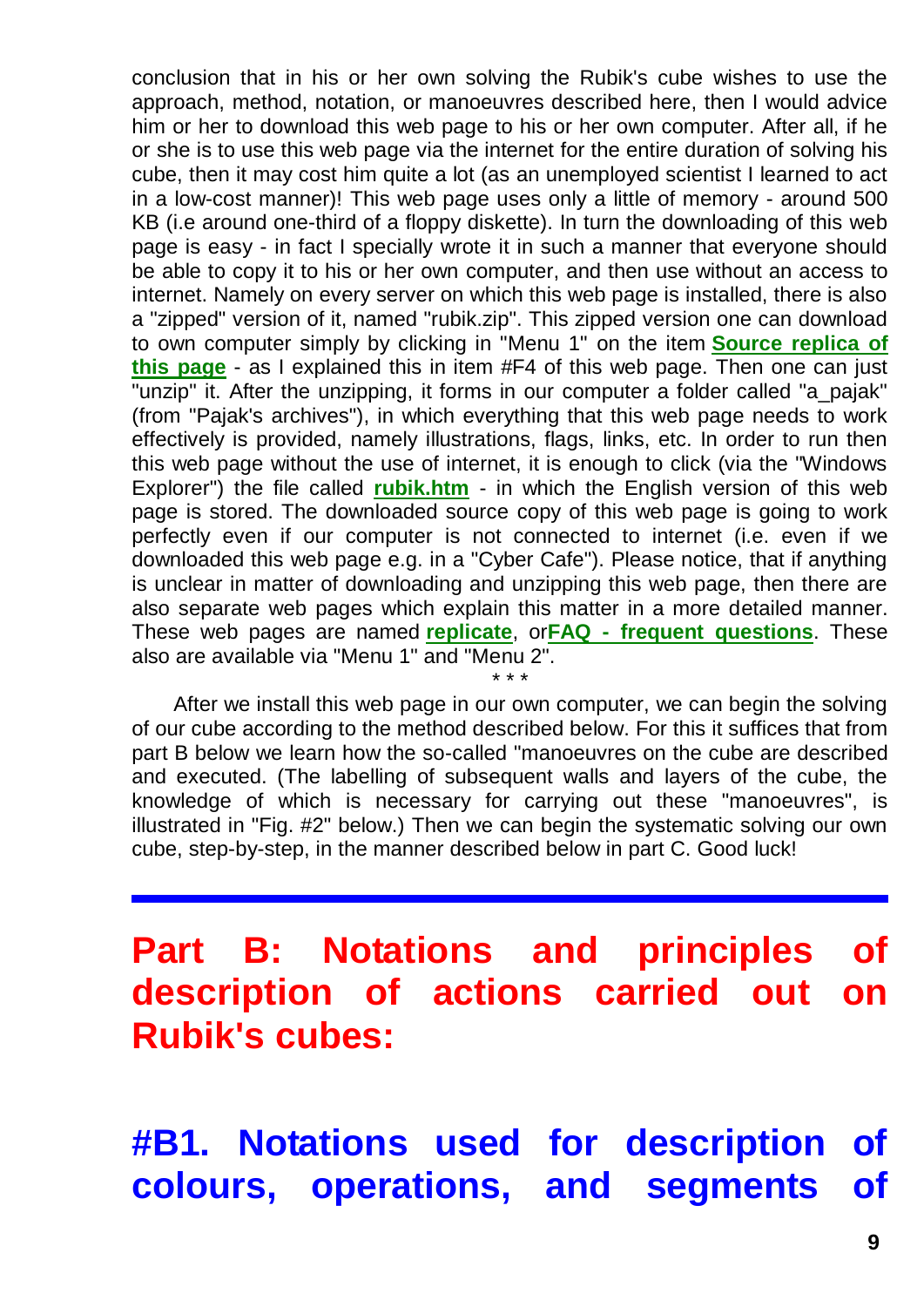conclusion that in his or her own solving the Rubik's cube wishes to use the approach, method, notation, or manoeuvres described here, then I would advice him or her to download this web page to his or her own computer. After all, if he or she is to use this web page via the internet for the entire duration of solving his cube, then it may cost him quite a lot (as an unemployed scientist I learned to act in a low-cost manner)! This web page uses only a little of memory - around 500 KB (i.e around one-third of a floppy diskette). In turn the downloading of this web page is easy - in fact I specially wrote it in such a manner that everyone should be able to copy it to his or her own computer, and then use without an access to internet. Namely on every server on which this web page is installed, there is also a "zipped" version of it, named "rubik.zip". This zipped version one can download to own computer simply by clicking in "Menu 1" on the item **Source replica of this page** - as I explained this in item #F4 of this web page. Then one can just "unzip" it. After the unzipping, it forms in our computer a folder called "a_pajak" (from "Pajak's archives"), in which everything that this web page needs to work effectively is provided, namely illustrations, flags, links, etc. In order to run then this web page without the use of internet, it is enough to click (via the "Windows Explorer") the file called **rubik.htm** - in which the English version of this web page is stored. The downloaded source copy of this web page is going to work perfectly even if our computer is not connected to internet (i.e. even if we downloaded this web page e.g. in a "Cyber Cafe"). Please notice, that if anything is unclear in matter of downloading and unzipping this web page, then there are also separate web pages which explain this matter in a more detailed manner. These web pages are named **replicate**, or**FAQ - frequent questions**. These also are available via "Menu 1" and "Menu 2".

\* \* \*

After we install this web page in our own computer, we can begin the solving of our cube according to the method described below. For this it suffices that from part B below we learn how the so-called "manoeuvres on the cube are described and executed. (The labelling of subsequent walls and layers of the cube, the knowledge of which is necessary for carrying out these "manoeuvres", is illustrated in "Fig. #2" below.) Then we can begin the systematic solving our own cube, step-by-step, in the manner described below in part C. Good luck!

---

# Part B: Notations and principles of description of actions carried out on Rubik's cubes:

## #B1. Notations used for description of colours, operations, and segments of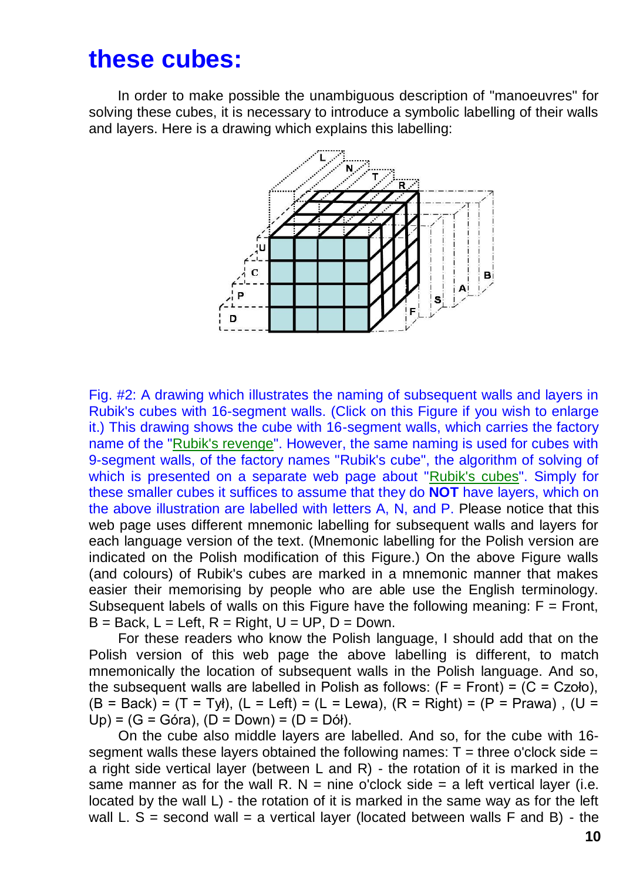# these cubes:

In order to make possible the unambiguous description of "manoeuvres" for solving these cubes, it is necessary to introduce a symbolic labelling of their walls and layers. Here is a drawing which explains this labelling:

Fig. #2: A drawing which illustrates the naming of subsequent walls and layers in Rubik's cubes with 16-segment walls. (Click on this Figure if you wish to enlarge it.) This drawing shows the cube with 16-segment walls, which carries the factory name of the "Rubik's revenge". However, the same naming is used for cubes with 9-segment walls, of the factory names "Rubik's cube", the algorithm of solving of which is presented on a separate web page about "Rubik's cubes". Simply for these smaller cubes it suffices to assume that they do **NOT** have layers, which on the above illustration are labelled with letters A, N, and P. Please notice that this web page uses different mnemonic labelling for subsequent walls and layers for each language version of the text. (Mnemonic labelling for the Polish version are indicated on the Polish modification of this Figure.) On the above Figure walls (and colours) of Rubik's cubes are marked in a mnemonic manner that makes easier their memorising by people who are able use the English terminology. Subsequent labels of walls on this Figure have the following meaning: F = Front, B = Back, L = Left, R = Right, U = UP, D = Down.

For these readers who know the Polish language, I should add that on the Polish version of this web page the above labelling is different, to match mnemonically the location of subsequent walls in the Polish language. And so, the subsequent walls are labelled in Polish as follows: (F = Front) = (C = Czoło), (B = Back) = (T = Tył), (L = Left) = (L = Lewa), (R = Right) = (P = Prawa) , (U = Up) = (G = Góra), (D = Down) = (D = Dół).

On the cube also middle layers are labelled. And so, for the cube with 16-segment walls these layers obtained the following names: T = three o'clock side = a right side vertical layer (between L and R) - the rotation of it is marked in the same manner as for the wall R. N = nine o'clock side = a left vertical layer (i.e. located by the wall L) - the rotation of it is marked in the same way as for the left wall L. S = second wall = a vertical layer (located between walls F and B) - the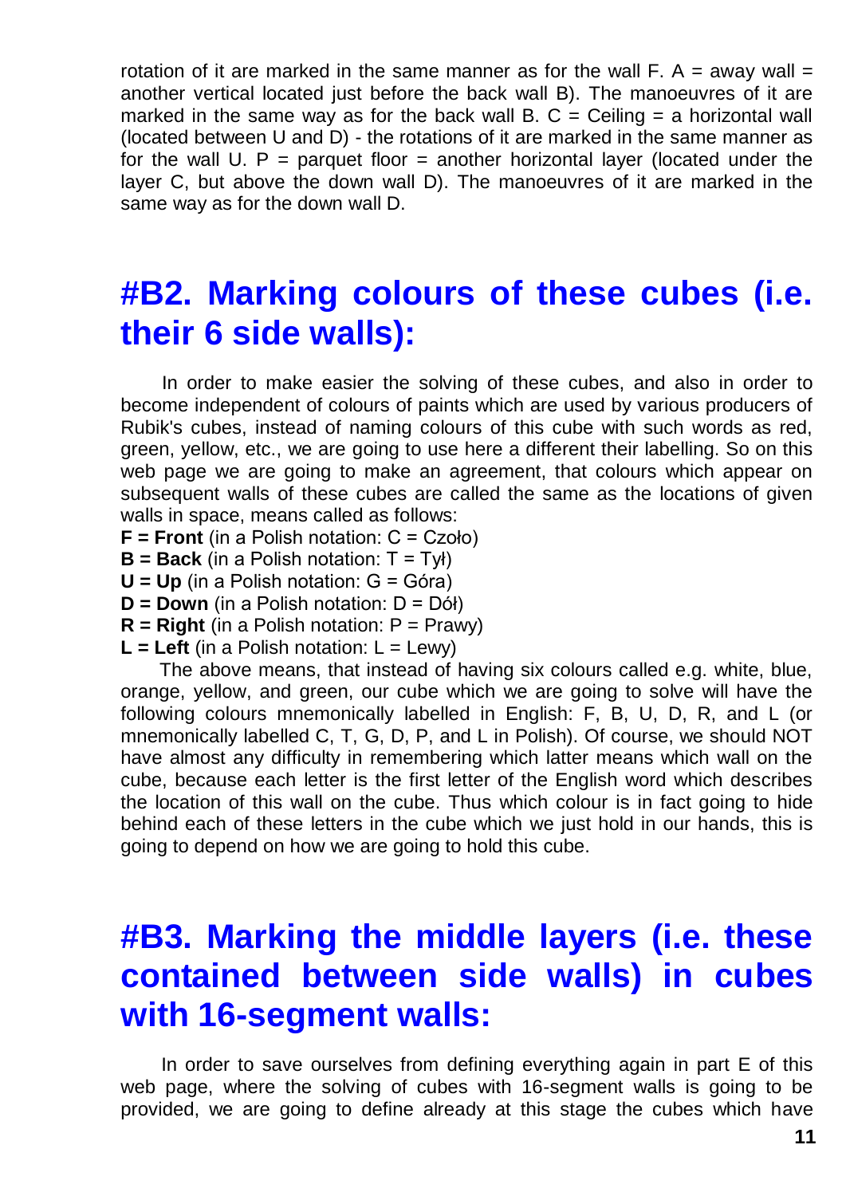rotation of it are marked in the same manner as for the wall F. A = away wall = another vertical located just before the back wall B). The manoeuvres of it are marked in the same way as for the back wall B. C = Ceiling = a horizontal wall (located between U and D) - the rotations of it are marked in the same manner as for the wall U. P = parquet floor = another horizontal layer (located under the layer C, but above the down wall D). The manoeuvres of it are marked in the same way as for the down wall D.

## #B2. Marking colours of these cubes (i.e. their 6 side walls):

In order to make easier the solving of these cubes, and also in order to become independent of colours of paints which are used by various producers of Rubik's cubes, instead of naming colours of this cube with such words as red, green, yellow, etc., we are going to use here a different their labelling. So on this web page we are going to make an agreement, that colours which appear on subsequent walls of these cubes are called the same as the locations of given walls in space, means called as follows:

**F = Front** (in a Polish notation: C = Czoło)
**B = Back** (in a Polish notation: T = Tył)
**U = Up** (in a Polish notation: G = Góra)
**D = Down** (in a Polish notation: D = Dół)
**R = Right** (in a Polish notation: P = Prawy)
**L = Left** (in a Polish notation: L = Lewy)

The above means, that instead of having six colours called e.g. white, blue, orange, yellow, and green, our cube which we are going to solve will have the following colours mnemonically labelled in English: F, B, U, D, R, and L (or mnemonically labelled C, T, G, D, P, and L in Polish). Of course, we should NOT have almost any difficulty in remembering which latter means which wall on the cube, because each letter is the first letter of the English word which describes the location of this wall on the cube. Thus which colour is in fact going to hide behind each of these letters in the cube which we just hold in our hands, this is going to depend on how we are going to hold this cube.

## #B3. Marking the middle layers (i.e. these contained between side walls) in cubes with 16-segment walls:

In order to save ourselves from defining everything again in part E of this web page, where the solving of cubes with 16-segment walls is going to be provided, we are going to define already at this stage the cubes which have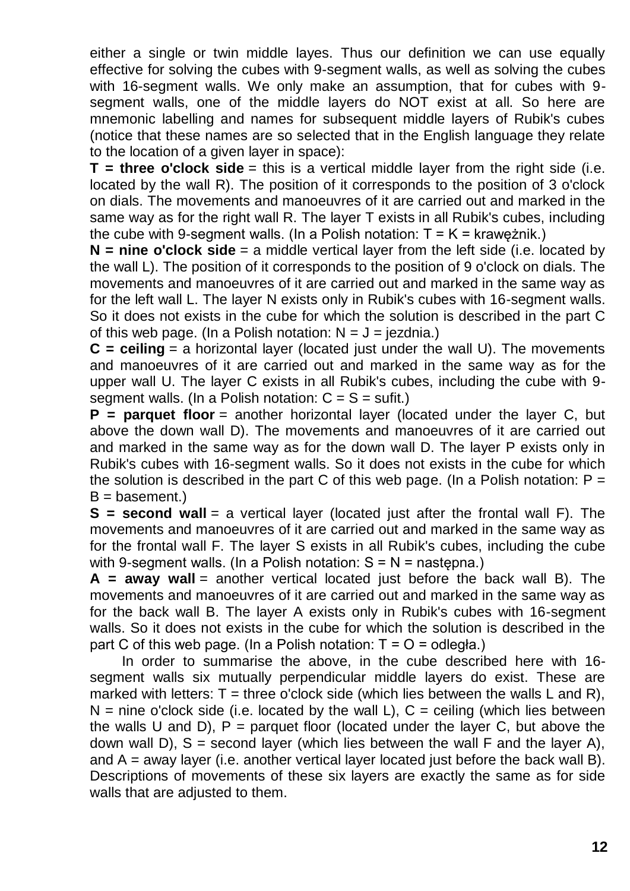either a single or twin middle layes. Thus our definition we can use equally effective for solving the cubes with 9-segment walls, as well as solving the cubes with 16-segment walls. We only make an assumption, that for cubes with 9-segment walls, one of the middle layers do NOT exist at all. So here are mnemonic labelling and names for subsequent middle layers of Rubik's cubes (notice that these names are so selected that in the English language they relate to the location of a given layer in space):

**T = three o'clock side** = this is a vertical middle layer from the right side (i.e. located by the wall R). The position of it corresponds to the position of 3 o'clock on dials. The movements and manoeuvres of it are carried out and marked in the same way as for the right wall R. The layer T exists in all Rubik's cubes, including the cube with 9-segment walls. (In a Polish notation: T = K = krawężnik.)

**N = nine o'clock side** = a middle vertical layer from the left side (i.e. located by the wall L). The position of it corresponds to the position of 9 o'clock on dials. The movements and manoeuvres of it are carried out and marked in the same way as for the left wall L. The layer N exists only in Rubik's cubes with 16-segment walls. So it does not exists in the cube for which the solution is described in the part C of this web page. (In a Polish notation: N = J = jezdnia.)

**C = ceiling** = a horizontal layer (located just under the wall U). The movements and manoeuvres of it are carried out and marked in the same way as for the upper wall U. The layer C exists in all Rubik's cubes, including the cube with 9-segment walls. (In a Polish notation: C = S = sufit.)

**P = parquet floor** = another horizontal layer (located under the layer C, but above the down wall D). The movements and manoeuvres of it are carried out and marked in the same way as for the down wall D. The layer P exists only in Rubik's cubes with 16-segment walls. So it does not exists in the cube for which the solution is described in the part C of this web page. (In a Polish notation: P = B = basement.)

**S = second wall** = a vertical layer (located just after the frontal wall F). The movements and manoeuvres of it are carried out and marked in the same way as for the frontal wall F. The layer S exists in all Rubik's cubes, including the cube with 9-segment walls. (In a Polish notation: S = N = następna.)

**A = away wall** = another vertical located just before the back wall B). The movements and manoeuvres of it are carried out and marked in the same way as for the back wall B. The layer A exists only in Rubik's cubes with 16-segment walls. So it does not exists in the cube for which the solution is described in the part C of this web page. (In a Polish notation: T = O = odległa.)

In order to summarise the above, in the cube described here with 16-segment walls six mutually perpendicular middle layers do exist. These are marked with letters: T = three o'clock side (which lies between the walls L and R), N = nine o'clock side (i.e. located by the wall L), C = ceiling (which lies between the walls U and D), P = parquet floor (located under the layer C, but above the down wall D), S = second layer (which lies between the wall F and the layer A), and A = away layer (i.e. another vertical layer located just before the back wall B). Descriptions of movements of these six layers are exactly the same as for side walls that are adjusted to them.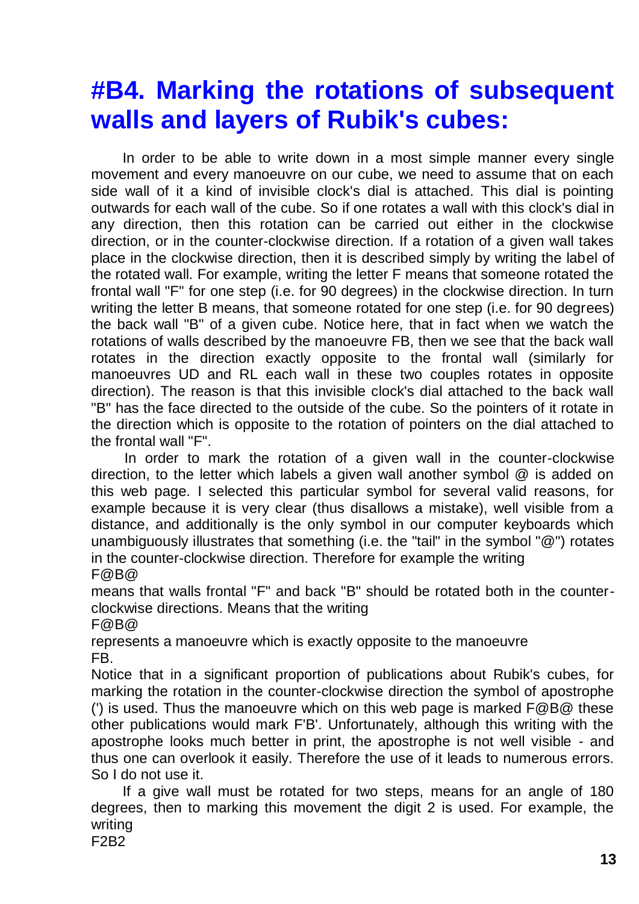# #B4. Marking the rotations of subsequent walls and layers of Rubik's cubes:

In order to be able to write down in a most simple manner every single movement and every manoeuvre on our cube, we need to assume that on each side wall of it a kind of invisible clock's dial is attached. This dial is pointing outwards for each wall of the cube. So if one rotates a wall with this clock's dial in any direction, then this rotation can be carried out either in the clockwise direction, or in the counter-clockwise direction. If a rotation of a given wall takes place in the clockwise direction, then it is described simply by writing the label of the rotated wall. For example, writing the letter F means that someone rotated the frontal wall "F" for one step (i.e. for 90 degrees) in the clockwise direction. In turn writing the letter B means, that someone rotated for one step (i.e. for 90 degrees) the back wall "B" of a given cube. Notice here, that in fact when we watch the rotations of walls described by the manoeuvre FB, then we see that the back wall rotates in the direction exactly opposite to the frontal wall (similarly for manoeuvres UD and RL each wall in these two couples rotates in opposite direction). The reason is that this invisible clock's dial attached to the back wall "B" has the face directed to the outside of the cube. So the pointers of it rotate in the direction which is opposite to the rotation of pointers on the dial attached to the frontal wall "F".

In order to mark the rotation of a given wall in the counter-clockwise direction, to the letter which labels a given wall another symbol @ is added on this web page. I selected this particular symbol for several valid reasons, for example because it is very clear (thus disallows a mistake), well visible from a distance, and additionally is the only symbol in our computer keyboards which unambiguously illustrates that something (i.e. the "tail" in the symbol "@") rotates in the counter-clockwise direction. Therefore for example the writing

F@B@

means that walls frontal "F" and back "B" should be rotated both in the counter-clockwise directions. Means that the writing

F@B@

represents a manoeuvre which is exactly opposite to the manoeuvre

FB.

Notice that in a significant proportion of publications about Rubik's cubes, for marking the rotation in the counter-clockwise direction the symbol of apostrophe (') is used. Thus the manoeuvre which on this web page is marked F@B@ these other publications would mark F'B'. Unfortunately, although this writing with the apostrophe looks much better in print, the apostrophe is not well visible - and thus one can overlook it easily. Therefore the use of it leads to numerous errors. So I do not use it.

If a give wall must be rotated for two steps, means for an angle of 180 degrees, then to marking this movement the digit 2 is used. For example, the writing

F2B2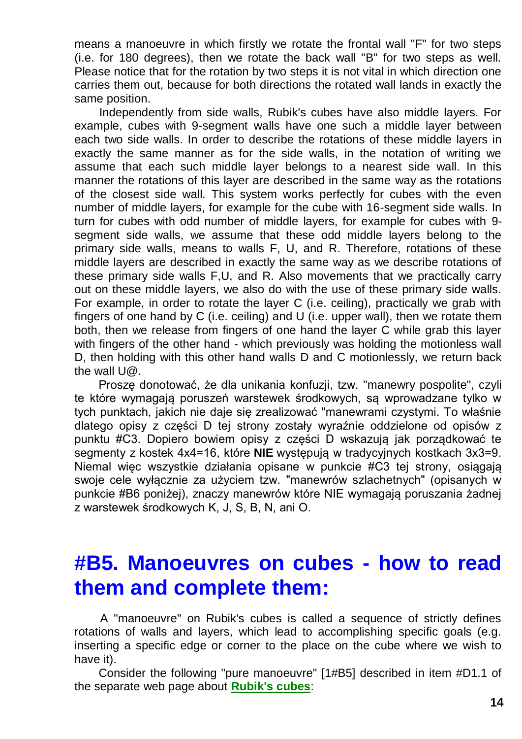means a manoeuvre in which firstly we rotate the frontal wall "F" for two steps (i.e. for 180 degrees), then we rotate the back wall "B" for two steps as well. Please notice that for the rotation by two steps it is not vital in which direction one carries them out, because for both directions the rotated wall lands in exactly the same position.

Independently from side walls, Rubik's cubes have also middle layers. For example, cubes with 9-segment walls have one such a middle layer between each two side walls. In order to describe the rotations of these middle layers in exactly the same manner as for the side walls, in the notation of writing we assume that each such middle layer belongs to a nearest side wall. In this manner the rotations of this layer are described in the same way as the rotations of the closest side wall. This system works perfectly for cubes with the even number of middle layers, for example for the cube with 16-segment side walls. In turn for cubes with odd number of middle layers, for example for cubes with 9-segment side walls, we assume that these odd middle layers belong to the primary side walls, means to walls F, U, and R. Therefore, rotations of these middle layers are described in exactly the same way as we describe rotations of these primary side walls F,U, and R. Also movements that we practically carry out on these middle layers, we also do with the use of these primary side walls. For example, in order to rotate the layer C (i.e. ceiling), practically we grab with fingers of one hand by C (i.e. ceiling) and U (i.e. upper wall), then we rotate them both, then we release from fingers of one hand the layer C while grab this layer with fingers of the other hand - which previously was holding the motionless wall D, then holding with this other hand walls D and C motionlessly, we return back the wall U@.

Proszę donotować, że dla unikania konfuzji, tzw. "manewry pospolite", czyli te które wymagają poruszeń warstewek środkowych, są wprowadzane tylko w tych punktach, jakich nie daje się zrealizować "manewrami czystymi. To właśnie dlatego opisy z części D tej strony zostały wyraźnie oddzielone od opisów z punktu #C3. Dopiero bowiem opisy z części D wskazują jak porządkować te segmenty z kostek 4x4=16, które **NIE** występują w tradycyjnych kostkach 3x3=9. Niemal więc wszystkie działania opisane w punkcie #C3 tej strony, osiągają swoje cele wyłącznie za użyciem tzw. "manewrów szlachetnych" (opisanych w punkcie #B6 poniżej), znaczy manewrów które NIE wymagają poruszania żadnej z warstewek środkowych K, J, S, B, N, ani O.

# #B5. Manoeuvres on cubes - how to read them and complete them:

A "manoeuvre" on Rubik's cubes is called a sequence of strictly defines rotations of walls and layers, which lead to accomplishing specific goals (e.g. inserting a specific edge or corner to the place on the cube where we wish to have it).

Consider the following "pure manoeuvre" [1#B5] described in item #D1.1 of the separate web page about **Rubik's cubes**: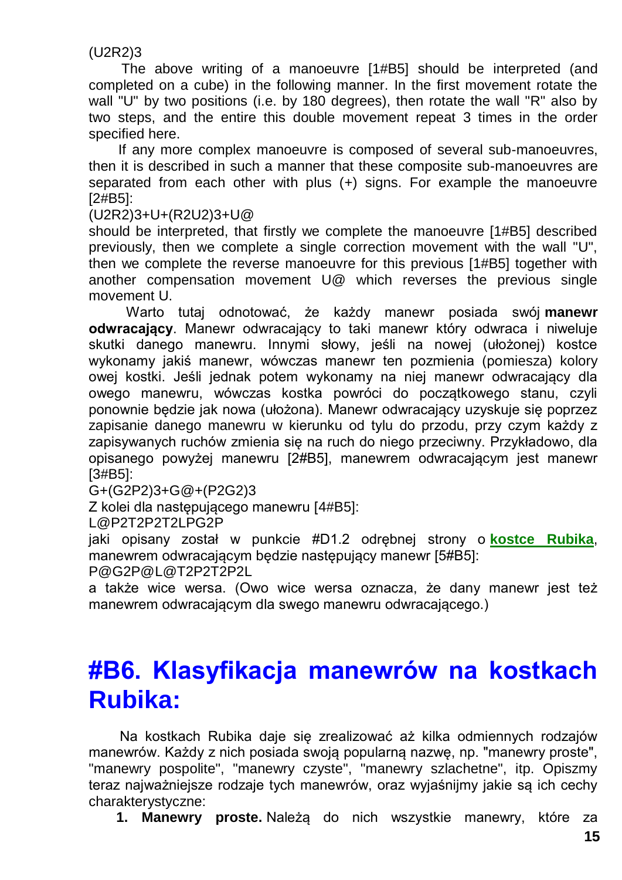(U2R2)3

The above writing of a manoeuvre [1#B5] should be interpreted (and completed on a cube) in the following manner. In the first movement rotate the wall "U" by two positions (i.e. by 180 degrees), then rotate the wall "R" also by two steps, and the entire this double movement repeat 3 times in the order specified here.

If any more complex manoeuvre is composed of several sub-manoeuvres, then it is described in such a manner that these composite sub-manoeuvres are separated from each other with plus (+) signs. For example the manoeuvre [2#B5]:

(U2R2)3+U+(R2U2)3+U@

should be interpreted, that firstly we complete the manoeuvre [1#B5] described previously, then we complete a single correction movement with the wall "U", then we complete the reverse manoeuvre for this previous [1#B5] together with another compensation movement U@ which reverses the previous single movement U.

Warto tutaj odnotować, że każdy manewr posiada swój **manewr odwracający**. Manewr odwracający to taki manewr który odwraca i niweluje skutki danego manewru. Innymi słowy, jeśli na nowej (ułożonej) kostce wykonamy jakiś manewr, wówczas manewr ten pozmienia (pomiesza) kolory owej kostki. Jeśli jednak potem wykonamy na niej manewr odwracający dla owego manewru, wówczas kostka powróci do początkowego stanu, czyli ponownie będzie jak nowa (ułożona). Manewr odwracający uzyskuje się poprzez zapisanie danego manewru w kierunku od tylu do przodu, przy czym każdy z zapisywanych ruchów zmienia się na ruch do niego przeciwny. Przykładowo, dla opisanego powyżej manewru [2#B5], manewrem odwracającym jest manewr [3#B5]:

G+(G2P2)3+G@+(P2G2)3

Z kolei dla następującego manewru [4#B5]:

L@P2T2P2T2LPG2P

jaki opisany został w punkcie #D1.2 odrębnej strony o **kostce Rubika**, manewrem odwracającym będzie następujący manewr [5#B5]:

P@G2P@L@T2P2T2P2L

a także wice wersa. (Owo wice wersa oznacza, że dany manewr jest też manewrem odwracającym dla swego manewru odwracającego.)

# #B6. Klasyfikacja manewrów na kostkach Rubika:

Na kostkach Rubika daje się zrealizować aż kilka odmiennych rodzajów manewrów. Każdy z nich posiada swoją popularną nazwę, np. "manewry proste", "manewry pospolite", "manewry czyste", "manewry szlachetne", itp. Opiszmy teraz najważniejsze rodzaje tych manewrów, oraz wyjaśnijmy jakie są ich cechy charakterystyczne:

1. **Manewry proste.** Należą do nich wszystkie manewry, które za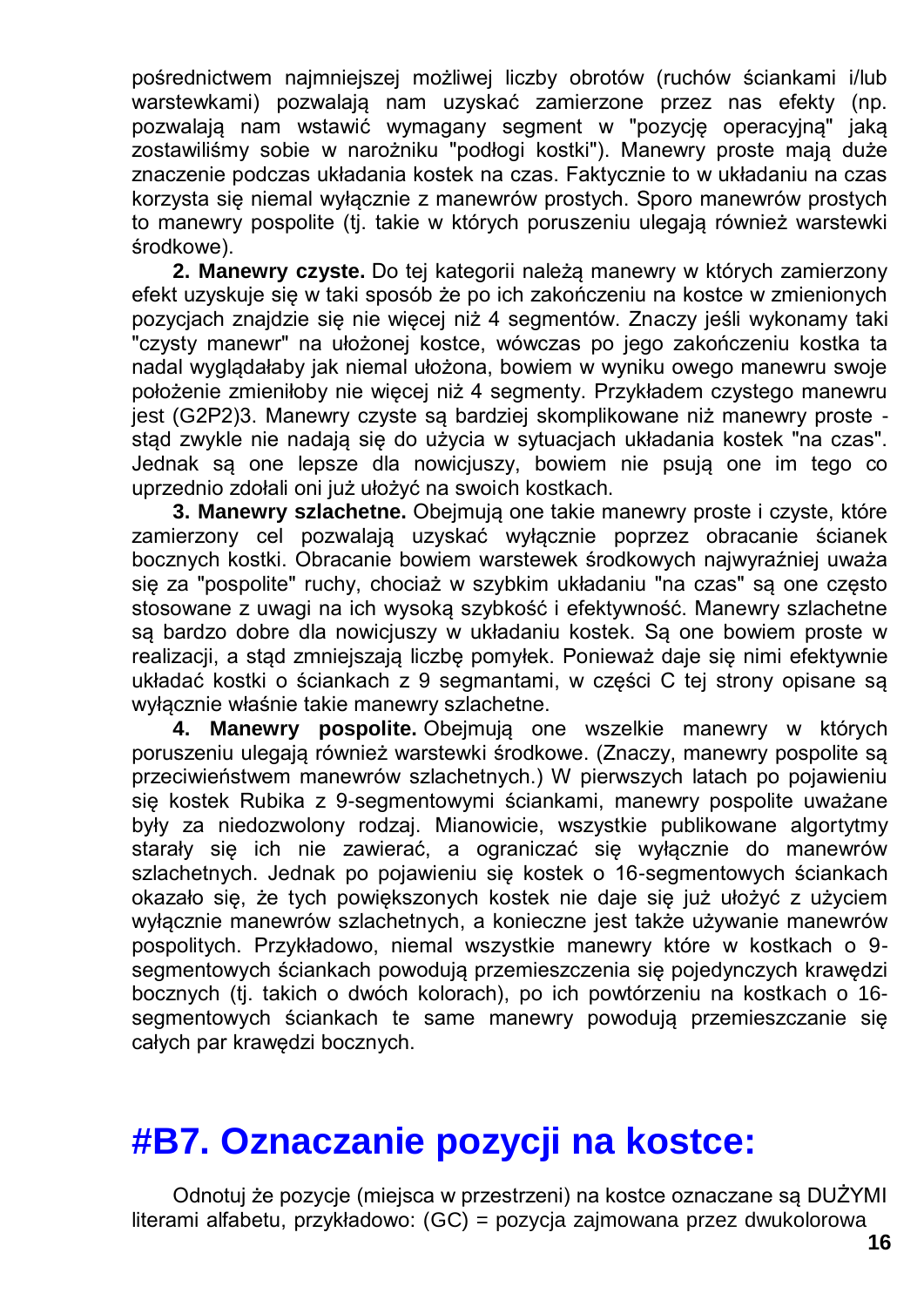pośrednictwem najmniejszej możliwej liczby obrotów (ruchów ściankami i/lub warstewkami) pozwalają nam uzyskać zamierzone przez nas efekty (np. pozwalają nam wstawić wymagany segment w "pozycję operacyjną" jaką zostawiliśmy sobie w narożniku "podłogi kostki"). Manewry proste mają duże znaczenie podczas układania kostek na czas. Faktycznie to w układaniu na czas korzysta się niemal wyłącznie z manewrów prostych. Sporo manewrów prostych to manewry pospolite (tj. takie w których poruszeniu ulegają również warstewki środkowe).

**2. Manewry czyste.** Do tej kategorii należą manewry w których zamierzony efekt uzyskuje się w taki sposób że po ich zakończeniu na kostce w zmienionych pozycjach znajdzie się nie więcej niż 4 segmentów. Znaczy jeśli wykonamy taki "czysty manewr" na ułożonej kostce, wówczas po jego zakończeniu kostka ta nadal wyglądałaby jak niemal ułożona, bowiem w wyniku owego manewru swoje położenie zmieniłoby nie więcej niż 4 segmenty. Przykładem czystego manewru jest (G2P2)3. Manewry czyste są bardziej skomplikowane niż manewry proste - stąd zwykle nie nadają się do użycia w sytuacjach układania kostek "na czas". Jednak są one lepsze dla nowicjuszy, bowiem nie psują one im tego co uprzednio zdołali oni już ułożyć na swoich kostkach.

**3. Manewry szlachetne.** Obejmują one takie manewry proste i czyste, które zamierzony cel pozwalają uzyskać wyłącznie poprzez obracanie ścianek bocznych kostki. Obracanie bowiem warstewek środkowych najwyraźniej uważa się za "pospolite" ruchy, chociaż w szybkim układaniu "na czas" są one często stosowane z uwagi na ich wysoką szybkość i efektywność. Manewry szlachetne są bardzo dobre dla nowicjuszy w układaniu kostek. Są one bowiem proste w realizacji, a stąd zmniejszają liczbę pomyłek. Ponieważ daje się nimi efektywnie układać kostki o ściankach z 9 segmantami, w części C tej strony opisane są wyłącznie właśnie takie manewry szlachetne.

**4. Manewry pospolite.** Obejmują one wszelkie manewry w których poruszeniu ulegają również warstewki środkowe. (Znaczy, manewry pospolite są przeciwieństwem manewrów szlachetnych.) W pierwszych latach po pojawieniu się kostek Rubika z 9-segmentowymi ściankami, manewry pospolite uważane były za niedozwolony rodzaj. Mianowicie, wszystkie publikowane algortytmy starały się ich nie zawierać, a ograniczać się wyłącznie do manewrów szlachetnych. Jednak po pojawieniu się kostek o 16-segmentowych ściankach okazało się, że tych powiększonych kostek nie daje się już ułożyć z użyciem wyłącznie manewrów szlachetnych, a konieczne jest także używanie manewrów pospolitych. Przykładowo, niemal wszystkie manewry które w kostkach o 9-segmentowych ściankach powodują przemieszczenia się pojedynczych krawędzi bocznych (tj. takich o dwóch kolorach), po ich powtórzeniu na kostkach o 16-segmentowych ściankach te same manewry powodują przemieszczanie się całych par krawędzi bocznych.

# #B7. Oznaczanie pozycji na kostce:

Odnotuj że pozycje (miejsca w przestrzeni) na kostce oznaczane są DUŻYMI literami alfabetu, przykładowo: (GC) = pozycja zajmowana przez dwukolorowa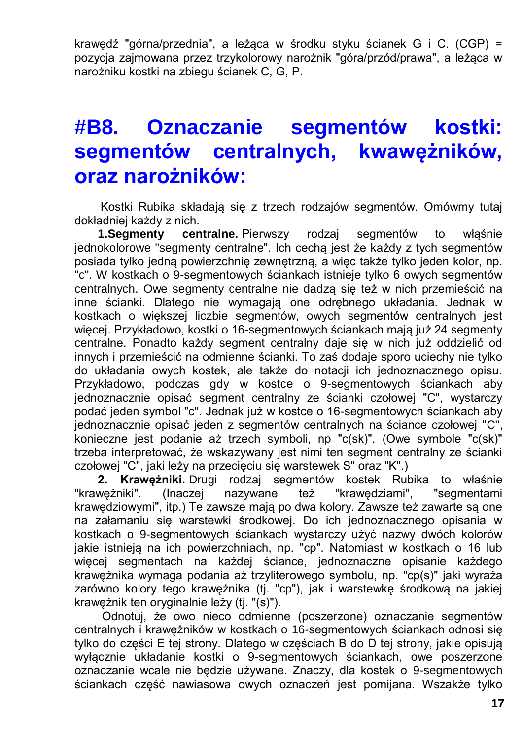krawędź "górna/przednia", a leżąca w środku styku ścianek G i C. (CGP) = pozycja zajmowana przez trzykolorowy narożnik "góra/przód/prawa", a leżąca w narożniku kostki na zbiegu ścianek C, G, P.

# #B8. Oznaczanie segmentów kostki: segmentów centralnych, kwawężników, oraz narożników:

Kostki Rubika składają się z trzech rodzajów segmentów. Omówmy tutaj dokładniej każdy z nich.

**1.Segmenty centralne.** Pierwszy rodzaj segmentów to właśnie jednokolorowe "segmenty centralne". Ich cechą jest że każdy z tych segmentów posiada tylko jedną powierzchnię zewnętrzną, a więc także tylko jeden kolor, np. "c". W kostkach o 9-segmentowych ściankach istnieje tylko 6 owych segmentów centralnych. Owe segmenty centralne nie dadzą się też w nich przemieścić na inne ścianki. Dlatego nie wymagają one odrębnego układania. Jednak w kostkach o większej liczbie segmentów, owych segmentów centralnych jest więcej. Przykładowo, kostki o 16-segmentowych ściankach mają już 24 segmenty centralne. Ponadto każdy segment centralny daje się w nich już oddzielić od innych i przemieścić na odmienne ścianki. To zaś dodaje sporo uciechy nie tylko do układania owych kostek, ale także do notacji ich jednoznacznego opisu. Przykładowo, podczas gdy w kostce o 9-segmentowych ściankach aby jednoznacznie opisać segment centralny ze ścianki czołowej "C", wystarczy podać jeden symbol "c". Jednak już w kostce o 16-segmentowych ściankach aby jednoznacznie opisać jeden z segmentów centralnych na ściance czołowej "C", konieczne jest podanie aż trzech symboli, np "c(sk)". (Owe symbole "c(sk)" trzeba interpretować, że wskazywany jest nimi ten segment centralny ze ścianki czołowej "C", jaki leży na przecięciu się warstewek S" oraz "K".)

**2. Krawężniki.** Drugi rodzaj segmentów kostek Rubika to właśnie "krawężniki". (Inaczej nazywane też "krawędziami", "segmentami krawędziowymi", itp.) Te zawsze mają po dwa kolory. Zawsze też zawarte są one na załamaniu się warstewki środkowej. Do ich jednoznacznego opisania w kostkach o 9-segmentowych ściankach wystarczy użyć nazwy dwóch kolorów jakie istnieją na ich powierzchniach, np. "cp". Natomiast w kostkach o 16 lub więcej segmentach na każdej ściance, jednoznaczne opisanie każdego krawężnika wymaga podania aż trzyliterowego symbolu, np. "cp(s)" jaki wyraża zarówno kolory tego krawężnika (tj. "cp"), jak i warstewkę środkową na jakiej krawężnik ten oryginalnie leży (tj. "(s)").

Odnotuj, że owo nieco odmienne (poszerzone) oznaczanie segmentów centralnych i krawężników w kostkach o 16-segmentowych ściankach odnosi się tylko do części E tej strony. Dlatego w częściach B do D tej strony, jakie opisują wyłącznie układanie kostki o 9-segmentowych ściankach, owe poszerzone oznaczanie wcale nie będzie używane. Znaczy, dla kostek o 9-segmentowych ściankach część nawiasowa owych oznaczeń jest pomijana. Wszakże tylko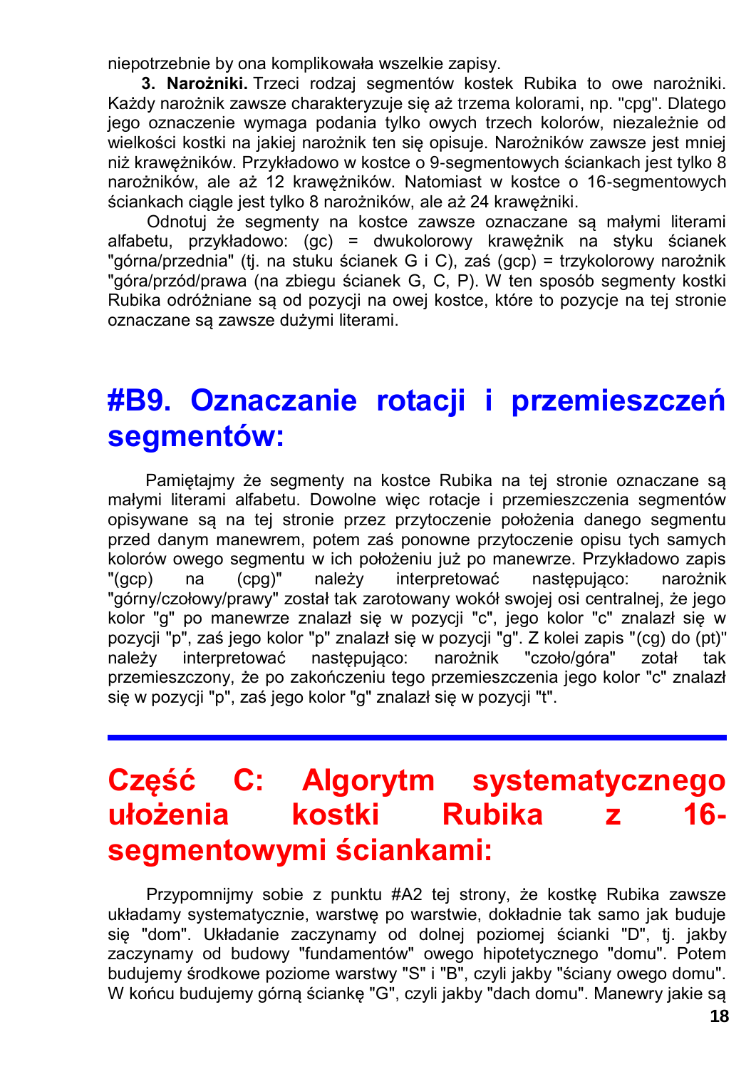niepotrzebnie by ona komplikowała wszelkie zapisy.

**3. Narożniki.** Trzeci rodzaj segmentów kostek Rubika to owe narożniki. Każdy narożnik zawsze charakteryzuje się aż trzema kolorami, np. "cpg". Dlatego jego oznaczenie wymaga podania tylko owych trzech kolorów, niezależnie od wielkości kostki na jakiej narożnik ten się opisuje. Narożników zawsze jest mniej niż krawężników. Przykładowo w kostce o 9-segmentowych ściankach jest tylko 8 narożników, ale aż 12 krawężników. Natomiast w kostce o 16-segmentowych ściankach ciągle jest tylko 8 narożników, ale aż 24 krawężniki.

Odnotuj że segmenty na kostce zawsze oznaczane są małymi literami alfabetu, przykładowo: (gc) = dwukolorowy krawężnik na styku ścianek "górna/przednia" (tj. na stuku ścianek G i C), zaś (gcp) = trzykolorowy narożnik "góra/przód/prawa (na zbiegu ścianek G, C, P). W ten sposób segmenty kostki Rubika odróżniane są od pozycji na owej kostce, które to pozycje na tej stronie oznaczane są zawsze dużymi literami.

# #B9. Oznaczanie rotacji i przemieszczeń segmentów:

Pamiętajmy że segmenty na kostce Rubika na tej stronie oznaczane są małymi literami alfabetu. Dowolne więc rotacje i przemieszczenia segmentów opisywane są na tej stronie przez przytoczenie położenia danego segmentu przed danym manewrem, potem zaś ponowne przytoczenie opisu tych samych kolorów owego segmentu w ich położeniu już po manewrze. Przykładowo zapis "(gcp) na (cpg)" należy interpretować następująco: narożnik "górny/czołowy/prawy" został tak zarotowany wokół swojej osi centralnej, że jego kolor "g" po manewrze znalazł się w pozycji "c", jego kolor "c" znalazł się w pozycji "p", zaś jego kolor "p" znalazł się w pozycji "g". Z kolei zapis "(cg) do (pt)" należy interpretować następująco: narożnik "czoło/góra" zotał tak przemieszczony, że po zakończeniu tego przemieszczenia jego kolor "c" znalazł się w pozycji "p", zaś jego kolor "g" znalazł się w pozycji "t".

---

# Część C: Algorytm systematycznego ułożenia kostki Rubika z 16-segmentowymi ściankami:

Przypomnijmy sobie z punktu #A2 tej strony, że kostkę Rubika zawsze układamy systematycznie, warstwę po warstwie, dokładnie tak samo jak buduje się "dom". Układanie zaczynamy od dolnej poziomej ścianki "D", tj. jakby zaczynamy od budowy "fundamentów" owego hipotetycznego "domu". Potem budujemy środkowe poziome warstwy "S" i "B", czyli jakby "ściany owego domu". W końcu budujemy górną ściankę "G", czyli jakby "dach domu". Manewry jakie są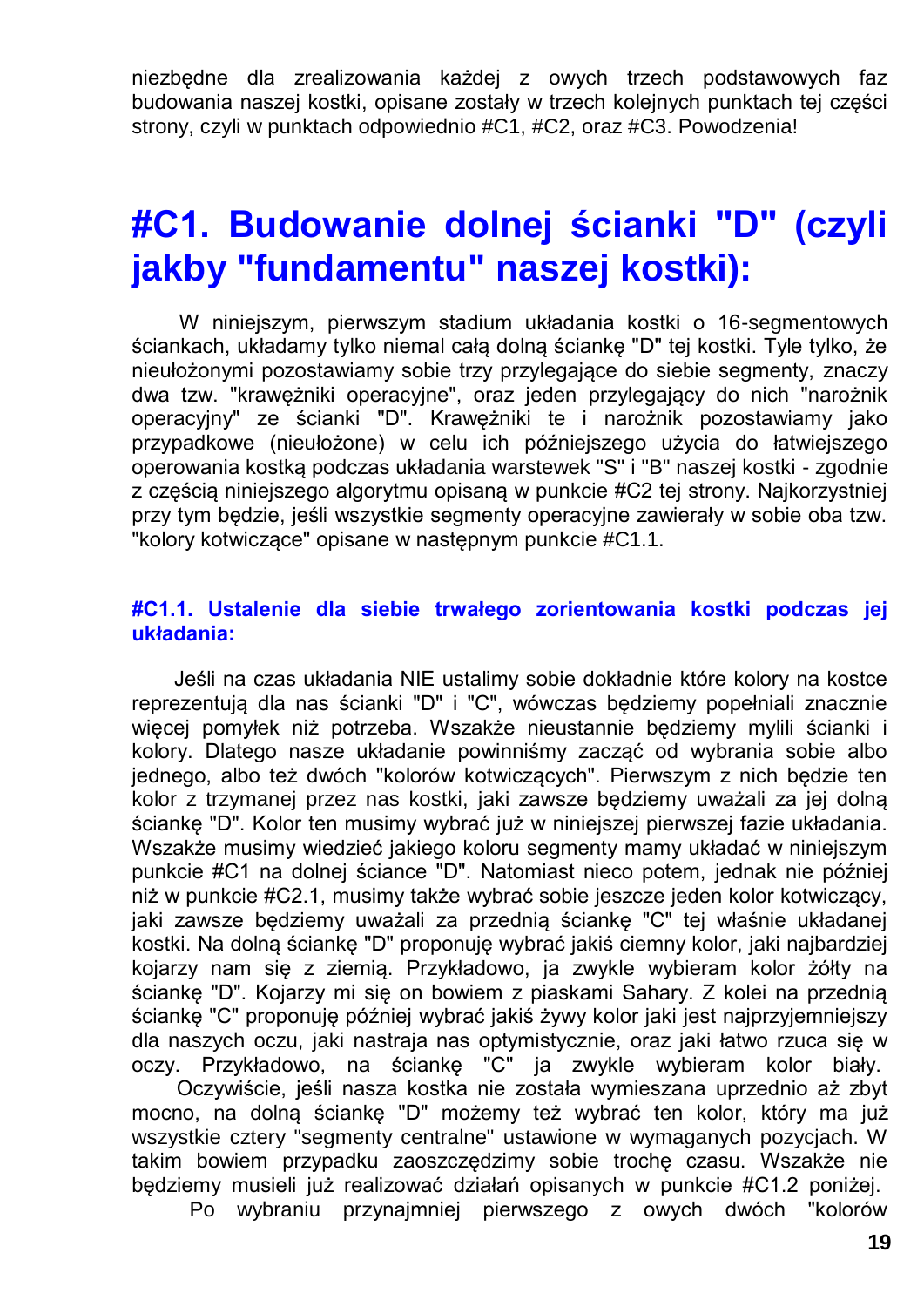niezbędne dla zrealizowania każdej z owych trzech podstawowych faz budowania naszej kostki, opisane zostały w trzech kolejnych punktach tej części strony, czyli w punktach odpowiednio #C1, #C2, oraz #C3. Powodzenia!

# #C1. Budowanie dolnej ścianki "D" (czyli jakby "fundamentu" naszej kostki):

W niniejszym, pierwszym stadium układania kostki o 16-segmentowych ściankach, układamy tylko niemal całą dolną ściankę "D" tej kostki. Tyle tylko, że nieułożonymi pozostawiamy sobie trzy przylegające do siebie segmenty, znaczy dwa tzw. "krawężniki operacyjne", oraz jeden przylegający do nich "narożnik operacyjny" ze ścianki "D". Krawężniki te i narożnik pozostawiamy jako przypadkowe (nieułożone) w celu ich późniejszego użycia do łatwiejszego operowania kostką podczas układania warstewek "S" i "B" naszej kostki - zgodnie z częścią niniejszego algorytmu opisaną w punkcie #C2 tej strony. Najkorzystniej przy tym będzie, jeśli wszystkie segmenty operacyjne zawierały w sobie oba tzw. "kolory kotwiczące" opisane w następnym punkcie #C1.1.

### #C1.1. Ustalenie dla siebie trwałego zorientowania kostki podczas jej układania:

Jeśli na czas układania NIE ustalimy sobie dokładnie które kolory na kostce reprezentują dla nas ścianki "D" i "C", wówczas będziemy popełniali znacznie więcej pomyłek niż potrzeba. Wszakże nieustannie będziemy mylili ścianki i kolory. Dlatego nasze układanie powinniśmy zacząć od wybrania sobie albo jednego, albo też dwóch "kolorów kotwiczących". Pierwszym z nich będzie ten kolor z trzymanej przez nas kostki, jaki zawsze będziemy uważali za jej dolną ściankę "D". Kolor ten musimy wybrać już w niniejszej pierwszej fazie układania. Wszakże musimy wiedzieć jakiego koloru segmenty mamy układać w niniejszym punkcie #C1 na dolnej ściance "D". Natomiast nieco potem, jednak nie później niż w punkcie #C2.1, musimy także wybrać sobie jeszcze jeden kolor kotwiczący, jaki zawsze będziemy uważali za przednią ściankę "C" tej właśnie układanej kostki. Na dolną ściankę "D" proponuję wybrać jakiś ciemny kolor, jaki najbardziej kojarzy nam się z ziemią. Przykładowo, ja zwykle wybieram kolor żółty na ściankę "D". Kojarzy mi się on bowiem z piaskami Sahary. Z kolei na przednią ściankę "C" proponuję później wybrać jakiś żywy kolor jaki jest najprzyjemniejszy dla naszych oczu, jaki nastraja nas optymistycznie, oraz jaki łatwo rzuca się w oczy. Przykładowo, na ściankę "C" ja zwykle wybieram kolor biały.

Oczywiście, jeśli nasza kostka nie została wymieszana uprzednio aż zbyt mocno, na dolną ściankę "D" możemy też wybrać ten kolor, który ma już wszystkie cztery "segmenty centralne" ustawione w wymaganych pozycjach. W takim bowiem przypadku zaoszczędzimy sobie trochę czasu. Wszakże nie będziemy musieli już realizować działań opisanych w punkcie #C1.2 poniżej.

Po wybraniu przynajmniej pierwszego z owych dwóch "kolorów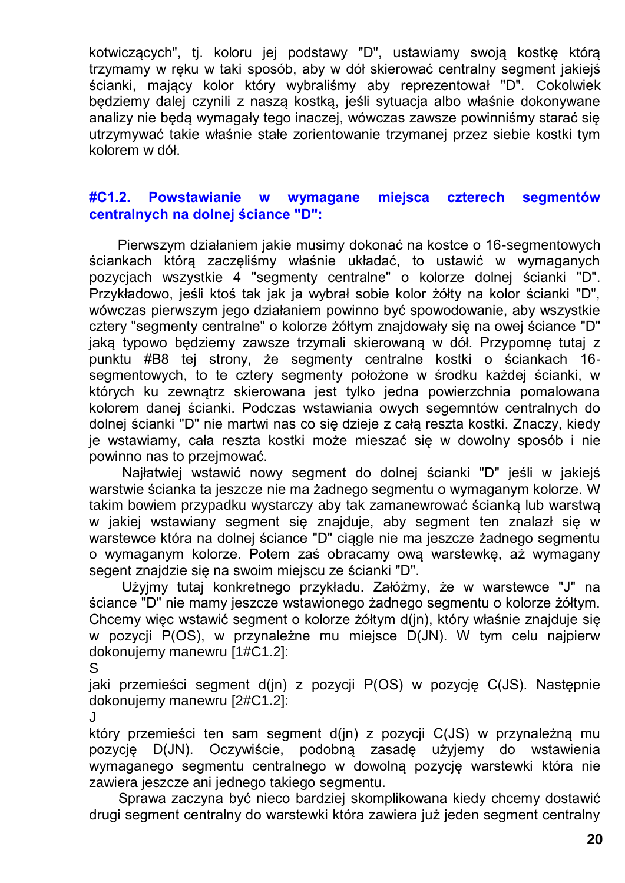kotwiczących", tj. koloru jej podstawy "D", ustawiamy swoją kostkę którą trzymamy w ręku w taki sposób, aby w dół skierować centralny segment jakiejś ścianki, mający kolor który wybraliśmy aby reprezentował "D". Cokolwiek będziemy dalej czynili z naszą kostką, jeśli sytuacja albo właśnie dokonywane analizy nie będą wymagały tego inaczej, wówczas zawsze powinniśmy starać się utrzymywać takie właśnie stałe zorientowanie trzymanej przez siebie kostki tym kolorem w dół.

### #C1.2. Powstawianie w wymagane miejsca czterech segmentów centralnych na dolnej ściance "D":

Pierwszym działaniem jakie musimy dokonać na kostce o 16-segmentowych ściankach którą zaczęliśmy właśnie układać, to ustawić w wymaganych pozycjach wszystkie 4 "segmenty centralne" o kolorze dolnej ścianki "D". Przykładowo, jeśli ktoś tak jak ja wybrał sobie kolor żółty na kolor ścianki "D", wówczas pierwszym jego działaniem powinno być spowodowanie, aby wszystkie cztery "segmenty centralne" o kolorze żółtym znajdowały się na owej ściance "D" jaką typowo będziemy zawsze trzymali skierowaną w dół. Przypomnę tutaj z punktu #B8 tej strony, że segmenty centralne kostki o ściankach 16-segmentowych, to te cztery segmenty położone w środku każdej ścianki, w których ku zewnątrz skierowana jest tylko jedna powierzchnia pomalowana kolorem danej ścianki. Podczas wstawiania owych segemntów centralnych do dolnej ścianki "D" nie martwi nas co się dzieje z całą reszta kostki. Znaczy, kiedy je wstawiamy, cała reszta kostki może mieszać się w dowolny sposób i nie powinno nas to przejmować.

Najłatwiej wstawić nowy segment do dolnej ścianki "D" jeśli w jakiejś warstwie ścianka ta jeszcze nie ma żadnego segmentu o wymaganym kolorze. W takim bowiem przypadku wystarczy aby tak zamanewrować ścianką lub warstwą w jakiej wstawiany segment się znajduje, aby segment ten znalazł się w warstewce która na dolnej ściance "D" ciągle nie ma jeszcze żadnego segmentu o wymaganym kolorze. Potem zaś obracamy ową warstewkę, aż wymagany segent znajdzie się na swoim miejscu ze ścianki "D".

Użyjmy tutaj konkretnego przykładu. Załóżmy, że w warstewce "J" na ściance "D" nie mamy jeszcze wstawionego żadnego segmentu o kolorze żółtym. Chcemy więc wstawić segment o kolorze żółtym d(jn), który właśnie znajduje się w pozycji P(OS), w przynależne mu miejsce D(JN). W tym celu najpierw dokonujemy manewru [1#C1.2]:

S

jaki przemieści segment d(jn) z pozycji P(OS) w pozycję C(JS). Następnie dokonujemy manewru [2#C1.2]:

J

który przemieści ten sam segment d(jn) z pozycji C(JS) w przynależną mu pozycję D(JN). Oczywiście, podobną zasadę użyjemy do wstawienia wymaganego segmentu centralnego w dowolną pozycję warstewki która nie zawiera jeszcze ani jednego takiego segmentu.

Sprawa zaczyna być nieco bardziej skomplikowana kiedy chcemy dostawić drugi segment centralny do warstewki która zawiera już jeden segment centralny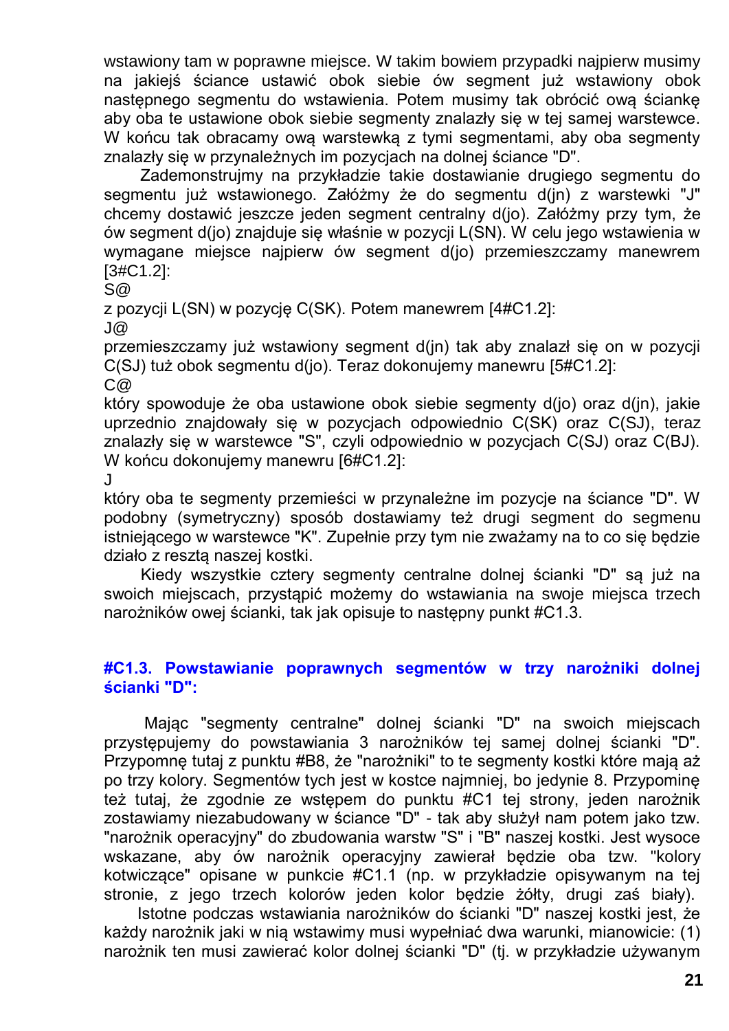wstawiony tam w poprawne miejsce. W takim bowiem przypadki najpierw musimy na jakiejś ściance ustawić obok siebie ów segment już wstawiony obok następnego segmentu do wstawienia. Potem musimy tak obrócić ową ściankę aby oba te ustawione obok siebie segmenty znalazły się w tej samej warstewce. W końcu tak obracamy ową warstewką z tymi segmentami, aby oba segmenty znalazły się w przynależnych im pozycjach na dolnej ściance "D".

Zademonstrujmy na przykładzie takie dostawianie drugiego segmentu do segmentu już wstawionego. Załóżmy że do segmentu d(jn) z warstewki "J" chcemy dostawić jeszcze jeden segment centralny d(jo). Załóżmy przy tym, że ów segment d(jo) znajduje się właśnie w pozycji L(SN). W celu jego wstawienia w wymagane miejsce najpierw ów segment d(jo) przemieszczamy manewrem [3#C1.2]:

S@

z pozycji L(SN) w pozycję C(SK). Potem manewrem [4#C1.2]:

J@

przemieszczamy już wstawiony segment d(jn) tak aby znalazł się on w pozycji C(SJ) tuż obok segmentu d(jo). Teraz dokonujemy manewru [5#C1.2]:

C@

który spowoduje że oba ustawione obok siebie segmenty d(jo) oraz d(jn), jakie uprzednio znajdowały się w pozycjach odpowiednio C(SK) oraz C(SJ), teraz znalazły się w warstewce "S", czyli odpowiednio w pozycjach C(SJ) oraz C(BJ). W końcu dokonujemy manewru [6#C1.2]:

J

który oba te segmenty przemieści w przynależne im pozycje na ściance "D". W podobny (symetryczny) sposób dostawiamy też drugi segment do segmenu istniejącego w warstewce "K". Zupełnie przy tym nie zważamy na to co się będzie działo z resztą naszej kostki.

Kiedy wszystkie cztery segmenty centralne dolnej ścianki "D" są już na swoich miejscach, przystąpić możemy do wstawiania na swoje miejsca trzech narożników owej ścianki, tak jak opisuje to następny punkt #C1.3.

### #C1.3. Powstawianie poprawnych segmentów w trzy narożniki dolnej ścianki "D":

Mając "segmenty centralne" dolnej ścianki "D" na swoich miejscach przystępujemy do powstawiania 3 narożników tej samej dolnej ścianki "D". Przypomnę tutaj z punktu #B8, że "narożniki" to te segmenty kostki które mają aż po trzy kolory. Segmentów tych jest w kostce najmniej, bo jedynie 8. Przypominę też tutaj, że zgodnie ze wstępem do punktu #C1 tej strony, jeden narożnik zostawiamy niezabudowany w ściance "D" - tak aby służył nam potem jako tzw. "narożnik operacyjny" do zbudowania warstw "S" i "B" naszej kostki. Jest wysoce wskazane, aby ów narożnik operacyjny zawierał będzie oba tzw. "kolory kotwiczące" opisane w punkcie #C1.1 (np. w przykładzie opisywanym na tej stronie, z jego trzech kolorów jeden kolor będzie żółty, drugi zaś biały).

Istotne podczas wstawiania narożników do ścianki "D" naszej kostki jest, że każdy narożnik jaki w nią wstawimy musi wypełniać dwa warunki, mianowicie: (1) narożnik ten musi zawierać kolor dolnej ścianki "D" (tj. w przykładzie używanym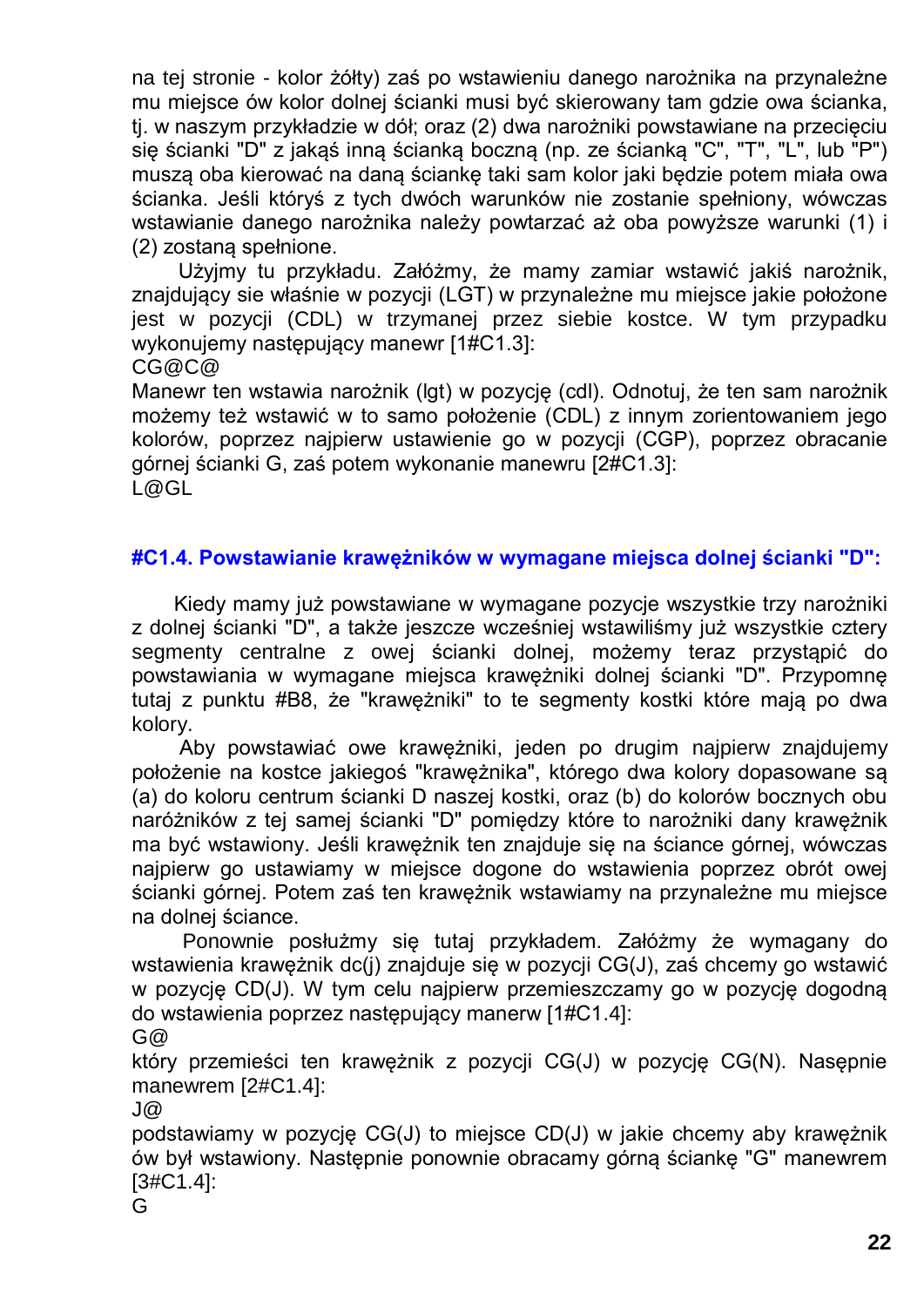na tej stronie - kolor żółty) zaś po wstawieniu danego narożnika na przynależne mu miejsce ów kolor dolnej ścianki musi być skierowany tam gdzie owa ścianka, tj. w naszym przykładzie w dół; oraz (2) dwa narożniki powstawiane na przecięciu się ścianki "D" z jakąś inną ścianką boczną (np. ze ścianką "C", "T", "L", lub "P") muszą oba kierować na daną ściankę taki sam kolor jaki będzie potem miała owa ścianka. Jeśli któryś z tych dwóch warunków nie zostanie spełniony, wówczas wstawianie danego narożnika należy powtarzać aż oba powyższe warunki (1) i (2) zostaną spełnione.

Użyjmy tu przykładu. Załóżmy, że mamy zamiar wstawić jakiś narożnik, znajdujący sie właśnie w pozycji (LGT) w przynależne mu miejsce jakie położone jest w pozycji (CDL) w trzymanej przez siebie kostce. W tym przypadku wykonujemy następujący manewr [1#C1.3]:
CG@C@
Manewr ten wstawia narożnik (lgt) w pozycję (cdl). Odnotuj, że ten sam narożnik możemy też wstawić w to samo położenie (CDL) z innym zorientowaniem jego kolorów, poprzez najpierw ustawienie go w pozycji (CGP), poprzez obracanie górnej ścianki G, zaś potem wykonanie manewru [2#C1.3]:
L@GL

#### #C1.4. Powstawianie krawężników w wymagane miejsca dolnej ścianki "D":

Kiedy mamy już powstawiane w wymagane pozycje wszystkie trzy narożniki z dolnej ścianki "D", a także jeszcze wcześniej wstawiliśmy już wszystkie cztery segmenty centralne z owej ścianki dolnej, możemy teraz przystąpić do powstawiania w wymagane miejsca krawężniki dolnej ścianki "D". Przypomnę tutaj z punktu #B8, że "krawężniki" to te segmenty kostki które mają po dwa kolory.

Aby powstawiać owe krawężniki, jeden po drugim najpierw znajdujemy położenie na kostce jakiegoś "krawężnika", którego dwa kolory dopasowane są (a) do koloru centrum ścianki D naszej kostki, oraz (b) do kolorów bocznych obu naróżników z tej samej ścianki "D" pomiędzy które to narożniki dany krawężnik ma być wstawiony. Jeśli krawężnik ten znajduje się na ściance górnej, wówczas najpierw go ustawiamy w miejsce dogone do wstawienia poprzez obrót owej ścianki górnej. Potem zaś ten krawężnik wstawiamy na przynależne mu miejsce na dolnej ściance.

Ponownie posłużmy się tutaj przykładem. Załóżmy że wymagany do wstawienia krawężnik dc(j) znajduje się w pozycji CG(J), zaś chcemy go wstawić w pozycję CD(J). W tym celu najpierw przemieszczamy go w pozycję dogodną do wstawienia poprzez następujący manerw [1#C1.4]:
G@
który przemieści ten krawężnik z pozycji CG(J) w pozycję CG(N). Nasępnie manewrem [2#C1.4]:
J@
podstawiamy w pozycję CG(J) to miejsce CD(J) w jakie chcemy aby krawężnik ów był wstawiony. Następnie ponownie obracamy górną ściankę "G" manewrem [3#C1.4]:
G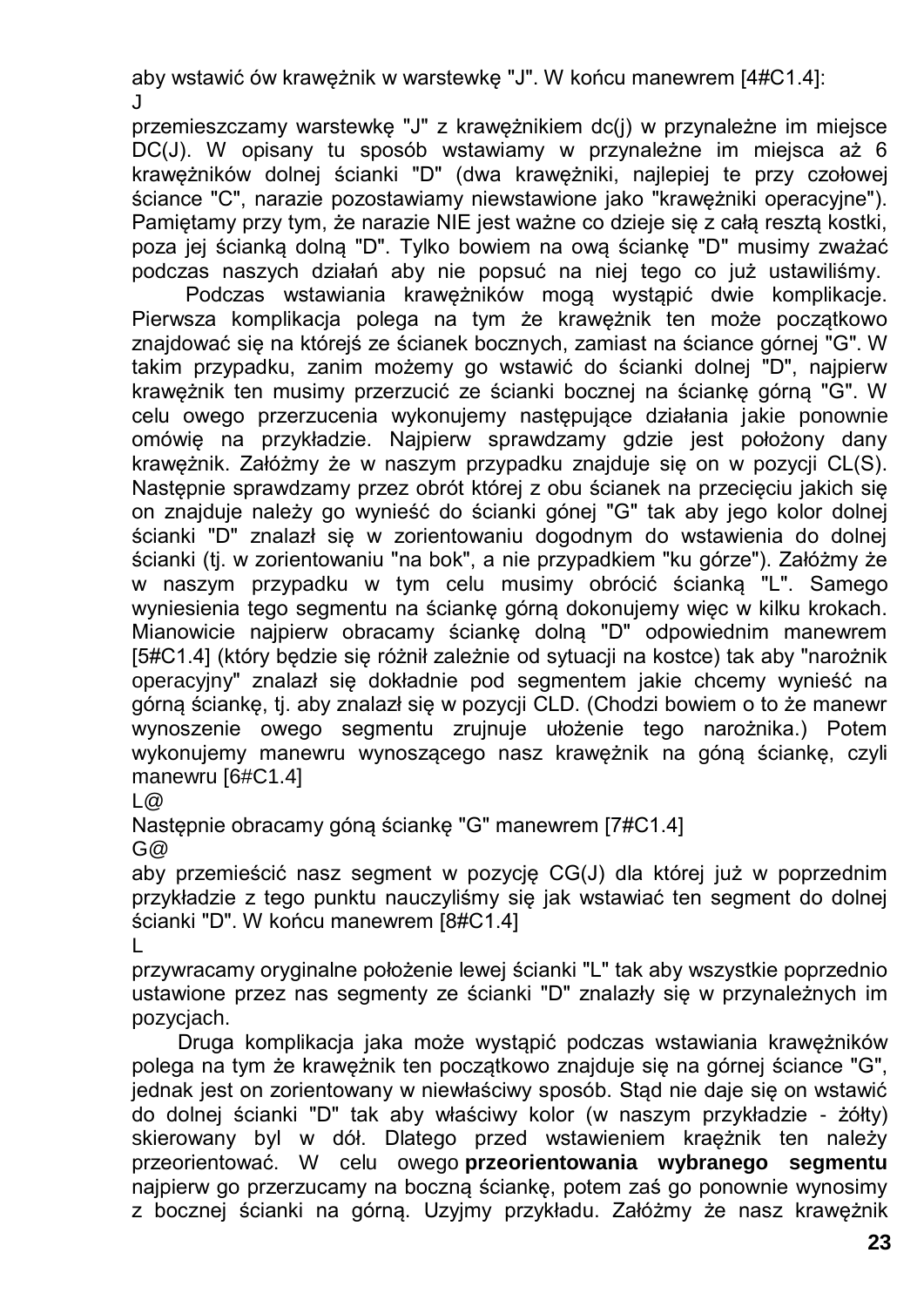aby wstawić ów krawężnik w warstewkę "J". W końcu manewrem [4#C1.4]:

J

przemieszczamy warstewkę "J" z krawężnikiem dc(j) w przynależne im miejsce DC(J). W opisany tu sposób wstawiamy w przynależne im miejsca aż 6 krawężników dolnej ścianki "D" (dwa krawężniki, najlepiej te przy czołowej ściance "C", narazie pozostawiamy niewstawione jako "krawężniki operacyjne"). Pamiętamy przy tym, że narazie NIE jest ważne co dzieje się z całą resztą kostki, poza jej ścianką dolną "D". Tylko bowiem na ową ściankę "D" musimy zważać podczas naszych działań aby nie popsuć na niej tego co już ustawiliśmy.

Podczas wstawiania krawężników mogą wystąpić dwie komplikacje. Pierwsza komplikacja polega na tym że krawężnik ten może początkowo znajdować się na którejś ze ścianek bocznych, zamiast na ściance górnej "G". W takim przypadku, zanim możemy go wstawić do ścianki dolnej "D", najpierw krawężnik ten musimy przerzucić ze ścianki bocznej na ściankę górną "G". W celu owego przerzucenia wykonujemy następujące działania jakie ponownie omówię na przykładzie. Najpierw sprawdzamy gdzie jest położony dany krawężnik. Założmy że w naszym przypadku znajduje się on w pozycji CL(S). Następnie sprawdzamy przez obrót której z obu ścianek na przecięciu jakich się on znajduje należy go wynieść do ścianki gónej "G" tak aby jego kolor dolnej ścianki "D" znalazł się w zorientowaniu dogodnym do wstawienia do dolnej ścianki (tj. w zorientowaniu "na bok", a nie przypadkiem "ku górze"). Założmy że w naszym przypadku w tym celu musimy obrócić ścianką "L". Samego wyniesienia tego segmentu na ściankę górną dokonujemy więc w kilku krokach. Mianowicie najpierw obracamy ściankę dolną "D" odpowiednim manewrem [5#C1.4] (który będzie się różnił zależnie od sytuacji na kostce) tak aby "narożnik operacyjny" znalazł się dokładnie pod segmentem jakie chcemy wynieść na górną ściankę, tj. aby znalazł się w pozycji CLD. (Chodzi bowiem o to że manewr wynoszenie owego segmentu zrujnuje ułożenie tego narożnika.) Potem wykonujemy manewru wynoszącego nasz krawężnik na góną ściankę, czyli manewru [6#C1.4]

L@

Następnie obracamy góną ściankę "G" manewrem [7#C1.4]

G@

aby przemieścić nasz segment w pozycję CG(J) dla której już w poprzednim przykładzie z tego punktu nauczyliśmy się jak wstawiać ten segment do dolnej ścianki "D". W końcu manewrem [8#C1.4]

L

przywracamy oryginalne położenie lewej ścianki "L" tak aby wszystkie poprzednio ustawione przez nas segmenty ze ścianki "D" znalazły się w przynależnych im pozycjach.

Druga komplikacja jaka może wystąpić podczas wstawiania krawężników polega na tym że krawężnik ten początkowo znajduje się na górnej ściance "G", jednak jest on zorientowany w niewłaściwy sposób. Stąd nie daje się on wstawić do dolnej ścianki "D" tak aby właściwy kolor (w naszym przykładzie - żółty) skierowany byl w dół. Dlatego przed wstawieniem kraężnik ten należy przeorientować. W celu owego **przeorientowania wybranego segmentu** najpierw go przerzucamy na boczną ściankę, potem zaś go ponownie wynosimy z bocznej ścianki na górną. Uzyjmy przykładu. Załóżmy że nasz krawężnik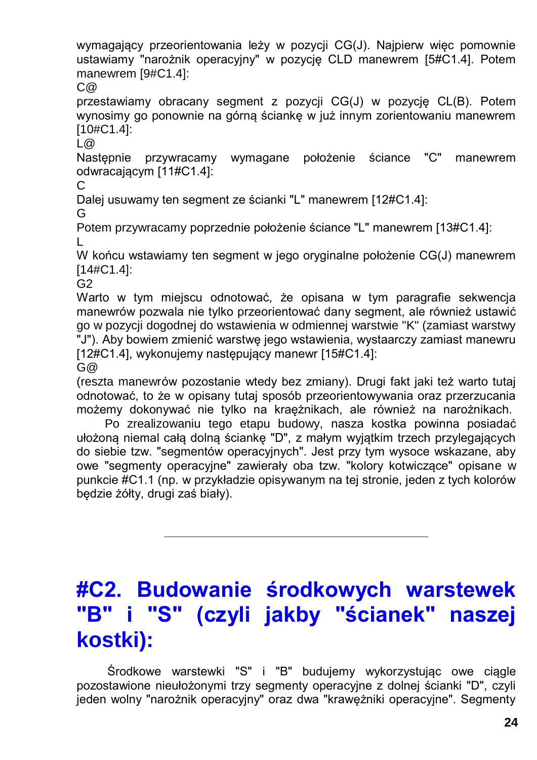wymagający przeorientowania leży w pozycji CG(J). Najpierw więc pomownie ustawiamy "narożnik operacyjny" w pozycję CLD manewrem [5#C1.4]. Potem manewrem [9#C1.4]:

C@

przestawiamy obracany segment z pozycji CG(J) w pozycję CL(B). Potem wynosimy go ponownie na górną ściankę w już innym zorientowaniu manewrem [10#C1.4]:

L@

Następnie przywracamy wymagane położenie ściance "C" manewrem odwracającym [11#C1.4]:

C

Dalej usuwamy ten segment ze ścianki "L" manewrem [12#C1.4]:

G

Potem przywracamy poprzednie położenie ściance "L" manewrem [13#C1.4]:

L

W końcu wstawiamy ten segment w jego oryginalne położenie CG(J) manewrem [14#C1.4]:

G2

Warto w tym miejscu odnotować, że opisana w tym paragrafie sekwencja manewrów pozwala nie tylko przeorientować dany segment, ale również ustawić go w pozycji dogodnej do wstawienia w odmiennej warstwie "K" (zamiast warstwy "J"). Aby bowiem zmienić warstwę jego wstawienia, wystaarczy zamiast manewru [12#C1.4], wykonujemy następujący manewr [15#C1.4]:

G@

(reszta manewrów pozostanie wtedy bez zmiany). Drugi fakt jaki też warto tutaj odnotować, to że w opisany tutaj sposób przeorientowywania oraz przerzucania możemy dokonywać nie tylko na krawężnikach, ale również na narożnikach.

Po zrealizowaniu tego etapu budowy, nasza kostka powinna posiadać ułożoną niemal całą dolną ściankę "D", z małym wyjątkim trzech przylegających do siebie tzw. "segmentów operacyjnych". Jest przy tym wysoce wskazane, aby owe "segmenty operacyjne" zawierały oba tzw. "kolory kotwiczące" opisane w punkcie #C1.1 (np. w przykładzie opisywanym na tej stronie, jeden z tych kolorów będzie żółty, drugi zaś biały).

---

# #C2. Budowanie środkowych warstewek "B" i "S" (czyli jakby "ścianek" naszej kostki):

Środkowe warstewki "S" i "B" budujemy wykorzystując owe ciągle pozostawione nieułożonymi trzy segmenty operacyjne z dolnej ścianki "D", czyli jeden wolny "narożnik operacyjny" oraz dwa "krawężniki operacyjne". Segmenty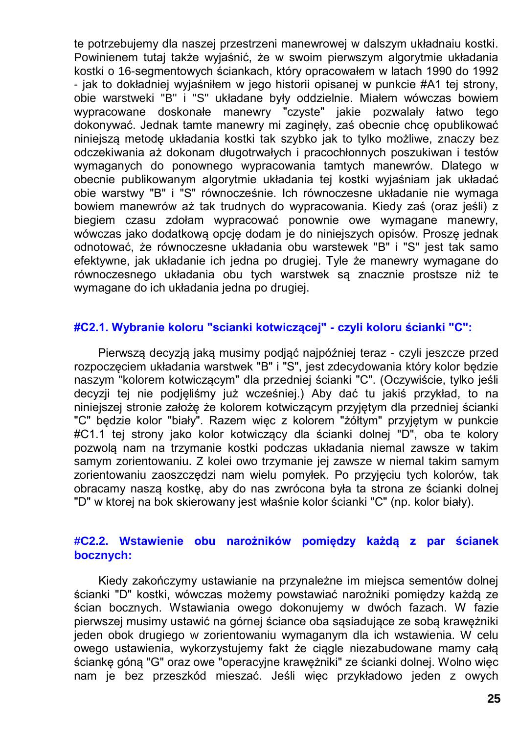te potrzebujemy dla naszej przestrzeni manewrowej w dalszym układnaiu kostki. Powinienem tutaj także wyjaśnić, że w swoim pierwszym algorytmie układania kostki o 16-segmentowych ściankach, który opracowałem w latach 1990 do 1992 - jak to dokładniej wyjaśniłem w jego historii opisanej w punkcie #A1 tej strony, obie warstweki "B" i "S" układane były oddzielnie. Miałem wówczas bowiem wypracowane doskonałe manewry "czyste" jakie pozwalały łatwo tego dokonywać. Jednak tamte manewry mi zaginęły, zaś obecnie chcę opublikować niniejszą metodę układania kostki tak szybko jak to tylko możliwe, znaczy bez odczekiwania aż dokonam długotrwałych i pracochłonnych poszukiwan i testów wymaganych do ponownego wypracowania tamtych manewrów. Dlatego w obecnie publikowanym algorytmie układania tej kostki wyjaśniam jak układać obie warstwy "B" i "S" równocześnie. Ich równoczesne układanie nie wymaga bowiem manewrów aż tak trudnych do wypracowania. Kiedy zaś (oraz jeśli) z biegiem czasu zdołam wypracować ponownie owe wymagane manewry, wówczas jako dodatkową opcję dodam je do niniejszych opisów. Proszę jednak odnotować, że równoczesne układania obu warstewek "B" i "S" jest tak samo efektywne, jak układanie ich jedna po drugiej. Tyle że manewry wymagane do równoczesnego układania obu tych warstewk są znacznie prostsze niż te wymagane do ich układania jedna po drugiej.

### #C2.1. Wybranie koloru "scianki kotwiczącej" - czyli koloru ścianki "C":

Pierwszą decyzją jaką musimy podjąć najpóźniej teraz - czyli jeszcze przed rozpoczęciem układania warstwek "B" i "S", jest zdecydowania który kolor będzie naszym "kolorem kotwiczącym" dla przedniej ścianki "C". (Oczywiście, tylko jeśli decyzji tej nie podjęliśmy już wcześniej.) Aby dać tu jakiś przykład, to na niniejszej stronie założę że kolorem kotwiczącym przyjętym dla przedniej ścianki "C" będzie kolor "biały". Razem więc z kolorem "żółtym" przyjętym w punkcie #C1.1 tej strony jako kolor kotwiczący dla ścianki dolnej "D", oba te kolory pozwolą nam na trzymanie kostki podczas układania niemal zawsze w takim samym zorientowaniu. Z kolei owo trzymanie jej zawsze w niemal takim samym zorientowaniu zaoszczędzi nam wielu pomyłek. Po przyjęciu tych kolorów, tak obracamy naszą kostkę, aby do nas zwrócona była ta strona ze ścianki dolnej "D" w ktorej na bok skierowany jest właśnie kolor ścianki "C" (np. kolor biały).

### #C2.2. Wstawienie obu narożników pomiędzy każdą z par ścianek bocznych:

Kiedy zakończymy ustawianie na przynależne im miejsca sementów dolnej ścianki "D" kostki, wówczas możemy powstawiać narożniki pomiędzy każdą ze ścian bocznych. Wstawiania owego dokonujemy w dwóch fazach. W fazie pierwszej musimy ustawić na górnej ściance oba sąsiadujące ze sobą krawężniki jeden obok drugiego w zorientowaniu wymaganym dla ich wstawienia. W celu owego ustawienia, wykorzystujemy fakt że ciągle niezabudowane mamy całą ściankę góną "G" oraz owe "operacyjne krawężniki" ze ścianki dolnej. Wolno więc nam je bez przeszkód mieszać. Jeśli więc przykładowo jeden z owych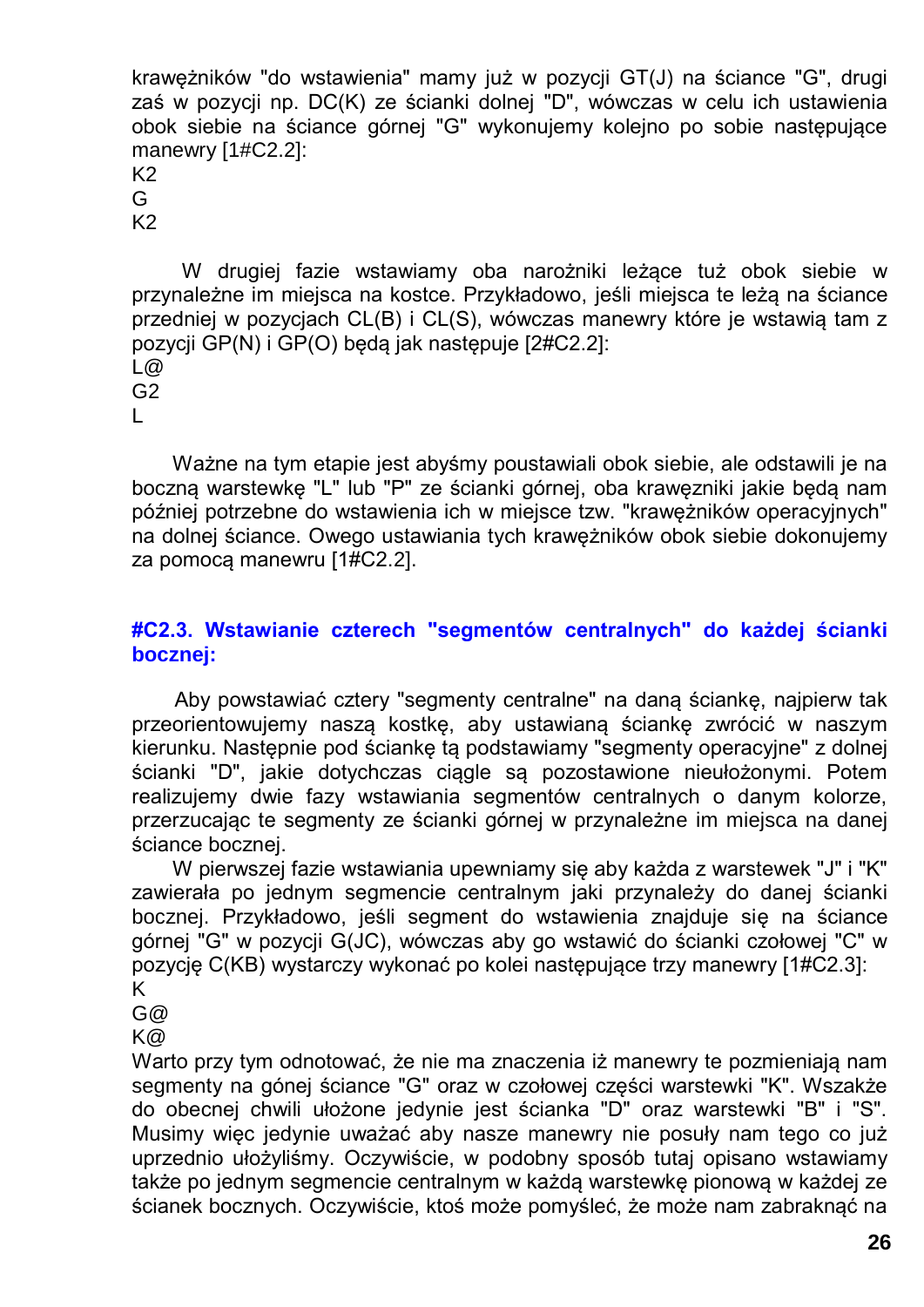krawężników "do wstawienia" mamy już w pozycji GT(J) na ściance "G", drugi zaś w pozycji np. DC(K) ze ścianki dolnej "D", wówczas w celu ich ustawienia obok siebie na ściance górnej "G" wykonujemy kolejno po sobie następujące manewry [1#C2.2]:
K2
G
K2

W drugiej fazie wstawiamy oba narożniki leżące tuż obok siebie w przynależne im miejsca na kostce. Przykładowo, jeśli miejsca te leżą na ściance przedniej w pozycjach CL(B) i CL(S), wówczas manewry które je wstawią tam z pozycji GP(N) i GP(O) będą jak następuje [2#C2.2]:
L@
G2
L

Ważne na tym etapie jest abyśmy poustawiali obok siebie, ale odstawili je na boczną warstewkę "L" lub "P" ze ścianki górnej, oba krawęzniki jakie będą nam później potrzebne do wstawienia ich w miejsce tzw. "krawężników operacyjnych" na dolnej ściance. Owego ustawiania tych krawężników obok siebie dokonujemy za pomocą manewru [1#C2.2].

### #C2.3. Wstawianie czterech "segmentów centralnych" do każdej ścianki bocznej:

Aby powstawiać cztery "segmenty centralne" na daną ściankę, najpierw tak przeorientowujemy naszą kostkę, aby ustawianą ściankę zwrócić w naszym kierunku. Następnie pod ściankę tą podstawiamy "segmenty operacyjne" z dolnej ścianki "D", jakie dotychczas ciągle są pozostawione nieułożonymi. Potem realizujemy dwie fazy wstawiania segmentów centralnych o danym kolorze, przerzucając te segmenty ze ścianki górnej w przynależne im miejsca na danej ściance bocznej.

W pierwszej fazie wstawiania upewniamy się aby każda z warstewek "J" i "K" zawierała po jednym segmencie centralnym jaki przynależy do danej ścianki bocznej. Przykładowo, jeśli segment do wstawienia znajduje się na ściance górnej "G" w pozycji G(JC), wówczas aby go wstawić do ścianki czołowej "C" w pozycję C(KB) wystarczy wykonać po kolei następujące trzy manewry [1#C2.3]:
K
G@
K@
Warto przy tym odnotować, że nie ma znaczenia iż manewry te pozmieniają nam segmenty na gónej ściance "G" oraz w czołowej części warstewki "K". Wszakże do obecnej chwili ułożone jedynie jest ścianka "D" oraz warstewki "B" i "S". Musimy więc jedynie uważać aby nasze manewry nie posuły nam tego co już uprzednio ułożyliśmy. Oczywiście, w podobny sposób tutaj opisano wstawiamy także po jednym segmencie centralnym w każdą warstewkę pionową w każdej ze ścianek bocznych. Oczywiście, ktoś może pomyśleć, że może nam zabraknąć na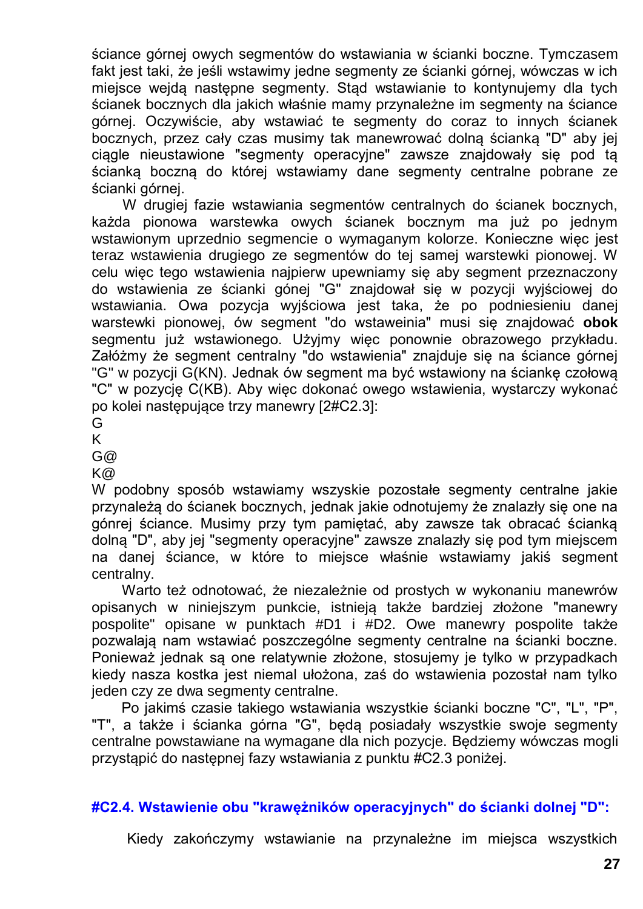ściance górnej owych segmentów do wstawiania w ścianki boczne. Tymczasem fakt jest taki, że jeśli wstawimy jedne segmenty ze ścianki górnej, wówczas w ich miejsce wejdą następne segmenty. Stąd wstawianie to kontynujemy dla tych ścianek bocznych dla jakich właśnie mamy przynależne im segmenty na ściance górnej. Oczywiście, aby wstawiać te segmenty do coraz to innych ścianek bocznych, przez cały czas musimy tak manewrować dolną ścianką "D" aby jej ciągle nieustawione "segmenty operacyjne" zawsze znajdowały się pod tą ścianką boczną do której wstawiamy dane segmenty centralne pobrane ze ścianki górnej.

W drugiej fazie wstawiania segmentów centralnych do ścianek bocznych, każda pionowa warstewka owych ścianek bocznym ma już po jednym wstawionym uprzednio segmencie o wymaganym kolorze. Konieczne więc jest teraz wstawienia drugiego ze segmentów do tej samej warstewki pionowej. W celu więc tego wstawienia najpierw upewniamy się aby segment przeznaczony do wstawienia ze ścianki gónej "G" znajdował się w pozycji wyjściowej do wstawiania. Owa pozycja wyjściowa jest taka, że po podniesieniu danej warstewki pionowej, ów segment "do wstaweinia" musi się znajdować **obok** segmentu już wstawionego. Użyjmy więc ponownie obrazowego przykładu. Załóżmy że segment centralny "do wstawienia" znajduje się na ściance górnej "G" w pozycji G(KN). Jednak ów segment ma być wstawiony na ściankę czołową "C" w pozycję C(KB). Aby więc dokonać owego wstawienia, wystarczy wykonać po kolei następujące trzy manewry [2#C2.3]:

G
K
G@
K@

W podobny sposób wstawiamy wszyskie pozostałe segmenty centralne jakie przynależą do ścianek bocznych, jednak jakie odnotujemy że znalazły się one na gónrej ściance. Musimy przy tym pamiętać, aby zawsze tak obracać ścianką dolną "D", aby jej "segmenty operacyjne" zawsze znalazły się pod tym miejscem na danej ściance, w które to miejsce właśnie wstawiamy jakiś segment centralny.

Warto też odnotować, że niezależnie od prostych w wykonaniu manewrów opisanych w niniejszym punkcie, istnieją także bardziej złożone "manewry pospolite" opisane w punktach #D1 i #D2. Owe manewry pospolite także pozwalają nam wstawiać poszczególne segmenty centralne na ścianki boczne. Ponieważ jednak są one relatywnie złożone, stosujemy je tylko w przypadkach kiedy nasza kostka jest niemal ułożona, zaś do wstawienia pozostał nam tylko jeden czy ze dwa segmenty centralne.

Po jakimś czasie takiego wstawiania wszystkie ścianki boczne "C", "L", "P", "T", a także i ścianka górna "G", będą posiadały wszystkie swoje segmenty centralne powstawiane na wymagane dla nich pozycje. Będziemy wówczas mogli przystąpić do następnej fazy wstawiania z punktu #C2.3 poniżej.

### #C2.4. Wstawienie obu "krawężników operacyjnych" do ścianki dolnej "D":

Kiedy zakończymy wstawianie na przynależne im miejsca wszystkich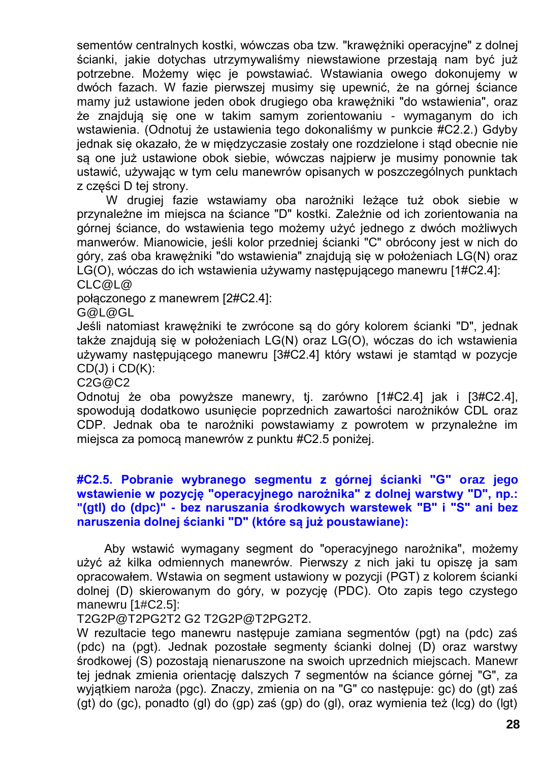sementów centralnych kostki, wówczas oba tzw. "krawężniki operacyjne" z dolnej ścianki, jakie dotychas utrzymywaliśmy niewstawione przestają nam być już potrzebne. Możemy więc je powstawiać. Wstawiania owego dokonujemy w dwóch fazach. W fazie pierwszej musimy się upewnić, że na górnej ściance mamy już ustawione jeden obok drugiego oba krawężniki "do wstawienia", oraz że znajdują się one w takim samym zorientowaniu - wymaganym do ich wstawienia. (Odnotuj że ustawienia tego dokonaliśmy w punkcie #C2.2.) Gdyby jednak się okazało, że w międzyczasie zostały one rozdzielone i stąd obecnie nie są one już ustawione obok siebie, wówczas najpierw je musimy ponownie tak ustawić, używając w tym celu manewrów opisanych w poszczególnych punktach z części D tej strony.

W drugiej fazie wstawiamy oba narożniki leżące tuż obok siebie w przynależne im miejsca na ściance "D" kostki. Zależnie od ich zorientowania na górnej ściance, do wstawienia tego możemy użyć jednego z dwóch możliwych manwerów. Mianowicie, jeśli kolor przedniej ścianki "C" obrócony jest w nich do góry, zaś oba krawężniki "do wstawienia" znajdują się w położeniach LG(N) oraz LG(O), wóczas do ich wstawienia używamy następującego manewru [1#C2.4]:
CLC@L@
połączonego z manewrem [2#C2.4]:
G@L@GL
Jeśli natomiast krawężniki te zwrócone są do góry kolorem ścianki "D", jednak także znajdują się w położeniach LG(N) oraz LG(O), wóczas do ich wstawienia używamy następującego manewru [3#C2.4] który wstawi je stamtąd w pozycje CD(J) i CD(K):
C2G@C2
Odnotuj że oba powyższe manewry, tj. zarówno [1#C2.4] jak i [3#C2.4], spowodują dodatkowo usunięcie poprzednich zawartości narożników CDL oraz CDP. Jednak oba te narożniki powstawiamy z powrotem w przynależne im miejsca za pomocą manewrów z punktu #C2.5 poniżej.

### #C2.5. Pobranie wybranego segmentu z górnej ścianki "G" oraz jego wstawienie w pozycję "operacyjnego narożnika" z dolnej warstwy "D", np.: "(gtl) do (dpc)" - bez naruszania środkowych warstewek "B" i "S" ani bez naruszenia dolnej ścianki "D" (które są już poustawiane):

Aby wstawić wymagany segment do "operacyjnego narożnika", możemy użyć aż kilka odmiennych manewrów. Pierwszy z nich jaki tu opiszę ja sam opracowałem. Wstawia on segment ustawiony w pozycji (PGT) z kolorem ścianki dolnej (D) skierowanym do góry, w pozycję (PDC). Oto zapis tego czystego manewru [1#C2.5]:
T2G2P@T2PG2T2 G2 T2G2P@T2PG2T2.
W rezultacie tego manewru następuje zamiana segmentów (pgt) na (pdc) zaś (pdc) na (pgt). Jednak pozostałe segmenty ścianki dolnej (D) oraz warstwy środkowej (S) pozostają nienaruszone na swoich uprzednich miejscach. Manewr tej jednak zmienia orientację dalszych 7 segmentów na ściance górnej "G", za wyjątkiem naroża (pgc). Znaczy, zmienia on na "G" co następuje: gc) do (gt) zaś (gt) do (gc), ponadto (gl) do (gp) zaś (gp) do (gl), oraz wymienia też (lcg) do (lgt)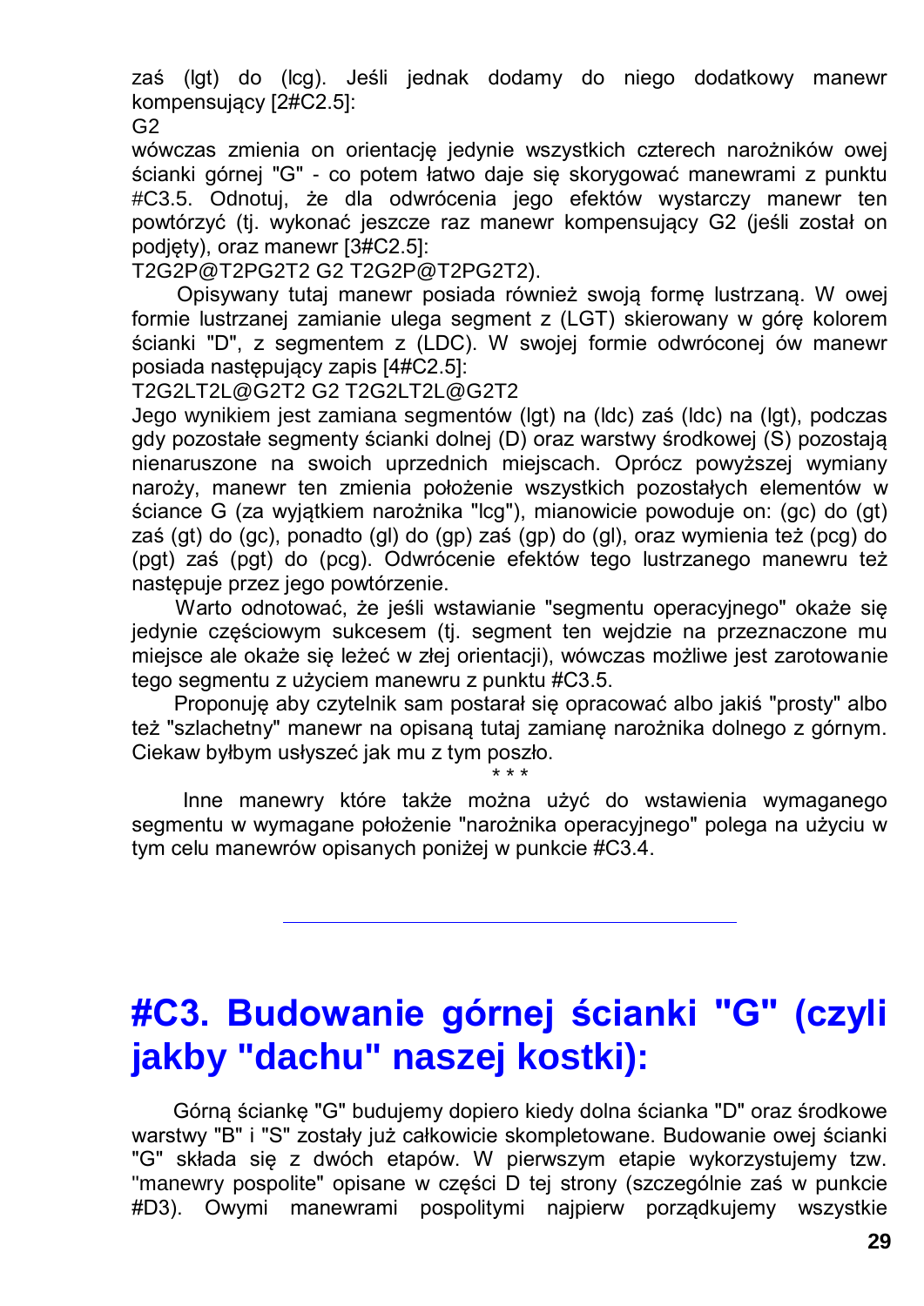zaś (lgt) do (lcg). Jeśli jednak dodamy do niego dodatkowy manewr kompensujący [2#C2.5]:

G2

wówczas zmienia on orientację jedynie wszystkich czterech narożników owej ścianki górnej "G" - co potem łatwo daje się skorygować manewrami z punktu #C3.5. Odnotuj, że dla odwrócenia jego efektów wystarczy manewr ten powtórzyć (tj. wykonać jeszcze raz manewr kompensujący G2 (jeśli został on podjęty), oraz manewr [3#C2.5]:

T2G2P@T2PG2T2 G2 T2G2P@T2PG2T2).

Opisywany tutaj manewr posiada również swoją formę lustrzaną. W owej formie lustrzanej zamianie ulega segment z (LGT) skierowany w górę kolorem ścianki "D", z segmentem z (LDC). W swojej formie odwróconej ów manewr posiada następujący zapis [4#C2.5]:

T2G2LT2L@G2T2 G2 T2G2LT2L@G2T2

Jego wynikiem jest zamiana segmentów (lgt) na (ldc) zaś (ldc) na (lgt), podczas gdy pozostałe segmenty ścianki dolnej (D) oraz warstwy środkowej (S) pozostają nienaruszone na swoich uprzednich miejscach. Oprócz powyższej wymiany naroży, manewr ten zmienia położenie wszystkich pozostałych elementów w ściance G (za wyjątkiem narożnika "lcg"), mianowicie powoduje on: (gc) do (gt) zaś (gt) do (gc), ponadto (gl) do (gp) zaś (gp) do (gl), oraz wymienia też (pcg) do (pgt) zaś (pgt) do (pcg). Odwrócenie efektów tego lustrzanego manewru też następuje przez jego powtórzenie.

Warto odnotować, że jeśli wstawianie "segmentu operacyjnego" okaże się jedynie częściowym sukcesem (tj. segment ten wejdzie na przeznaczone mu miejsce ale okaże się leżeć w złej orientacji), wówczas możliwe jest zarotowanie tego segmentu z użyciem manewru z punktu #C3.5.

Proponuję aby czytelnik sam postarał się opracować albo jakiś "prosty" albo też "szlachetny" manewr na opisaną tutaj zamianę narożnika dolnego z górnym. Ciekaw byłbym usłyszeć jak mu z tym poszło.

\* \* \*

Inne manewry które także można użyć do wstawienia wymaganego segmentu w wymagane położenie "narożnika operacyjnego" polega na użyciu w tym celu manewrów opisanych poniżej w punkcie #C3.4.

---

# #C3. Budowanie górnej ścianki "G" (czyli jakby "dachu" naszej kostki):

Górną ściankę "G" budujemy dopiero kiedy dolna ścianka "D" oraz środkowe warstwy "B" i "S" zostały już całkowicie skompletowane. Budowanie owej ścianki "G" składa się z dwóch etapów. W pierwszym etapie wykorzystujemy tzw. "manewry pospolite" opisane w części D tej strony (szczególnie zaś w punkcie #D3). Owymi manewrami pospolitymi najpierw porządkujemy wszystkie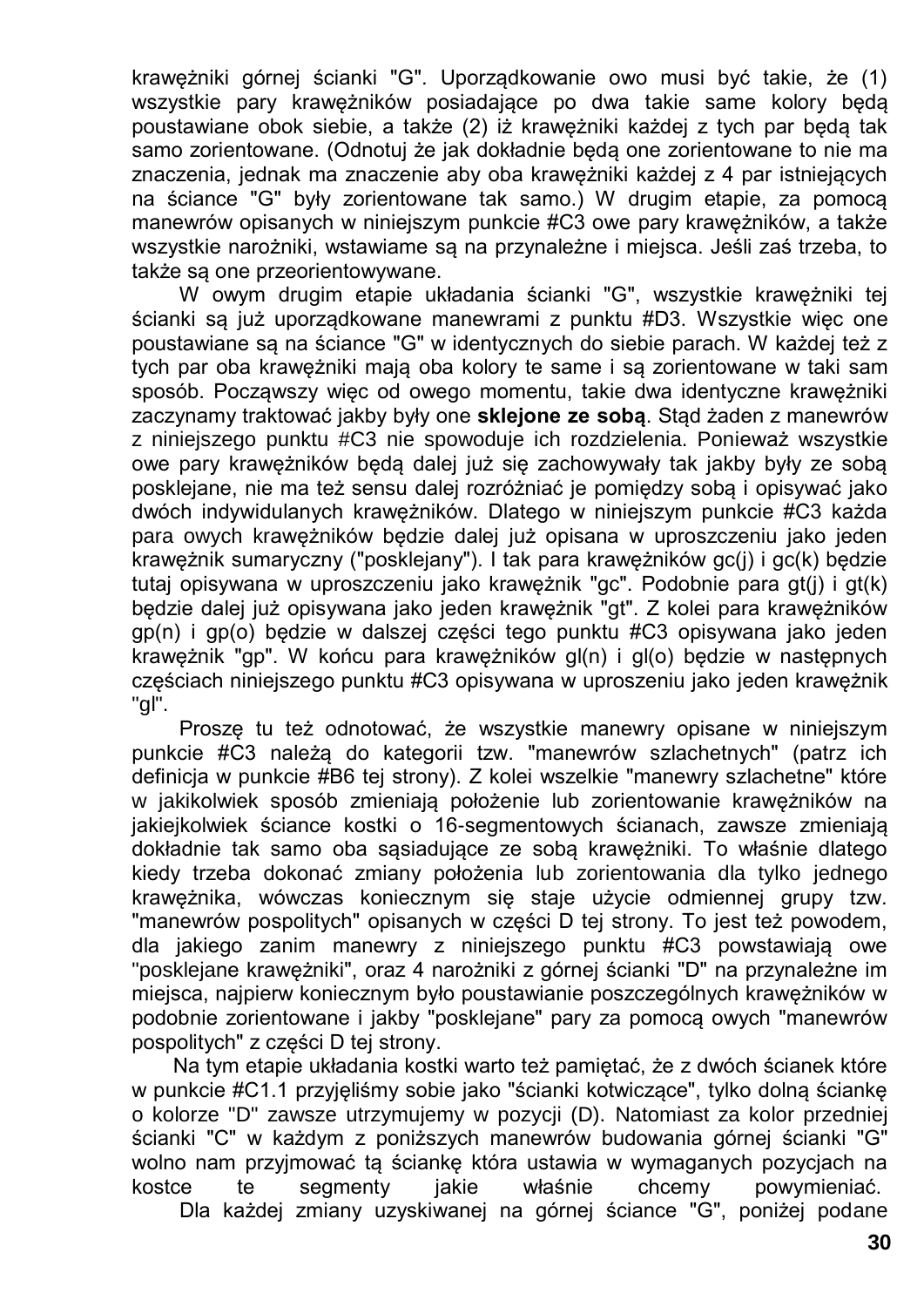krawężniki górnej ścianki "G". Uporządkowanie owo musi być takie, że (1) wszystkie pary krawężników posiadające po dwa takie same kolory będą poustawiane obok siebie, a także (2) iż krawężniki każdej z tych par będą tak samo zorientowane. (Odnotuj że jak dokładnie będą one zorientowane to nie ma znaczenia, jednak ma znaczenie aby oba krawężniki każdej z 4 par istniejących na ściance "G" były zorientowane tak samo.) W drugim etapie, za pomocą manewrów opisanych w niniejszym punkcie #C3 owe pary krawężników, a także wszystkie narożniki, wstawiame są na przynależne i miejsca. Jeśli zaś trzeba, to także są one przeorientowywane.

W owym drugim etapie układania ścianki "G", wszystkie krawężniki tej ścianki są już uporządkowane manewrami z punktu #D3. Wszystkie więc one poustawiane są na ściance "G" w identycznych do siebie parach. W każdej też z tych par oba krawężniki mają oba kolory te same i są zorientowane w taki sam sposób. Począwszy więc od owego momentu, takie dwa identyczne krawężniki zaczynamy traktować jakby były one **sklejone ze sobą**. Stąd żaden z manewrów z niniejszego punktu #C3 nie spowoduje ich rozdzielenia. Ponieważ wszystkie owe pary krawężników będą dalej już się zachowywały tak jakby były ze sobą posklejane, nie ma też sensu dalej rozróżniać je pomiędzy sobą i opisywać jako dwóch indywidulanych krawężników. Dlatego w niniejszym punkcie #C3 każda para owych krawężników będzie dalej już opisana w uproszczeniu jako jeden krawężnik sumaryczny ("posklejany"). I tak para krawężników gc(j) i gc(k) będzie tutaj opisywana w uproszczeniu jako krawężnik "gc". Podobnie para gt(j) i gt(k) będzie dalej już opisywana jako jeden krawężnik "gt". Z kolei para krawężników gp(n) i gp(o) będzie w dalszej części tego punktu #C3 opisywana jako jeden krawężnik "gp". W końcu para krawężników gl(n) i gl(o) będzie w następnych częściach niniejszego punktu #C3 opisywana w uproszeniu jako jeden krawężnik "gl".

Proszę tu też odnotować, że wszystkie manewry opisane w niniejszym punkcie #C3 należą do kategorii tzw. "manewrów szlachetnych" (patrz ich definicja w punkcie #B6 tej strony). Z kolei wszelkie "manewry szlachetne" które w jakikolwiek sposób zmieniają położenie lub zorientowanie krawężników na jakiejkolwiek ściance kostki o 16-segmentowych ścianach, zawsze zmieniają dokładnie tak samo oba sąsiadujące ze sobą krawężniki. To właśnie dlatego kiedy trzeba dokonać zmiany położenia lub zorientowania dla tylko jednego krawężnika, wówczas koniecznym się staje użycie odmiennej grupy tzw. "manewrów pospolitych" opisanych w części D tej strony. To jest też powodem, dla jakiego zanim manewry z niniejszego punktu #C3 powstawiają owe "posklejane krawężniki", oraz 4 narożniki z górnej ścianki "D" na przynależne im miejsca, najpierw koniecznym było poustawianie poszczególnych krawężników w podobnie zorientowane i jakby "posklejane" pary za pomocą owych "manewrów pospolitych" z części D tej strony.

Na tym etapie układania kostki warto też pamiętać, że z dwóch ścianek które w punkcie #C1.1 przyjęliśmy sobie jako "ścianki kotwiczące", tylko dolną ściankę o kolorze "D" zawsze utrzymujemy w pozycji (D). Natomiast za kolor przedniej ścianki "C" w każdym z poniższych manewrów budowania górnej ścianki "G" wolno nam przyjmować tą ściankę która ustawia w wymaganych pozycjach na kostce te segmenty jakie właśnie chcemy powymieniać.

Dla każdej zmiany uzyskiwanej na górnej ściance "G", poniżej podane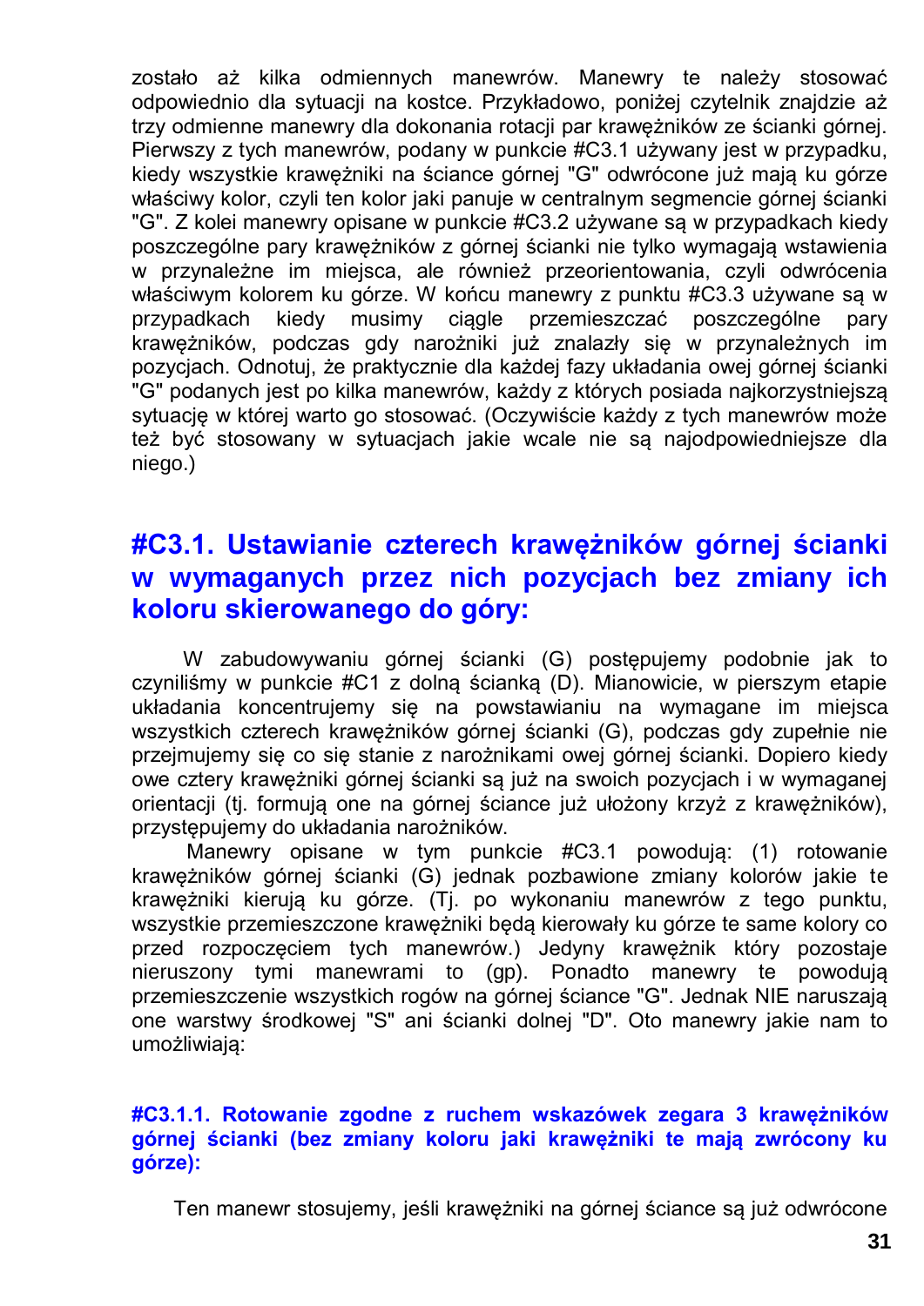zostało aż kilka odmiennych manewrów. Manewry te należy stosować odpowiednio dla sytuacji na kostce. Przykładowo, poniżej czytelnik znajdzie aż trzy odmienne manewry dla dokonania rotacji par krawężników ze ścianki górnej. Pierwszy z tych manewrów, podany w punkcie #C3.1 używany jest w przypadku, kiedy wszystkie krawężniki na ściance górnej "G" odwrócone już mają ku górze właściwy kolor, czyli ten kolor jaki panuje w centralnym segmencie górnej ścianki "G". Z kolei manewry opisane w punkcie #C3.2 używane są w przypadkach kiedy poszczególne pary krawężników z górnej ścianki nie tylko wymagają wstawienia w przynależne im miejsca, ale również przeorientowania, czyli odwrócenia właściwym kolorem ku górze. W końcu manewry z punktu #C3.3 używane są w przypadkach kiedy musimy ciągle przemieszczać poszczególne pary krawężników, podczas gdy narożniki już znalazły się w przynależnych im pozycjach. Odnotuj, że praktycznie dla każdej fazy układania owej górnej ścianki "G" podanych jest po kilka manewrów, każdy z których posiada najkorzystniejszą sytuację w której warto go stosować. (Oczywiście każdy z tych manewrów może też być stosowany w sytuacjach jakie wcale nie są najodpowiedniejsze dla niego.)

## #C3.1. Ustawianie czterech krawężników górnej ścianki w wymaganych przez nich pozycjach bez zmiany ich koloru skierowanego do góry:

W zabudowywaniu górnej ścianki (G) postępujemy podobnie jak to czyniliśmy w punkcie #C1 z dolną ścianką (D). Mianowicie, w pierszym etapie układania koncentrujemy się na powstawianiu na wymagane im miejsca wszystkich czterech krawężników górnej ścianki (G), podczas gdy zupełnie nie przejmujemy się co się stanie z narożnikami owej górnej ścianki. Dopiero kiedy owe cztery krawężniki górnej ścianki są już na swoich pozycjach i w wymaganej orientacji (tj. formują one na górnej ściance już ułożony krzyż z krawężników), przystępujemy do układania narożników.

Manewry opisane w tym punkcie #C3.1 powodują: (1) rotowanie krawężników górnej ścianki (G) jednak pozbawione zmiany kolorów jakie te krawężniki kierują ku górze. (Tj. po wykonaniu manewrów z tego punktu, wszystkie przemieszczone krawężniki będą kierowały ku górze te same kolory co przed rozpoczęciem tych manewrów.) Jedyny krawężnik który pozostaje nieruszony tymi manewrami to (gp). Ponadto manewry te powodują przemieszczenie wszystkich rogów na górnej ściance "G". Jednak NIE naruszają one warstwy środkowej "S" ani ścianki dolnej "D". Oto manewry jakie nam to umożliwiają:

#### #C3.1.1. Rotowanie zgodne z ruchem wskazówek zegara 3 krawężników górnej ścianki (bez zmiany koloru jaki krawężniki te mają zwrócony ku górze):

Ten manewr stosujemy, jeśli krawężniki na górnej ściance są już odwrócone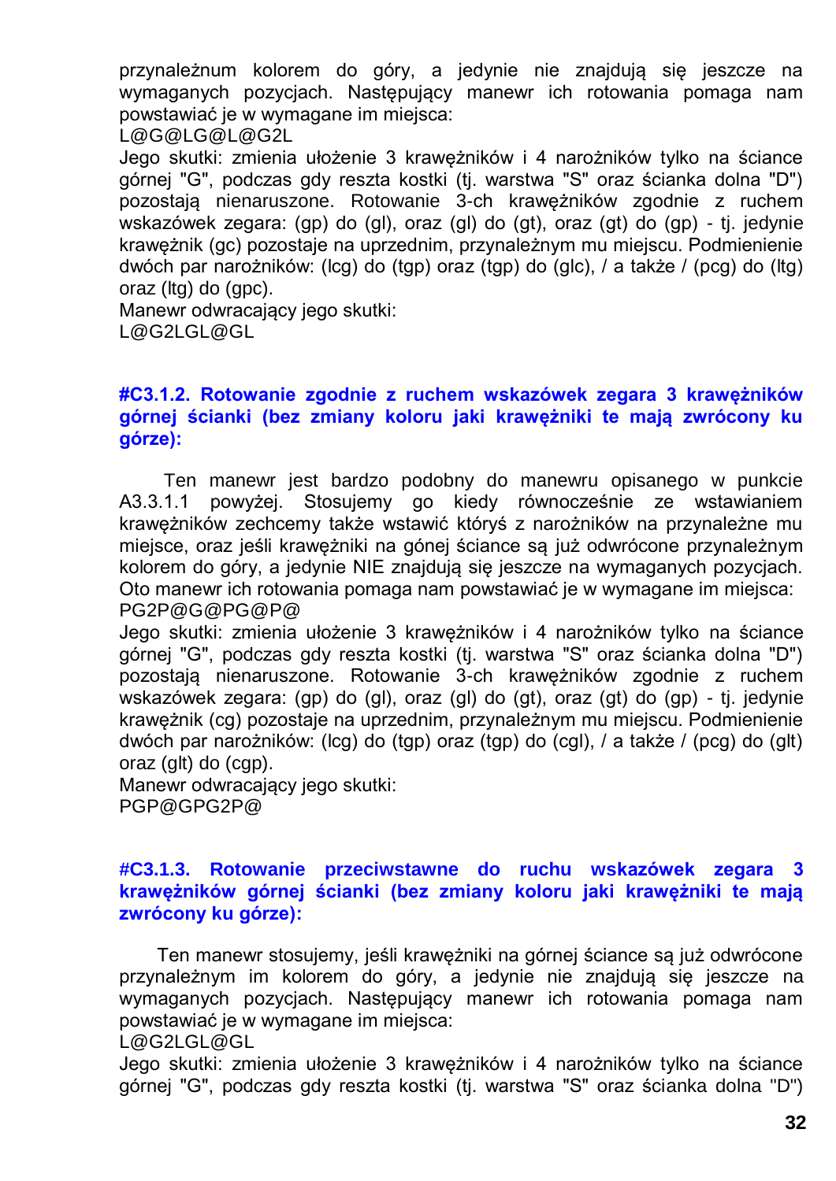przynależnum kolorem do góry, a jedynie nie znajdują się jeszcze na wymaganych pozycjach. Następujący manewr ich rotowania pomaga nam powstawiać je w wymagane im miejsca:
L@G@LG@L@G2L
Jego skutki: zmienia ułożenie 3 krawężników i 4 narożników tylko na ściance górnej "G", podczas gdy reszta kostki (tj. warstwa "S" oraz ścianka dolna "D") pozostają nienaruszone. Rotowanie 3-ch krawężników zgodnie z ruchem wskazówek zegara: (gp) do (gl), oraz (gl) do (gt), oraz (gt) do (gp) - tj. jedynie krawężnik (gc) pozostaje na uprzednim, przynależnym mu miejscu. Podmienienie dwóch par narożników: (lcg) do (tgp) oraz (tgp) do (glc), / a także / (pcg) do (ltg) oraz (ltg) do (gpc).
Manewr odwracający jego skutki:
L@G2LGL@GL

### #C3.1.2. Rotowanie zgodnie z ruchem wskazówek zegara 3 krawężników górnej ścianki (bez zmiany koloru jaki krawężniki te mają zwrócony ku górze):

Ten manewr jest bardzo podobny do manewru opisanego w punkcie A3.3.1.1 powyżej. Stosujemy go kiedy równocześnie ze wstawianiem krawężników zechcemy także wstawić któryś z narożników na przynależne mu miejsce, oraz jeśli krawężniki na gónej ściance są już odwrócone przynależnym kolorem do góry, a jedynie NIE znajdują się jeszcze na wymaganych pozycjach. Oto manewr ich rotowania pomaga nam powstawiać je w wymagane im miejsca:
PG2P@G@PG@P@
Jego skutki: zmienia ułożenie 3 krawężników i 4 narożników tylko na ściance górnej "G", podczas gdy reszta kostki (tj. warstwa "S" oraz ścianka dolna "D") pozostają nienaruszone. Rotowanie 3-ch krawężników zgodnie z ruchem wskazówek zegara: (gp) do (gl), oraz (gl) do (gt), oraz (gt) do (gp) - tj. jedynie krawężnik (cg) pozostaje na uprzednim, przynależnym mu miejscu. Podmienienie dwóch par narożników: (lcg) do (tgp) oraz (tgp) do (cgl), / a także / (pcg) do (glt) oraz (glt) do (cgp).
Manewr odwracający jego skutki:
PGP@GPG2P@

### #C3.1.3. Rotowanie przeciwstawne do ruchu wskazówek zegara 3 krawężników górnej ścianki (bez zmiany koloru jaki krawężniki te mają zwrócony ku górze):

Ten manewr stosujemy, jeśli krawężniki na górnej ściance są już odwrócone przynależnym im kolorem do góry, a jedynie nie znajdują się jeszcze na wymaganych pozycjach. Następujący manewr ich rotowania pomaga nam powstawiać je w wymagane im miejsca:
L@G2LGL@GL
Jego skutki: zmienia ułożenie 3 krawężników i 4 narożników tylko na ściance górnej "G", podczas gdy reszta kostki (tj. warstwa "S" oraz ścianka dolna "D")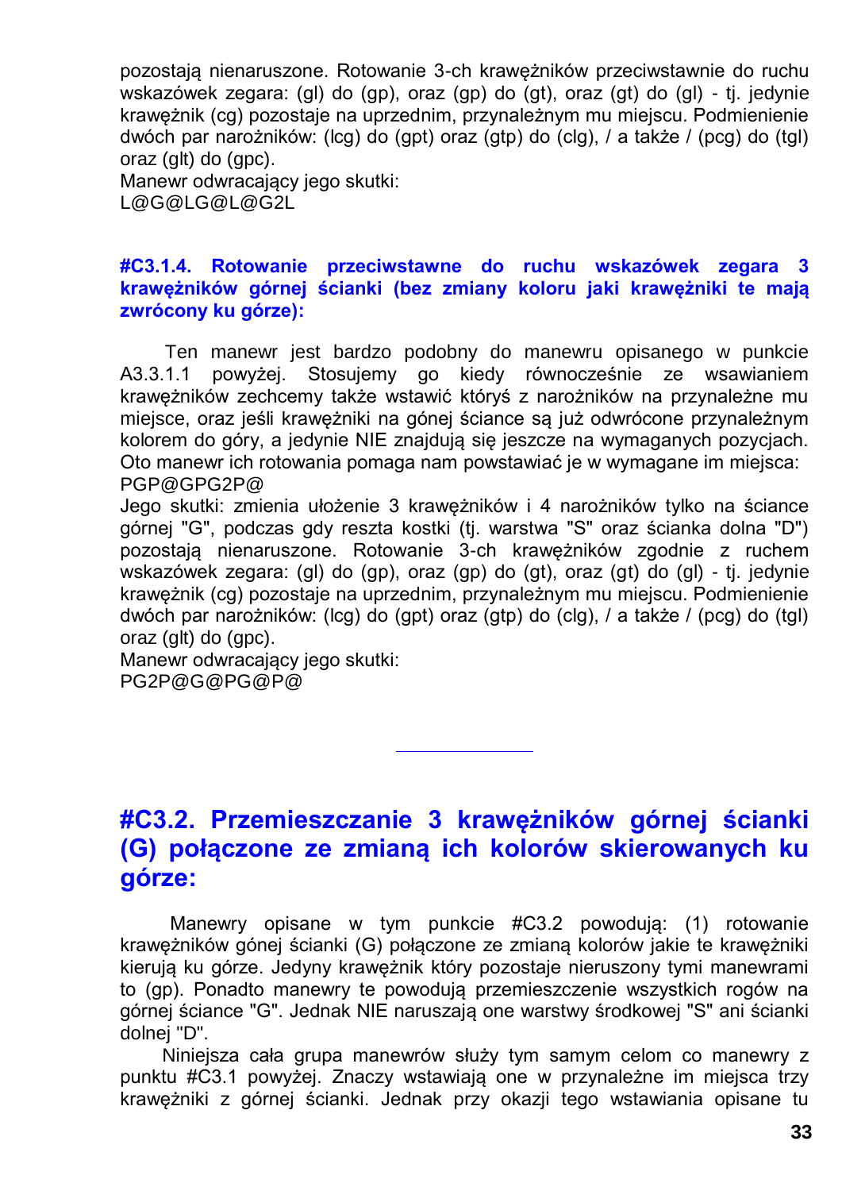pozostają nienaruszone. Rotowanie 3-ch krawężników przeciwstawnie do ruchu wskazówek zegara: (gl) do (gp), oraz (gp) do (gt), oraz (gt) do (gl) - tj. jedynie krawężnik (cg) pozostaje na uprzednim, przynależnym mu miejscu. Podmienienie dwóch par narożników: (lcg) do (gpt) oraz (gtp) do (clg), / a także / (pcg) do (tgl) oraz (glt) do (gpc).
Manewr odwracający jego skutki:
L@G@LG@L@G2L

#### #C3.1.4. Rotowanie przeciwstawne do ruchu wskazówek zegara 3 krawężników górnej ścianki (bez zmiany koloru jaki krawężniki te mają zwrócony ku górze):

Ten manewr jest bardzo podobny do manewru opisanego w punkcie A3.3.1.1 powyżej. Stosujemy go kiedy równocześnie ze wsawianiem krawężników zechcemy także wstawić któryś z narożników na przynależne mu miejsce, oraz jeśli krawężniki na gónej ściance są już odwrócone przynależnym kolorem do góry, a jedynie NIE znajdują się jeszcze na wymaganych pozycjach. Oto manewr ich rotowania pomaga nam powstawiać je w wymagane im miejsca:
PGP@GPG2P@
Jego skutki: zmienia ułożenie 3 krawężników i 4 narożników tylko na ściance górnej "G", podczas gdy reszta kostki (tj. warstwa "S" oraz ścianka dolna "D") pozostają nienaruszone. Rotowanie 3-ch krawężników zgodnie z ruchem wskazówek zegara: (gl) do (gp), oraz (gp) do (gt), oraz (gt) do (gl) - tj. jedynie krawężnik (cg) pozostaje na uprzednim, przynależnym mu miejscu. Podmienienie dwóch par narożników: (lcg) do (gpt) oraz (gtp) do (clg), / a także / (pcg) do (tgl) oraz (glt) do (gpc).
Manewr odwracający jego skutki:
PG2P@G@PG@P@

---

## #C3.2. Przemieszczanie 3 krawężników górnej ścianki (G) połączone ze zmianą ich kolorów skierowanych ku górze:

Manewry opisane w tym punkcie #C3.2 powodują: (1) rotowanie krawężników gónej ścianki (G) połączone ze zmianą kolorów jakie te krawężniki kierują ku górze. Jedyny krawężnik który pozostaje nieruszony tymi manewrami to (gp). Ponadto manewry te powodują przemieszczenie wszystkich rogów na górnej ściance "G". Jednak NIE naruszają one warstwy środkowej "S" ani ścianki dolnej "D".

Niniejsza cała grupa manewrów służy tym samym celom co manewry z punktu #C3.1 powyżej. Znaczy wstawiają one w przynależne im miejsca trzy krawężniki z górnej ścianki. Jednak przy okazji tego wstawiania opisane tu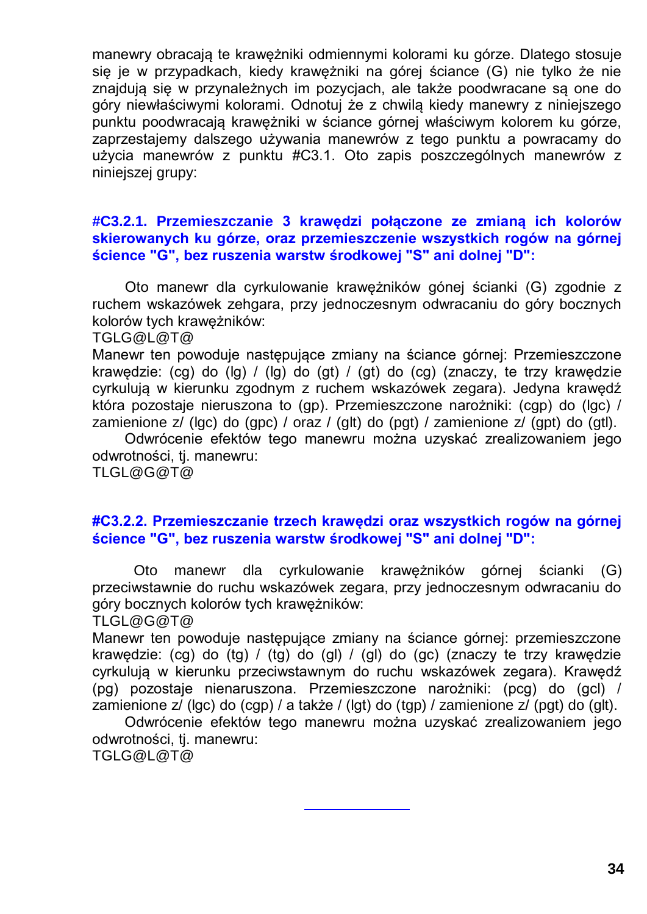manewry obracają te krawężniki odmiennymi kolorami ku górze. Dlatego stosuje się je w przypadkach, kiedy krawężniki na górej ściance (G) nie tylko że nie znajdują się w przynależnych im pozycjach, ale także poodwracane są one do góry niewłaściwymi kolorami. Odnotuj że z chwilą kiedy manewry z niniejszego punktu poodwracają krawężniki w ściance górnej właściwym kolorem ku górze, zaprzestajemy dalszego używania manewrów z tego punktu a powracamy do użycia manewrów z punktu #C3.1. Oto zapis poszczególnych manewrów z niniejszej grupy:

### #C3.2.1. Przemieszczanie 3 krawędzi połączone ze zmianą ich kolorów skierowanych ku górze, oraz przemieszczenie wszystkich rogów na górnej ścience "G", bez ruszenia warstw środkowej "S" ani dolnej "D":

Oto manewr dla cyrkulowanie krawężników gónej ścianki (G) zgodnie z ruchem wskazówek zehgara, przy jednoczesnym odwracaniu do góry bocznych kolorów tych krawężników:
TGLG@L@T@
Manewr ten powoduje następujące zmiany na ściance górnej: Przemieszczone krawędzie: (cg) do (lg) / (lg) do (gt) / (gt) do (cg) (znaczy, te trzy krawędzie cyrkulują w kierunku zgodnym z ruchem wskazówek zegara). Jedyna krawędź która pozostaje nieruszona to (gp). Przemieszczone narożniki: (cgp) do (lgc) / zamienione z/ (lgc) do (gpc) / oraz / (glt) do (pgt) / zamienione z/ (gpt) do (gtl).
Odwrócenie efektów tego manewru można uzyskać zrealizowaniem jego odwrotności, tj. manewru:
TLGL@G@T@

### #C3.2.2. Przemieszczanie trzech krawędzi oraz wszystkich rogów na górnej ścience "G", bez ruszenia warstw środkowej "S" ani dolnej "D":

Oto manewr dla cyrkulowanie krawężników górnej ścianki (G) przeciwstawnie do ruchu wskazówek zegara, przy jednoczesnym odwracaniu do góry bocznych kolorów tych krawężników:
TLGL@G@T@
Manewr ten powoduje następujące zmiany na ściance górnej: przemieszczone krawędzie: (cg) do (tg) / (tg) do (gl) / (gl) do (gc) (znaczy te trzy krawędzie cyrkulują w kierunku przeciwstawnym do ruchu wskazówek zegara). Krawędź (pg) pozostaje nienaruszona. Przemieszczone narożniki: (pcg) do (gcl) / zamienione z/ (lgc) do (cgp) / a także / (lgt) do (tgp) / zamienione z/ (pgt) do (glt).
Odwrócenie efektów tego manewru można uzyskać zrealizowaniem jego odwrotności, tj. manewru:
TGLG@L@T@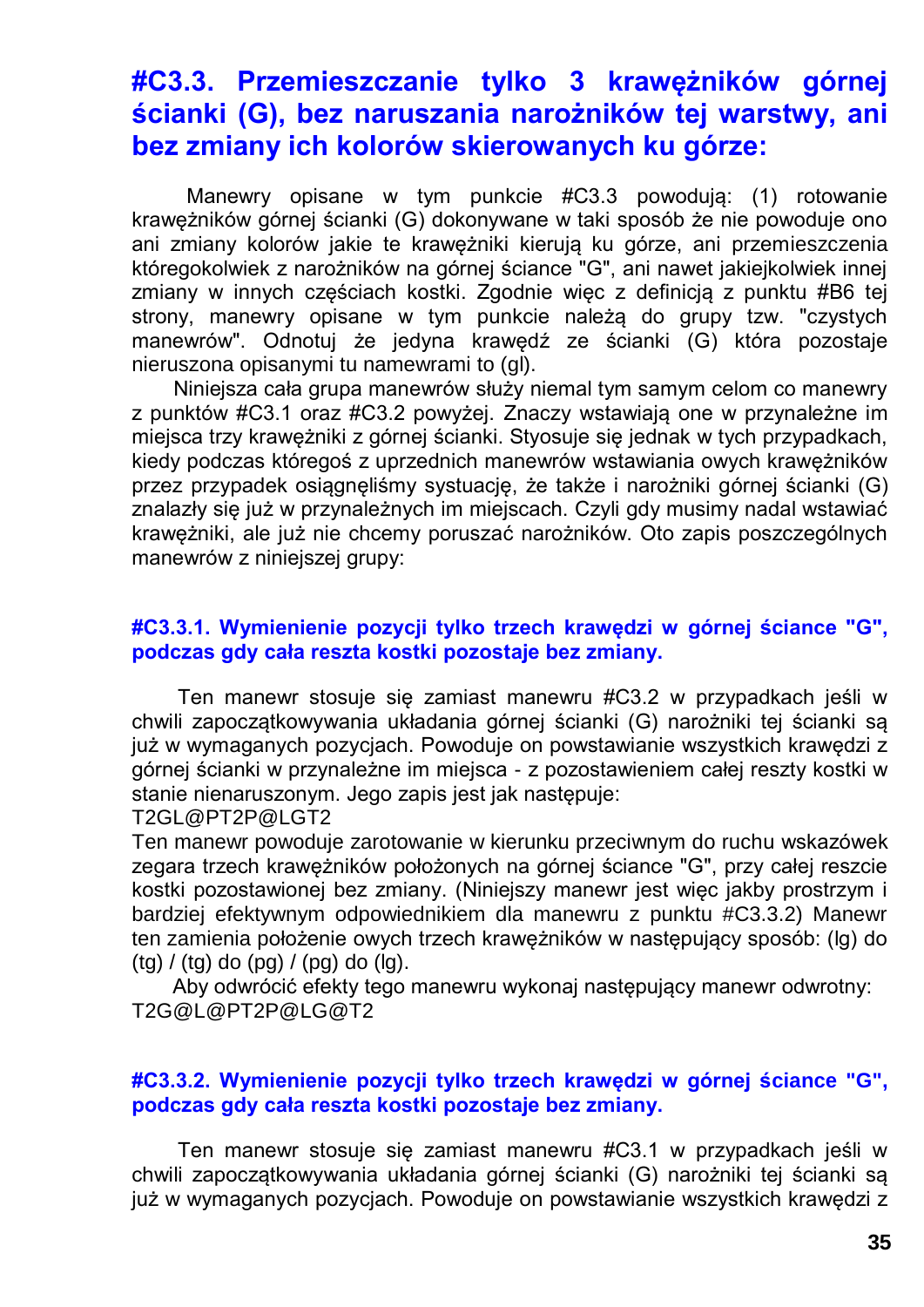## #C3.3. Przemieszczanie tylko 3 krawężników górnej ścianki (G), bez naruszania narożników tej warstwy, ani bez zmiany ich kolorów skierowanych ku górze:

Manewry opisane w tym punkcie #C3.3 powodują: (1) rotowanie krawężników górnej ścianki (G) dokonywane w taki sposób że nie powoduje ono ani zmiany kolorów jakie te krawężniki kierują ku górze, ani przemieszczenia któregokolwiek z narożników na górnej ściance "G", ani nawet jakiejkolwiek innej zmiany w innych częściach kostki. Zgodnie więc z definicją z punktu #B6 tej strony, manewry opisane w tym punkcie należą do grupy tzw. "czystych manewrów". Odnotuj że jedyna krawędź ze ścianki (G) która pozostaje nieruszona opisanymi tu namewrami to (gl).

Niniejsza cała grupa manewrów służy niemal tym samym celom co manewry z punktów #C3.1 oraz #C3.2 powyżej. Znaczy wstawiają one w przynależne im miejsca trzy krawężniki z górnej ścianki. Styosuje się jednak w tych przypadkach, kiedy podczas któregoś z uprzednich manewrów wstawiania owych krawężników przez przypadek osiągnęliśmy systuację, że także i narożniki górnej ścianki (G) znalazły się już w przynależnych im miejscach. Czyli gdy musimy nadal wstawiać krawężniki, ale już nie chcemy poruszać narożników. Oto zapis poszczególnych manewrów z niniejszej grupy:

### #C3.3.1. Wymienienie pozycji tylko trzech krawędzi w górnej ściance "G", podczas gdy cała reszta kostki pozostaje bez zmiany.

Ten manewr stosuje się zamiast manewru #C3.2 w przypadkach jeśli w chwili zapoczątkowywania układania górnej ścianki (G) narożniki tej ścianki są już w wymaganych pozycjach. Powoduje on powstawianie wszystkich krawędzi z górnej ścianki w przynależne im miejsca - z pozostawieniem całej reszty kostki w stanie nienaruszonym. Jego zapis jest jak następuje:
T2GL@PT2P@LGT2
Ten manewr powoduje zarotowanie w kierunku przeciwnym do ruchu wskazówek zegara trzech krawężników położonych na górnej ściance "G", przy całej reszcie kostki pozostawionej bez zmiany. (Niniejszy manewr jest więc jakby prostrzym i bardziej efektywnym odpowiednikiem dla manewru z punktu #C3.3.2) Manewr ten zamienia położenie owych trzech krawężników w następujący sposób: (lg) do (tg) / (tg) do (pg) / (pg) do (lg).

Aby odwrócić efekty tego manewru wykonaj następujący manewr odwrotny:
T2G@L@PT2P@LG@T2

### #C3.3.2. Wymienienie pozycji tylko trzech krawędzi w górnej ściance "G", podczas gdy cała reszta kostki pozostaje bez zmiany.

Ten manewr stosuje się zamiast manewru #C3.1 w przypadkach jeśli w chwili zapoczątkowywania układania górnej ścianki (G) narożniki tej ścianki są już w wymaganych pozycjach. Powoduje on powstawianie wszystkich krawędzi z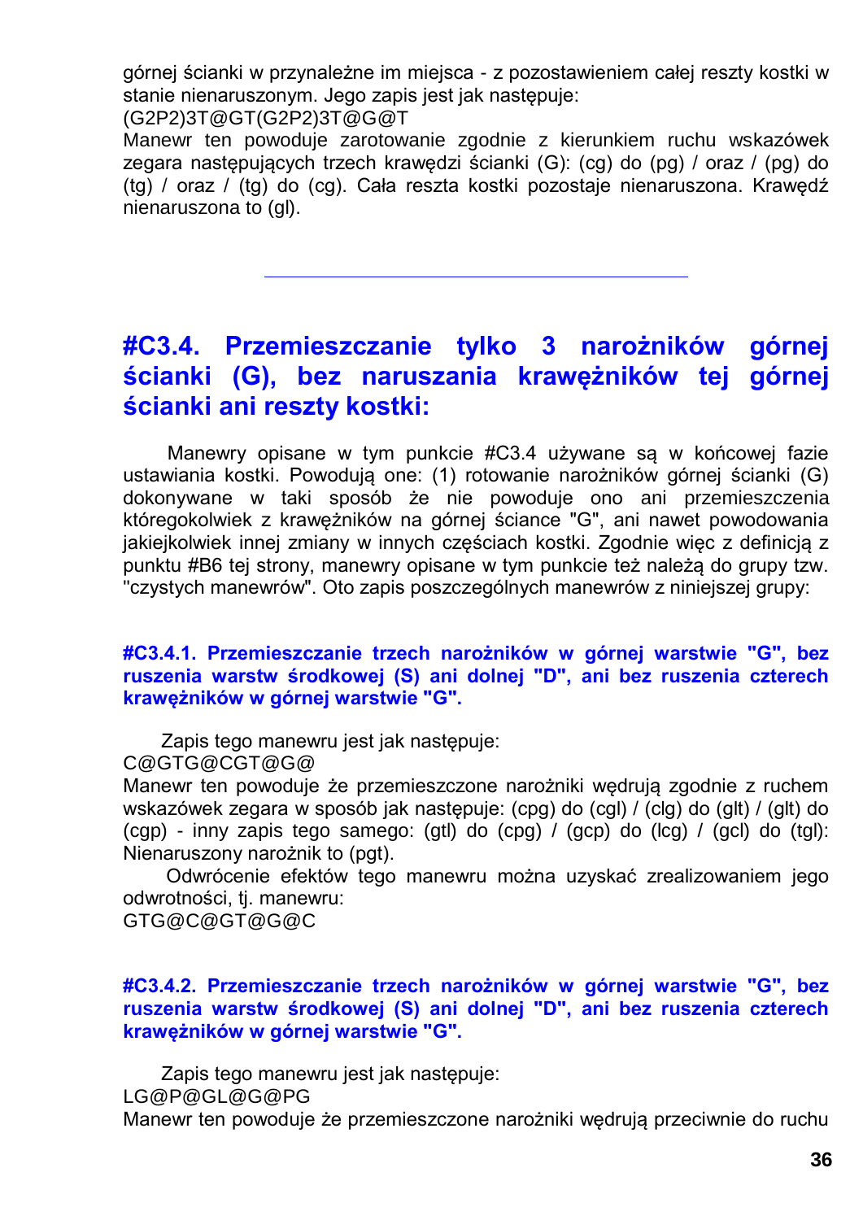górnej ścianki w przynależne im miejsca - z pozostawieniem całej reszty kostki w stanie nienaruszonym. Jego zapis jest jak następuje:
(G2P2)3T@GT(G2P2)3T@G@T
Manewr ten powoduje zarotowanie zgodnie z kierunkiem ruchu wskazówek zegara następujących trzech krawędzi ścianki (G): (cg) do (pg) / oraz / (pg) do (tg) / oraz / (tg) do (cg). Cała reszta kostki pozostaje nienaruszona. Krawędź nienaruszona to (gl).

---

## #C3.4. Przemieszczanie tylko 3 narożników górnej ścianki (G), bez naruszania krawężników tej górnej ścianki ani reszty kostki:

Manewry opisane w tym punkcie #C3.4 używane są w końcowej fazie ustawiania kostki. Powodują one: (1) rotowanie narożników górnej ścianki (G) dokonywane w taki sposób że nie powoduje ono ani przemieszczenia któregokolwiek z krawężników na górnej ściance "G", ani nawet powodowania jakiejkolwiek innej zmiany w innych częściach kostki. Zgodnie więc z definicją z punktu #B6 tej strony, manewry opisane w tym punkcie też należą do grupy tzw. "czystych manewrów". Oto zapis poszczególnych manewrów z niniejszej grupy:

### #C3.4.1. Przemieszczanie trzech narożników w górnej warstwie "G", bez ruszenia warstw środkowej (S) ani dolnej "D", ani bez ruszenia czterech krawężników w górnej warstwie "G".

Zapis tego manewru jest jak następuje:
C@GTG@CGT@G@
Manewr ten powoduje że przemieszczone narożniki wędrują zgodnie z ruchem wskazówek zegara w sposób jak następuje: (cpg) do (cgl) / (clg) do (glt) / (glt) do (cgp) - inny zapis tego samego: (gtl) do (cpg) / (gcp) do (lcg) / (gcl) do (tgl): Nienaruszony narożnik to (pgt).

Odwrócenie efektów tego manewru można uzyskać zrealizowaniem jego odwrotności, tj. manewru:
GTG@C@GT@G@C

### #C3.4.2. Przemieszczanie trzech narożników w górnej warstwie "G", bez ruszenia warstw środkowej (S) ani dolnej "D", ani bez ruszenia czterech krawężników w górnej warstwie "G".

Zapis tego manewru jest jak następuje:
LG@P@GL@G@PG
Manewr ten powoduje że przemieszczone narożniki wędrują przeciwnie do ruchu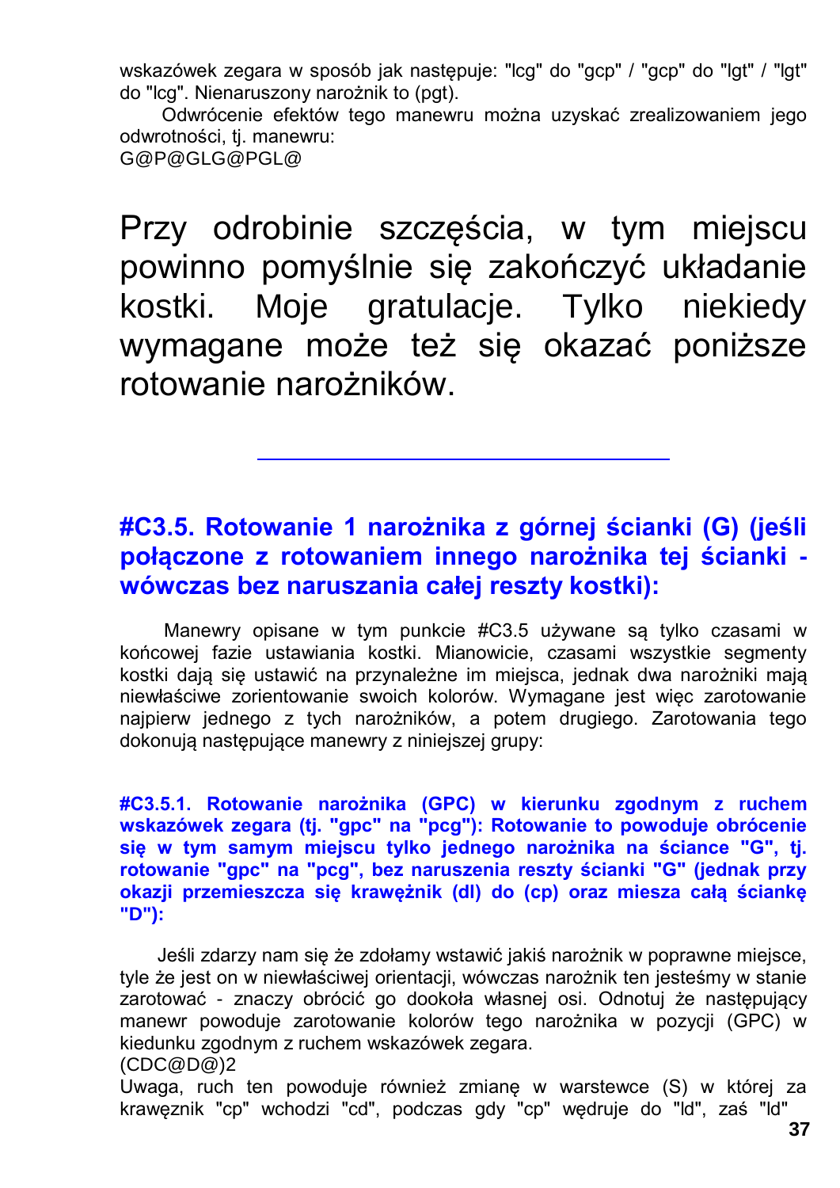wskazówek zegara w sposób jak następuje: "lcg" do "gcp" / "gcp" do "lgt" / "lgt" do "lcg". Nienaruszony narożnik to (pgt).

Odwrócenie efektów tego manewru można uzyskać zrealizowaniem jego odwrotności, tj. manewru:
G@P@GLG@PGL@

Przy odrobinie szczęścia, w tym miejscu powinno pomyślnie się zakończyć układanie kostki. Moje gratulacje. Tylko niekiedy wymagane może też się okazać poniższe rotowanie narożników.

---

## #C3.5. Rotowanie 1 narożnika z górnej ścianki (G) (jeśli połączone z rotowaniem innego narożnika tej ścianki - wówczas bez naruszania całej reszty kostki):

Manewry opisane w tym punkcie #C3.5 używane są tylko czasami w końcowej fazie ustawiania kostki. Mianowicie, czasami wszystkie segmenty kostki dają się ustawić na przynależne im miejsca, jednak dwa narożniki mają niewłaściwe zorientowanie swoich kolorów. Wymagane jest więc zarotowanie najpierw jednego z tych narożników, a potem drugiego. Zarotowania tego dokonują następujące manewry z niniejszej grupy:

### #C3.5.1. Rotowanie narożnika (GPC) w kierunku zgodnym z ruchem wskazówek zegara (tj. "gpc" na "pcg"): Rotowanie to powoduje obrócenie się w tym samym miejscu tylko jednego narożnika na ściance "G", tj. rotowanie "gpc" na "pcg", bez naruszenia reszty ścianki "G" (jednak przy okazji przemieszcza się krawężnik (dl) do (cp) oraz miesza całą ściankę "D"):

Jeśli zdarzy nam się że zdołamy wstawić jakiś narożnik w poprawne miejsce, tyle że jest on w niewłaściwej orientacji, wówczas narożnik ten jesteśmy w stanie zarotować - znaczy obrócić go dookoła własnej osi. Odnotuj że następujący manewr powoduje zarotowanie kolorów tego narożnika w pozycji (GPC) w kiedunku zgodnym z ruchem wskazówek zegara.
(CDC@D@)2
Uwaga, ruch ten powoduje również zmianę w warstewce (S) w której za krawęznik "cp" wchodzi "cd", podczas gdy "cp" wędruje do "ld", zaś "ld"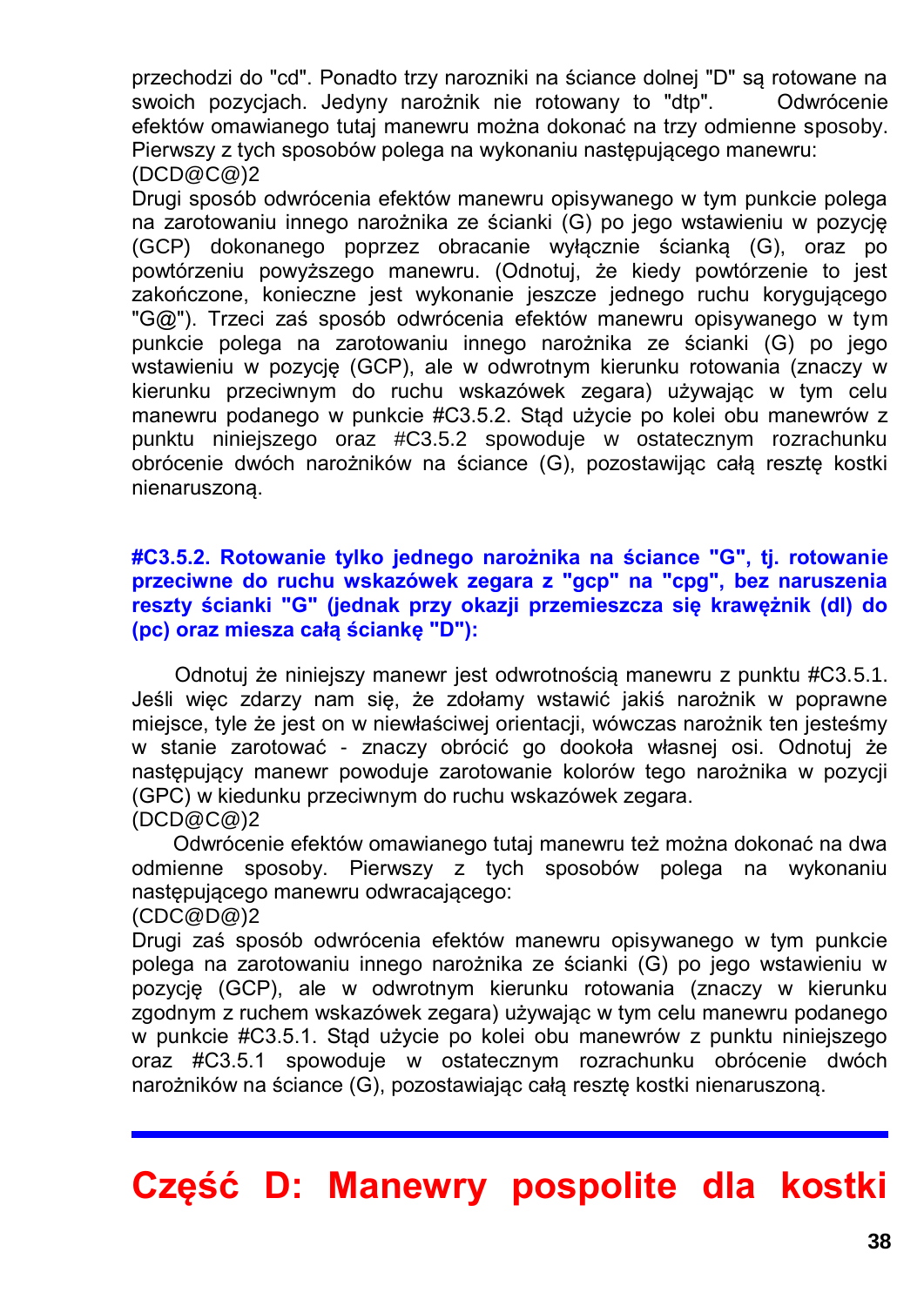przechodzi do "cd". Ponadto trzy narozniki na ściance dolnej "D" są rotowane na swoich pozycjach. Jedyny narożnik nie rotowany to "dtp". Odwrócenie efektów omawianego tutaj manewru można dokonać na trzy odmienne sposoby. Pierwszy z tych sposobów polega na wykonaniu następującego manewru:
(DCD@C@)2
Drugi sposób odwrócenia efektów manewru opisywanego w tym punkcie polega na zarotowaniu innego narożnika ze ścianki (G) po jego wstawieniu w pozycję (GCP) dokonanego poprzez obracanie wyłącznie ścianką (G), oraz po powtórzeniu powyższego manewru. (Odnotuj, że kiedy powtórzenie to jest zakończone, konieczne jest wykonanie jeszcze jednego ruchu korygującego "G@"). Trzeci zaś sposób odwrócenia efektów manewru opisywanego w tym punkcie polega na zarotowaniu innego narożnika ze ścianki (G) po jego wstawieniu w pozycję (GCP), ale w odwrotnym kierunku rotowania (znaczy w kierunku przeciwnym do ruchu wskazówek zegara) używając w tym celu manewru podanego w punkcie #C3.5.2. Stąd użycie po kolei obu manewrów z punktu niniejszego oraz #C3.5.2 spowoduje w ostatecznym rozrachunku obrócenie dwóch narożników na ściance (G), pozostawiając całą resztę kostki nienaruszoną.

#### #C3.5.2. Rotowanie tylko jednego narożnika na ściance "G", tj. rotowanie przeciwne do ruchu wskazówek zegara z "gcp" na "cpg", bez naruszenia reszty ścianki "G" (jednak przy okazji przemieszcza się krawężnik (dl) do (pc) oraz miesza całą ściankę "D"):

Odnotuj że niniejszy manewr jest odwrotnością manewru z punktu #C3.5.1. Jeśli więc zdarzy nam się, że zdołamy wstawić jakiś narożnik w poprawne miejsce, tyle że jest on w niewłaściwej orientacji, wówczas narożnik ten jesteśmy w stanie zarotować - znaczy obrócić go dookoła własnej osi. Odnotuj że następujący manewr powoduje zarotowanie kolorów tego narożnika w pozycji (GPC) w kiedunku przeciwnym do ruchu wskazówek zegara.
(DCD@C@)2
Odwrócenie efektów omawianego tutaj manewru też można dokonać na dwa odmienne sposoby. Pierwszy z tych sposobów polega na wykonaniu następującego manewru odwracającego:
(CDC@D@)2
Drugi zaś sposób odwrócenia efektów manewru opisywanego w tym punkcie polega na zarotowaniu innego narożnika ze ścianki (G) po jego wstawieniu w pozycję (GCP), ale w odwrotnym kierunku rotowania (znaczy w kierunku zgodnym z ruchem wskazówek zegara) używając w tym celu manewru podanego w punkcie #C3.5.1. Stąd użycie po kolei obu manewrów z punktu niniejszego oraz #C3.5.1 spowoduje w ostatecznym rozrachunku obrócenie dwóch narożników na ściance (G), pozostawiając całą resztę kostki nienaruszoną.

---

# Część D: Manewry pospolite dla kostki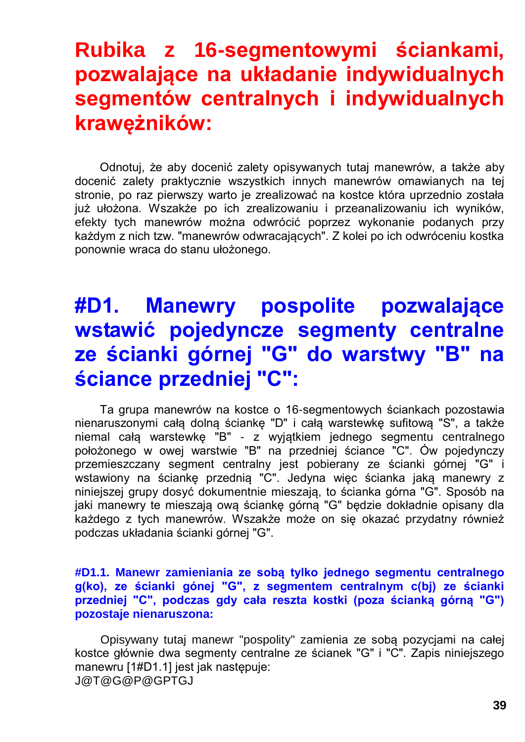## Rubika z 16-segmentowymi ściankami, pozwalające na układanie indywidualnych segmentów centralnych i indywidualnych krawężników:

Odnotuj, że aby docenić zalety opisywanych tutaj manewrów, a także aby docenić zalety praktycznie wszystkich innych manewrów omawianych na tej stronie, po raz pierwszy warto je zrealizować na kostce która uprzednio została już ułożona. Wszakże po ich zrealizowaniu i przeanalizowaniu ich wyników, efekty tych manewrów można odwrócić poprzez wykonanie podanych przy każdym z nich tzw. "manewrów odwracających". Z kolei po ich odwróceniu kostka ponownie wraca do stanu ułożonego.

# #D1. Manewry pospolite pozwalające wstawić pojedyncze segmenty centralne ze ścianki górnej "G" do warstwy "B" na ściance przedniej "C":

Ta grupa manewrów na kostce o 16-segmentowych ściankach pozostawia nienaruszonymi całą dolną ściankę "D" i całą warstewkę sufitową "S", a także niemal całą warstewkę "B" - z wyjątkiem jednego segmentu centralnego położonego w owej warstwie "B" na przedniej ściance "C". Ów pojedynczy przemieszczany segment centralny jest pobierany ze ścianki górnej "G" i wstawiony na ściankę przednią "C". Jedyna więc ścianka jaką manewry z niniejszej grupy dosyć dokumentnie mieszają, to ścianka górna "G". Sposób na jaki manewry te mieszają ową ściankę górną "G" będzie dokładnie opisany dla każdego z tych manewrów. Wszakże może on się okazać przydatny również podczas układania ścianki górnej "G".

### #D1.1. Manewr zamieniania ze sobą tylko jednego segmentu centralnego g(ko), ze ścianki gónej "G", z segmentem centralnym c(bj) ze ścianki przedniej "C", podczas gdy cała reszta kostki (poza ścianką górną "G") pozostaje nienaruszona:

Opisywany tutaj manewr "pospolity" zamienia ze sobą pozycjami na całej kostce głównie dwa segmenty centralne ze ścianek "G" i "C". Zapis niniejszego manewru [1#D1.1] jest jak następuje:
J@T@G@P@GPTGJ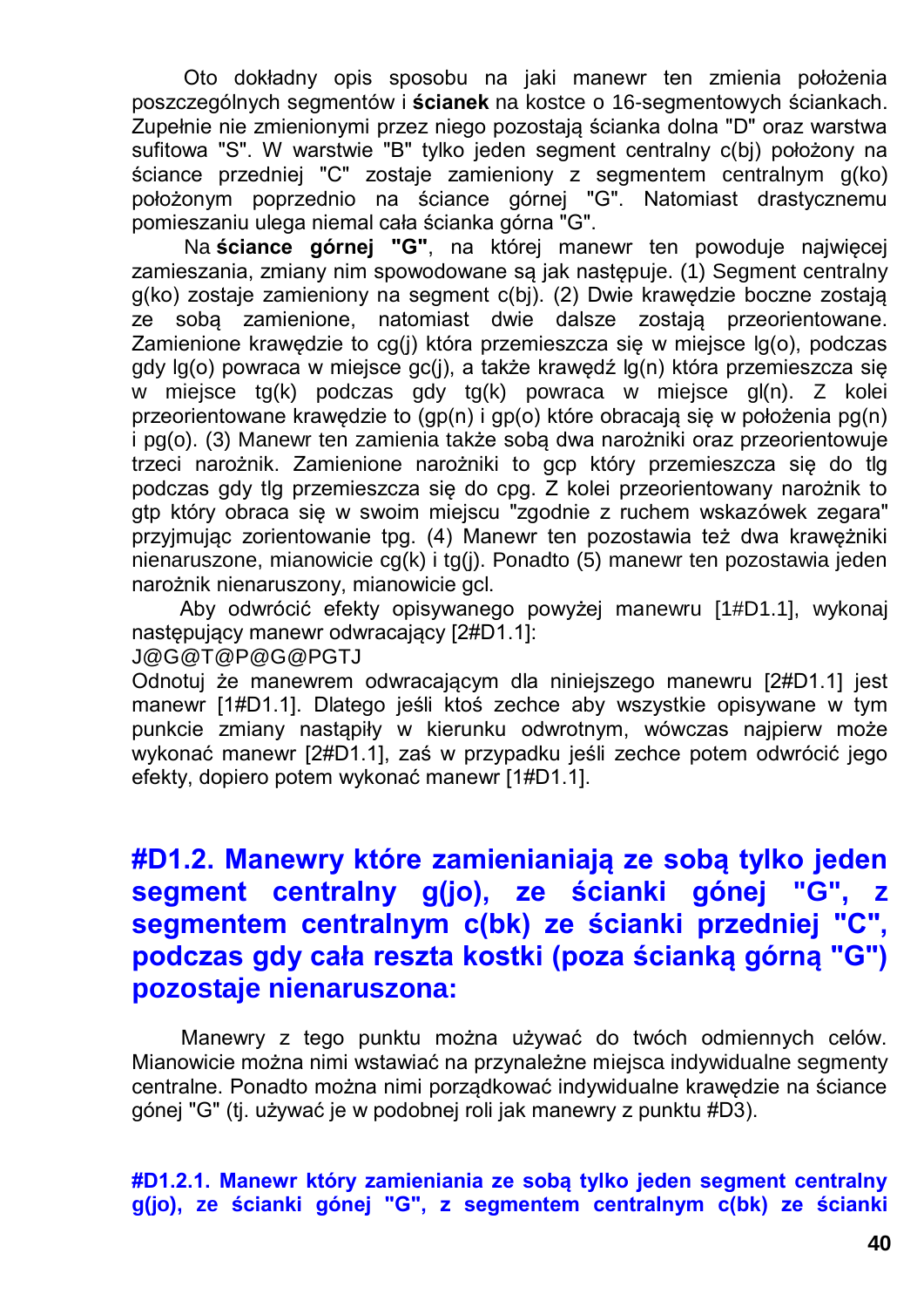Oto dokładny opis sposobu na jaki manewr ten zmienia położenia poszczególnych segmentów i **ścianek** na kostce o 16-segmentowych ściankach. Zupełnie nie zmienionymi przez niego pozostają ścianka dolna "D" oraz warstwa sufitowa "S". W warstwie "B" tylko jeden segment centralny c(bj) położony na ściance przedniej "C" zostaje zamieniony z segmentem centralnym g(ko) położonym poprzednio na ściance górnej "G". Natomiast drastycznemu pomieszaniu ulega niemal cała ścianka górna "G".

Na **ściance górnej "G"**, na której manewr ten powoduje najwięcej zamieszania, zmiany nim spowodowane są jak następuje. (1) Segment centralny g(ko) zostaje zamieniony na segment c(bj). (2) Dwie krawędzie boczne zostają ze sobą zamienione, natomiast dwie dalsze zostają przeorientowane. Zamienione krawędzie to cg(j) która przemieszcza się w miejsce lg(o), podczas gdy lg(o) powraca w miejsce gc(j), a także krawędź lg(n) która przemieszcza się w miejsce tg(k) podczas gdy tg(k) powraca w miejsce gl(n). Z kolei przeorientowane krawędzie to (gp(n) i gp(o) które obracają się w położenia pg(n) i pg(o). (3) Manewr ten zamienia także sobą dwa narożniki oraz przeorientowuje trzeci narożnik. Zamienione narożniki to gcp który przemieszcza się do tlg podczas gdy tlg przemieszcza się do cpg. Z kolei przeorientowany narożnik to gtp który obraca się w swoim miejscu "zgodnie z ruchem wskazówek zegara" przyjmując zorientowanie tpg. (4) Manewr ten pozostawia też dwa krawężniki nienaruszone, mianowicie cg(k) i tg(j). Ponadto (5) manewr ten pozostawia jeden narożnik nienaruszony, mianowicie gcl.

Aby odwrócić efekty opisywanego powyżej manewru [1#D1.1], wykonaj następujący manewr odwracający [2#D1.1]:
J@G@T@P@G@PGTJ
Odnotuj że manewrem odwracającym dla niniejszego manewru [2#D1.1] jest manewr [1#D1.1]. Dlatego jeśli ktoś zechce aby wszystkie opisywane w tym punkcie zmiany nastąpiły w kierunku odwrotnym, wówczas najpierw może wykonać manewr [2#D1.1], zaś w przypadku jeśli zechce potem odwrócić jego efekty, dopiero potem wykonać manewr [1#D1.1].

## #D1.2. Manewry które zamieniają ze sobą tylko jeden segment centralny g(jo), ze ścianki gónej "G", z segmentem centralnym c(bk) ze ścianki przedniej "C", podczas gdy cała reszta kostki (poza ścianką górną "G") pozostaje nienaruszona:

Manewry z tego punktu można używać do twóch odmiennych celów. Mianowicie można nimi wstawiać na przynależne miejsca indywidualne segmenty centralne. Ponadto można nimi porządkować indywidualne krawędzie na ściance gónej "G" (tj. używać je w podobnej roli jak manewry z punktu #D3).

### #D1.2.1. Manewr który zamieniania ze sobą tylko jeden segment centralny g(jo), ze ścianki gónej "G", z segmentem centralnym c(bk) ze ścianki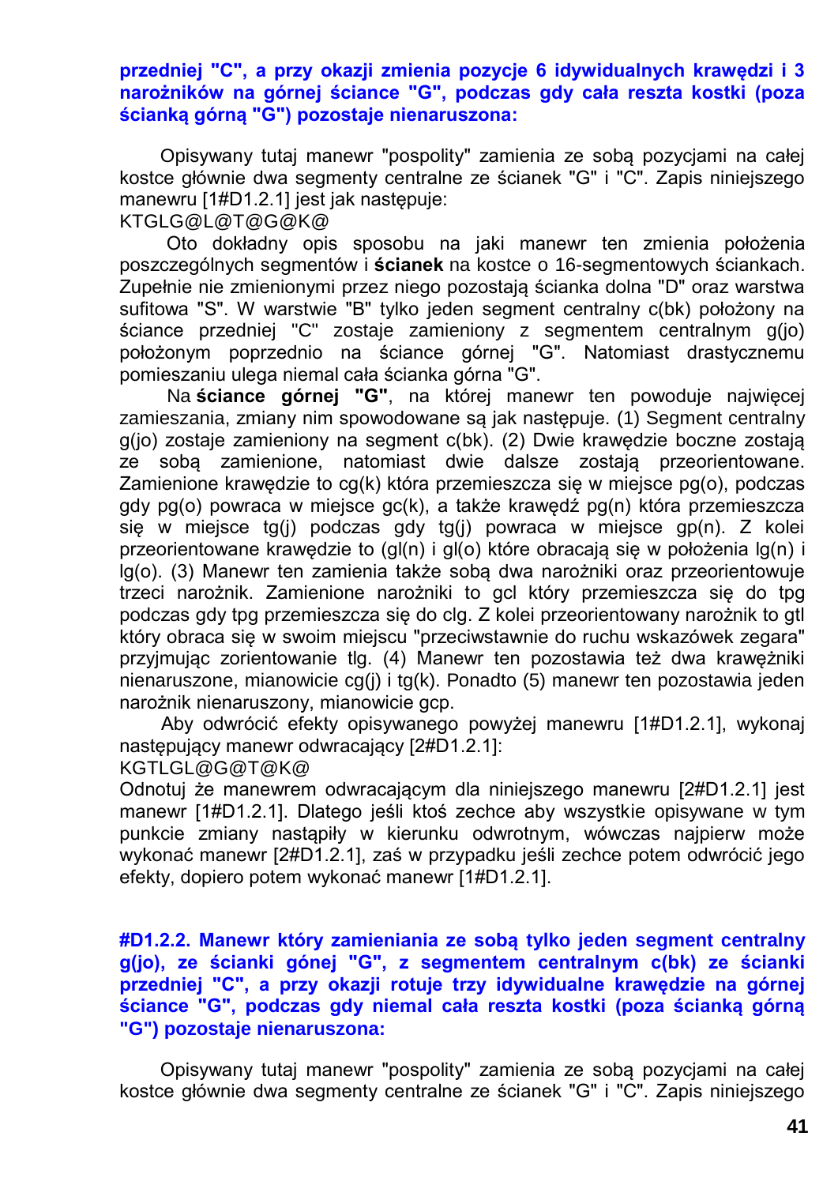**przedniej "C", a przy okazji zmienia pozycje 6 idywidualnych krawędzi i 3 narożników na górnej ściance "G", podczas gdy cała reszta kostki (poza ścianką górną "G") pozostaje nienaruszona:**

Opisywany tutaj manewr "pospolity" zamienia ze sobą pozycjami na całej kostce głównie dwa segmenty centralne ze ścianek "G" i "C". Zapis niniejszego manewru [1#D1.2.1] jest jak następuje:
KTGLG@L@T@G@K@

Oto dokładny opis sposobu na jaki manewr ten zmienia położenia poszczególnych segmentów i **ścianek** na kostce o 16-segmentowych ściankach. Zupełnie nie zmienionymi przez niego pozostają ścianka dolna "D" oraz warstwa sufitowa "S". W warstwie "B" tylko jeden segment centralny c(bk) położony na ściance przedniej "C" zostaje zamieniony z segmentem centralnym g(jo) położonym poprzednio na ściance górnej "G". Natomiast drastycznemu pomieszaniu ulega niemal cała ścianka górna "G".

Na **ściance górnej "G"**, na której manewr ten powoduje najwięcej zamieszania, zmiany nim spowodowane są jak następuje. (1) Segment centralny g(jo) zostaje zamieniony na segment c(bk). (2) Dwie krawędzie boczne zostają ze sobą zamienione, natomiast dwie dalsze zostają przeorientowane. Zamienione krawędzie to cg(k) która przemieszcza się w miejsce pg(o), podczas gdy pg(o) powraca w miejsce gc(k), a także krawędź pg(n) która przemieszcza się w miejsce tg(j) podczas gdy tg(j) powraca w miejsce gp(n). Z kolei przeorientowane krawędzie to (gl(n) i gl(o) które obracają się w położenia lg(n) i lg(o). (3) Manewr ten zamienia także sobą dwa narożniki oraz przeorientowuje trzeci narożnik. Zamienione narożniki to gcl który przemieszcza się do tpg podczas gdy tpg przemieszcza się do clg. Z kolei przeorientowany narożnik to gtl który obraca się w swoim miejscu "przeciwstawnie do ruchu wskazówek zegara" przyjmując zorientowanie tlg. (4) Manewr ten pozostawia też dwa krawężniki nienaruszone, mianowicie cg(j) i tg(k). Ponadto (5) manewr ten pozostawia jeden narożnik nienaruszony, mianowicie gcp.

Aby odwrócić efekty opisywanego powyżej manewru [1#D1.2.1], wykonaj następujący manewr odwracający [2#D1.2.1]:
KGTLGL@G@T@K@
Odnotuj że manewrem odwracającym dla niniejszego manewru [2#D1.2.1] jest manewr [1#D1.2.1]. Dlatego jeśli ktoś zechce aby wszystkie opisywane w tym punkcie zmiany nastąpiły w kierunku odwrotnym, wówczas najpierw może wykonać manewr [2#D1.2.1], zaś w przypadku jeśli zechce potem odwrócić jego efekty, dopiero potem wykonać manewr [1#D1.2.1].

**#D1.2.2. Manewr który zamieniania ze sobą tylko jeden segment centralny g(jo), ze ścianki gónej "G", z segmentem centralnym c(bk) ze ścianki przedniej "C", a przy okazji rotuje trzy idywidualne krawędzie na górnej ściance "G", podczas gdy niemal cała reszta kostki (poza ścianką górną "G") pozostaje nienaruszona:**

Opisywany tutaj manewr "pospolity" zamienia ze sobą pozycjami na całej kostce głównie dwa segmenty centralne ze ścianek "G" i "C". Zapis niniejszego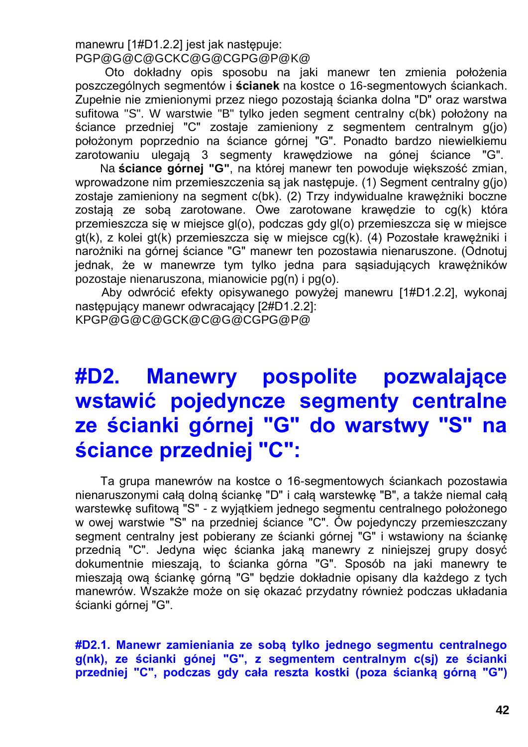manewru [1#D1.2.2] jest jak następuje:
PGP@G@C@GCKC@G@CGPG@P@K@

Oto dokładny opis sposobu na jaki manewr ten zmienia położenia poszczególnych segmentów i **ścianek** na kostce o 16-segmentowych ściankach. Zupełnie nie zmienionymi przez niego pozostają ścianka dolna "D" oraz warstwa sufitowa "S". W warstwie "B" tylko jeden segment centralny c(bk) położony na ściance przedniej "C" zostaje zamieniony z segmentem centralnym g(jo) położonym poprzednio na ściance górnej "G". Ponadto bardzo niewielkiemu zarotowaniu ulegają 3 segmenty krawędziowe na gónej ściance "G".

Na **ściance górnej "G"**, na której manewr ten powoduje większość zmian, wprowadzone nim przemieszczenia są jak następuje. (1) Segment centralny g(jo) zostaje zamieniony na segment c(bk). (2) Trzy indywidualne krawężniki boczne zostają ze sobą zarotowane. Owe zarotowane krawędzie to cg(k) która przemieszcza się w miejsce gl(o), podczas gdy gl(o) przemieszcza się w miejsce gt(k), z kolei gt(k) przemieszcza się w miejsce cg(k). (4) Pozostałe krawężniki i narożniki na górnej ściance "G" manewr ten pozostawia nienaruszone. (Odnotuj jednak, że w manewrze tym tylko jedna para sąsiadujących krawężników pozostaje nienaruszona, mianowicie pg(n) i pg(o).

Aby odwrócić efekty opisywanego powyżej manewru [1#D1.2.2], wykonaj następujący manewr odwracający [2#D1.2.2]:
KPGP@G@C@GCK@C@G@CGPG@P@

# #D2. Manewry pospolite pozwalające wstawić pojedyncze segmenty centralne ze ścianki górnej "G" do warstwy "S" na ściance przedniej "C":

Ta grupa manewrów na kostce o 16-segmentowych ściankach pozostawia nienaruszonymi całą dolną ściankę "D" i całą warstewkę "B", a także niemal całą warstewkę sufitową "S" - z wyjątkiem jednego segmentu centralnego położonego w owej warstwie "S" na przedniej ściance "C". Ów pojedynczy przemieszczany segment centralny jest pobierany ze ścianki górnej "G" i wstawiony na ściankę przednią "C". Jedyna więc ścianka jaką manewry z niniejszej grupy dosyć dokumentnie mieszają, to ścianka górna "G". Sposób na jaki manewry te mieszają ową ściankę górną "G" będzie dokładnie opisany dla każdego z tych manewrów. Wszakże może on się okazać przydatny również podczas układania ścianki górnej "G".

### #D2.1. Manewr zamieniania ze sobą tylko jednego segmentu centralnego g(nk), ze ścianki gónej "G", z segmentem centralnym c(sj) ze ścianki przedniej "C", podczas gdy cała reszta kostki (poza ścianką górną "G")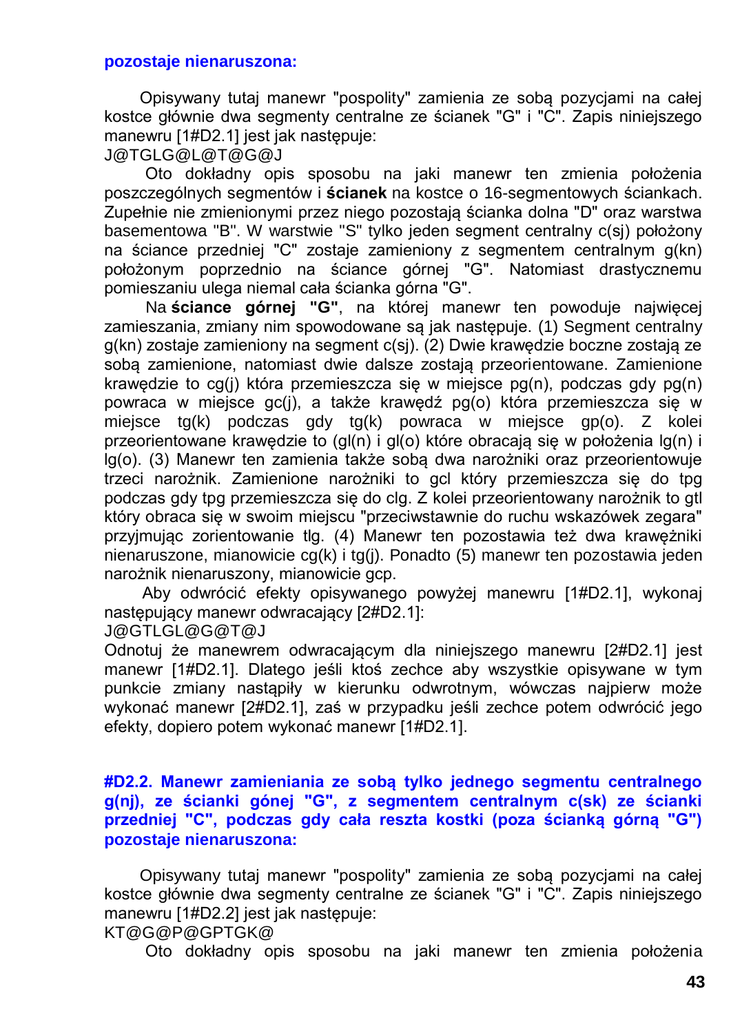**pozostaje nienaruszona:**

Opisywany tutaj manewr "pospolity" zamienia ze sobą pozycjami na całej kostce głównie dwa segmenty centralne ze ścianek "G" i "C". Zapis niniejszego manewru [1#D2.1] jest jak następuje:
J@TGLG@L@T@G@J

Oto dokładny opis sposobu na jaki manewr ten zmienia położenia poszczególnych segmentów i **ścianek** na kostce o 16-segmentowych ściankach. Zupełnie nie zmienionymi przez niego pozostają ścianka dolna "D" oraz warstwa basementowa "B". W warstwie "S" tylko jeden segment centralny c(sj) położony na ściance przedniej "C" zostaje zamieniony z segmentem centralnym g(kn) położonym poprzednio na ściance górnej "G". Natomiast drastycznemu pomieszaniu ulega niemal cała ścianka górna "G".

Na **ściance górnej "G"**, na której manewr ten powoduje najwięcej zamieszania, zmiany nim spowodowane są jak następuje. (1) Segment centralny g(kn) zostaje zamieniony na segment c(sj). (2) Dwie krawędzie boczne zostają ze sobą zamienione, natomiast dwie dalsze zostają przeorientowane. Zamienione krawędzie to cg(j) która przemieszcza się w miejsce pg(n), podczas gdy pg(n) powraca w miejsce gc(j), a także krawędź pg(o) która przemieszcza się w miejsce tg(k) podczas gdy tg(k) powraca w miejsce gp(o). Z kolei przeorientowane krawędzie to (gl(n) i gl(o) które obracają się w położenia lg(n) i lg(o). (3) Manewr ten zamienia także sobą dwa narożniki oraz przeorientowuje trzeci narożnik. Zamienione narożniki to gcl który przemieszcza się do tpg podczas gdy tpg przemieszcza się do clg. Z kolei przeorientowany narożnik to gtl który obraca się w swoim miejscu "przeciwstawnie do ruchu wskazówek zegara" przyjmując zorientowanie tlg. (4) Manewr ten pozostawia też dwa krawężniki nienaruszone, mianowicie cg(k) i tg(j). Ponadto (5) manewr ten pozostawia jeden narożnik nienaruszony, mianowicie gcp.

Aby odwrócić efekty opisywanego powyżej manewru [1#D2.1], wykonaj następujący manewr odwracający [2#D2.1]:
J@GTLGL@G@T@J
Odnotuj że manewrem odwracającym dla niniejszego manewru [2#D2.1] jest manewr [1#D2.1]. Dlatego jeśli ktoś zechce aby wszystkie opisywane w tym punkcie zmiany nastąpiły w kierunku odwrotnym, wówczas najpierw może wykonać manewr [2#D2.1], zaś w przypadku jeśli zechce potem odwrócić jego efekty, dopiero potem wykonać manewr [1#D2.1].

#### #D2.2. Manewr zamieniania ze sobą tylko jednego segmentu centralnego g(nj), ze ścianki gónej "G", z segmentem centralnym c(sk) ze ścianki przedniej "C", podczas gdy cała reszta kostki (poza ścianką górną "G") pozostaje nienaruszona:

Opisywany tutaj manewr "pospolity" zamienia ze sobą pozycjami na całej kostce głównie dwa segmenty centralne ze ścianek "G" i "C". Zapis niniejszego manewru [1#D2.2] jest jak następuje:
KT@G@P@GPTGK@

Oto dokładny opis sposobu na jaki manewr ten zmienia położenia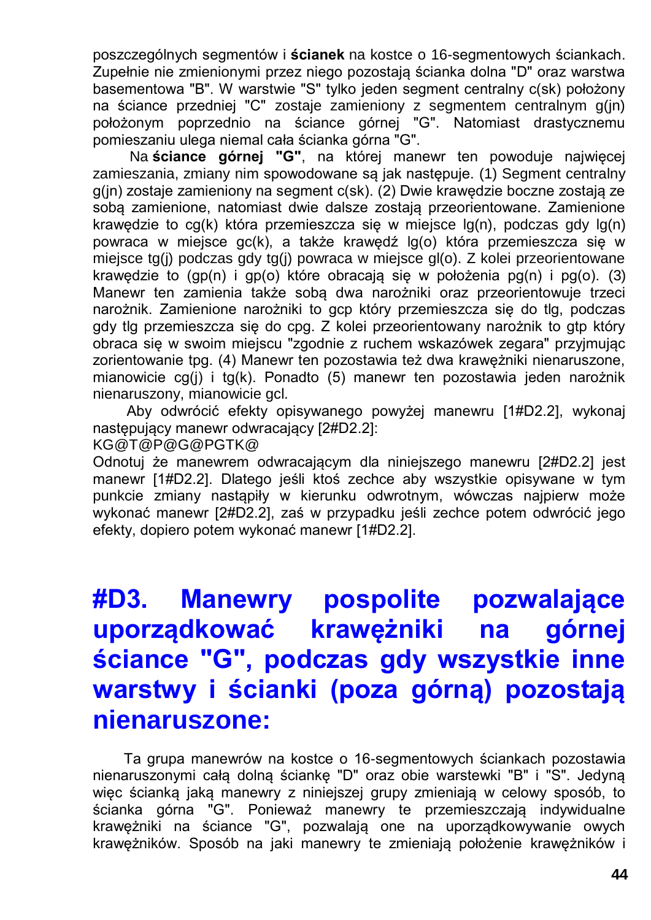poszczególnych segmentów i **ścianek** na kostce o 16-segmentowych ściankach. Zupełnie nie zmienionymi przez niego pozostają ścianka dolna "D" oraz warstwa basementowa "B". W warstwie "S" tylko jeden segment centralny c(sk) położony na ściance przedniej "C" zostaje zamieniony z segmentem centralnym g(jn) położonym poprzednio na ściance górnej "G". Natomiast drastycznemu pomieszaniu ulega niemal cała ścianka górna "G".

Na **ściance górnej "G"**, na której manewr ten powoduje najwięcej zamieszania, zmiany nim spowodowane są jak następuje. (1) Segment centralny g(jn) zostaje zamieniony na segment c(sk). (2) Dwie krawędzie boczne zostają ze sobą zamienione, natomiast dwie dalsze zostają przeorientowane. Zamienione krawędzie to cg(k) która przemieszcza się w miejsce lg(n), podczas gdy lg(n) powraca w miejsce gc(k), a także krawędź lg(o) która przemieszcza się w miejsce tg(j) podczas gdy tg(j) powraca w miejsce gl(o). Z kolei przeorientowane krawędzie to (gp(n) i gp(o) które obracają się w położenia pg(n) i pg(o). (3) Manewr ten zamienia także sobą dwa narożniki oraz przeorientowuje trzeci narożnik. Zamienione narożniki to gcp który przemieszcza się do tlg, podczas gdy tlg przemieszcza się do cpg. Z kolei przeorientowany narożnik to gtp który obraca się w swoim miejscu "zgodnie z ruchem wskazówek zegara" przyjmując zorientowanie tpg. (4) Manewr ten pozostawia też dwa krawężniki nienaruszone, mianowicie cg(j) i tg(k). Ponadto (5) manewr ten pozostawia jeden narożnik nienaruszony, mianowicie gcl.

Aby odwrócić efekty opisywanego powyżej manewru [1#D2.2], wykonaj następujący manewr odwracający [2#D2.2]:
KG@T@P@G@PGTK@
Odnotuj że manewrem odwracającym dla niniejszego manewru [2#D2.2] jest manewr [1#D2.2]. Dlatego jeśli ktoś zechce aby wszystkie opisywane w tym punkcie zmiany nastąpiły w kierunku odwrotnym, wówczas najpierw może wykonać manewr [2#D2.2], zaś w przypadku jeśli zechce potem odwrócić jego efekty, dopiero potem wykonać manewr [1#D2.2].

# #D3. Manewry pospolite pozwalające uporządkować krawężniki na górnej ściance "G", podczas gdy wszystkie inne warstwy i ścianki (poza górną) pozostają nienaruszone:

Ta grupa manewrów na kostce o 16-segmentowych ściankach pozostawia nienaruszonymi całą dolną ściankę "D" oraz obie warstewki "B" i "S". Jedyną więc ścianką jaką manewry z niniejszej grupy zmieniają w celowy sposób, to ścianka górna "G". Ponieważ manewry te przemieszczają indywidualne krawężniki na ściance "G", pozwalają one na uporządkowywanie owych krawężników. Sposób na jaki manewry te zmieniają położenie krawężników i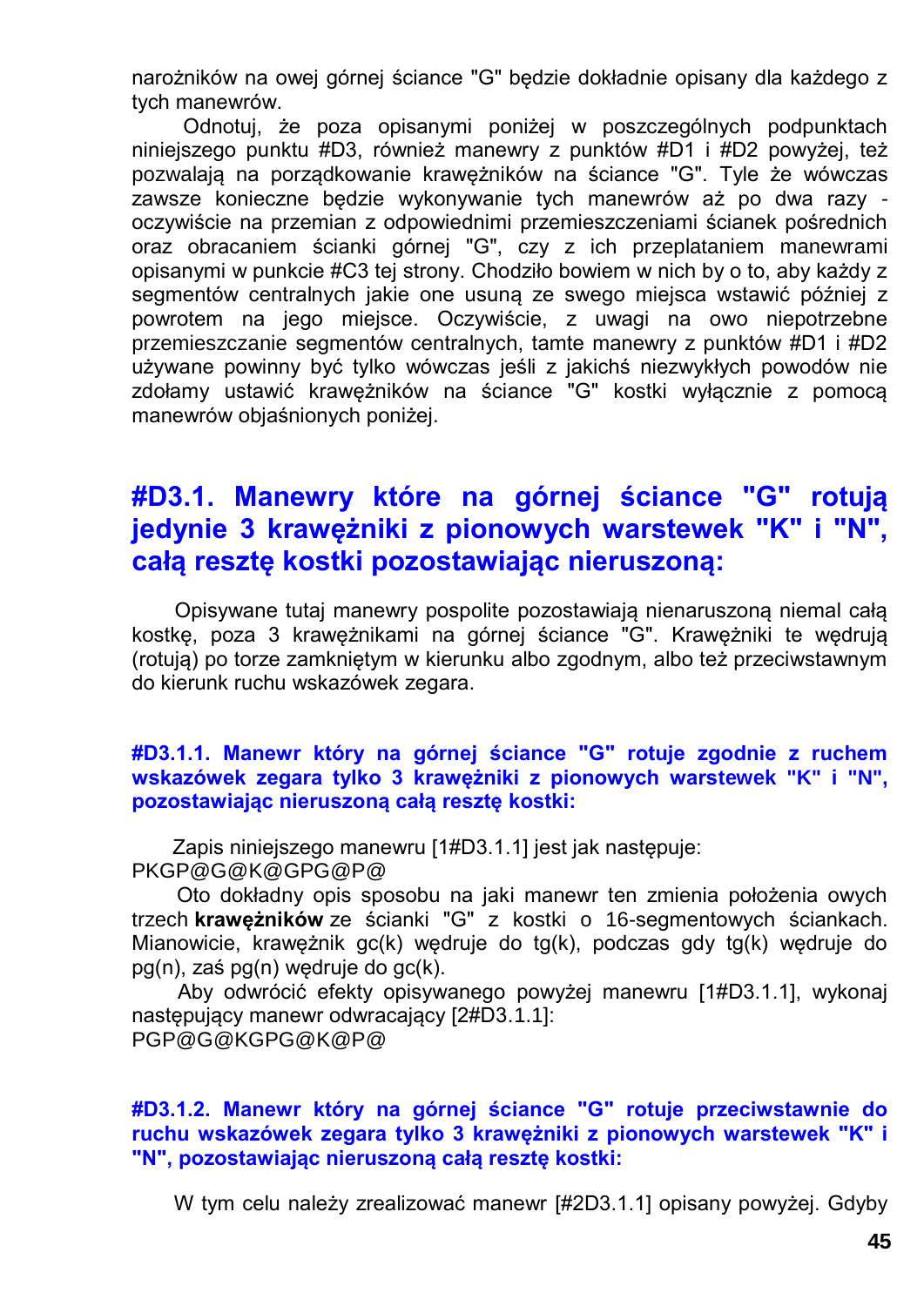narożników na owej górnej ściance "G" będzie dokładnie opisany dla każdego z tych manewrów.

Odnotuj, że poza opisanymi poniżej w poszczególnych podpunktach niniejszego punktu #D3, również manewry z punktów #D1 i #D2 powyżej, też pozwalają na porządkowanie krawężników na ściance "G". Tyle że wówczas zawsze konieczne będzie wykonywanie tych manewrów aż po dwa razy - oczywiście na przemian z odpowiednimi przemieszczeniami ścianek pośrednich oraz obracaniem ścianki górnej "G", czy z ich przeplataniem manewrami opisanymi w punkcie #C3 tej strony. Chodziło bowiem w nich by o to, aby każdy z segmentów centralnych jakie one usuną ze swego miejsca wstawić później z powrotem na jego miejsce. Oczywiście, z uwagi na owo niepotrzebne przemieszczanie segmentów centralnych, tamte manewry z punktów #D1 i #D2 używane powinny być tylko wówczas jeśli z jakichś niezwykłych powodów nie zdołamy ustawić krawężników na ściance "G" kostki wyłącznie z pomocą manewrów objaśnionych poniżej.

## #D3.1. Manewry które na górnej ściance "G" rotują jedynie 3 krawężniki z pionowych warstewek "K" i "N", całą resztę kostki pozostawiając nieruszoną:

Opisywane tutaj manewry pospolite pozostawiają nienaruszoną niemal całą kostkę, poza 3 krawężnikami na górnej ściance "G". Krawężniki te wędrują (rotują) po torze zamkniętym w kierunku albo zgodnym, albo też przeciwstawnym do kierunk ruchu wskazówek zegara.

### #D3.1.1. Manewr który na górnej ściance "G" rotuje zgodnie z ruchem wskazówek zegara tylko 3 krawężniki z pionowych warstewek "K" i "N", pozostawiając nieruszoną całą resztę kostki:

Zapis niniejszego manewru [1#D3.1.1] jest jak następuje:
PKGP@G@K@GPG@P@

Oto dokładny opis sposobu na jaki manewr ten zmienia położenia owych trzech **krawężników** ze ścianki "G" z kostki o 16-segmentowych ściankach. Mianowicie, krawężnik gc(k) wędruje do tg(k), podczas gdy tg(k) wędruje do pg(n), zaś pg(n) wędruje do gc(k).

Aby odwrócić efekty opisywanego powyżej manewru [1#D3.1.1], wykonaj następujący manewr odwracający [2#D3.1.1]:
PGP@G@KGPG@K@P@

### #D3.1.2. Manewr który na górnej ściance "G" rotuje przeciwstawnie do ruchu wskazówek zegara tylko 3 krawężniki z pionowych warstewek "K" i "N", pozostawiając nieruszoną całą resztę kostki:

W tym celu należy zrealizować manewr [#2D3.1.1] opisany powyżej. Gdyby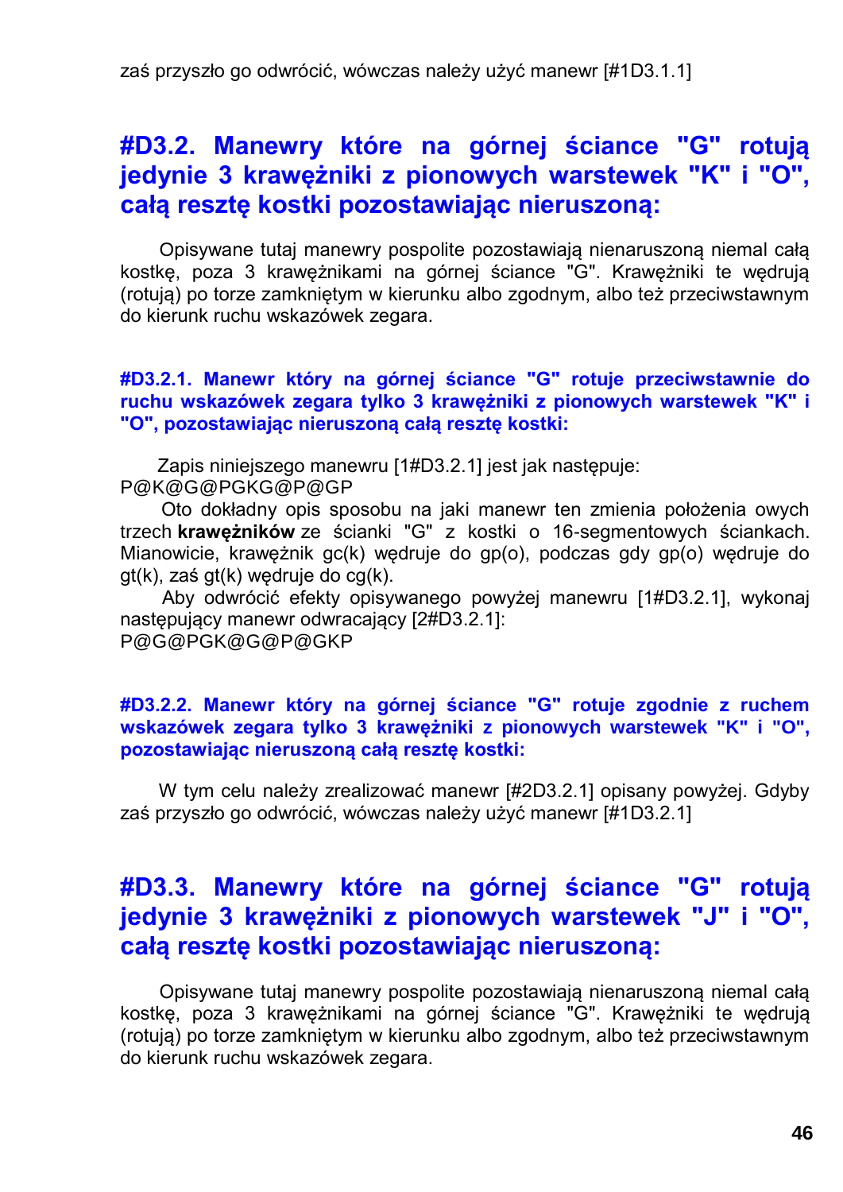zaś przyszło go odwrócić, wówczas należy użyć manewr [#1D3.1.1]

## #D3.2. Manewry które na górnej ściance "G" rotują jedynie 3 krawężniki z pionowych warstewek "K" i "O", całą resztę kostki pozostawiając nieruszoną:

Opisywane tutaj manewry pospolite pozostawiają nienaruszoną niemal całą kostkę, poza 3 krawężnikami na górnej ściance "G". Krawężniki te wędrują (rotują) po torze zamkniętym w kierunku albo zgodnym, albo też przeciwstawnym do kierunk ruchu wskazówek zegara.

### #D3.2.1. Manewr który na górnej ściance "G" rotuje przeciwstawnie do ruchu wskazówek zegara tylko 3 krawężniki z pionowych warstewek "K" i "O", pozostawiając nieruszoną całą resztę kostki:

Zapis niniejszego manewru [1#D3.2.1] jest jak następuje:
P@K@G@PGKG@P@GP

Oto dokładny opis sposobu na jaki manewr ten zmienia położenia owych trzech **krawężników** ze ścianki "G" z kostki o 16-segmentowych ściankach. Mianowicie, krawężnik gc(k) wędruje do gp(o), podczas gdy gp(o) wędruje do gt(k), zaś gt(k) wędruje do cg(k).

Aby odwrócić efekty opisywanego powyżej manewru [1#D3.2.1], wykonaj następujący manewr odwracający [2#D3.2.1]:
P@G@PGK@G@P@GKP

### #D3.2.2. Manewr który na górnej ściance "G" rotuje zgodnie z ruchem wskazówek zegara tylko 3 krawężniki z pionowych warstewek "K" i "O", pozostawiając nieruszoną całą resztę kostki:

W tym celu należy zrealizować manewr [#2D3.2.1] opisany powyżej. Gdyby zaś przyszło go odwrócić, wówczas należy użyć manewr [#1D3.2.1]

## #D3.3. Manewry które na górnej ściance "G" rotują jedynie 3 krawężniki z pionowych warstewek "J" i "O", całą resztę kostki pozostawiając nieruszoną:

Opisywane tutaj manewry pospolite pozostawiają nienaruszoną niemal całą kostkę, poza 3 krawężnikami na górnej ściance "G". Krawężniki te wędrują (rotują) po torze zamkniętym w kierunku albo zgodnym, albo też przeciwstawnym do kierunk ruchu wskazówek zegara.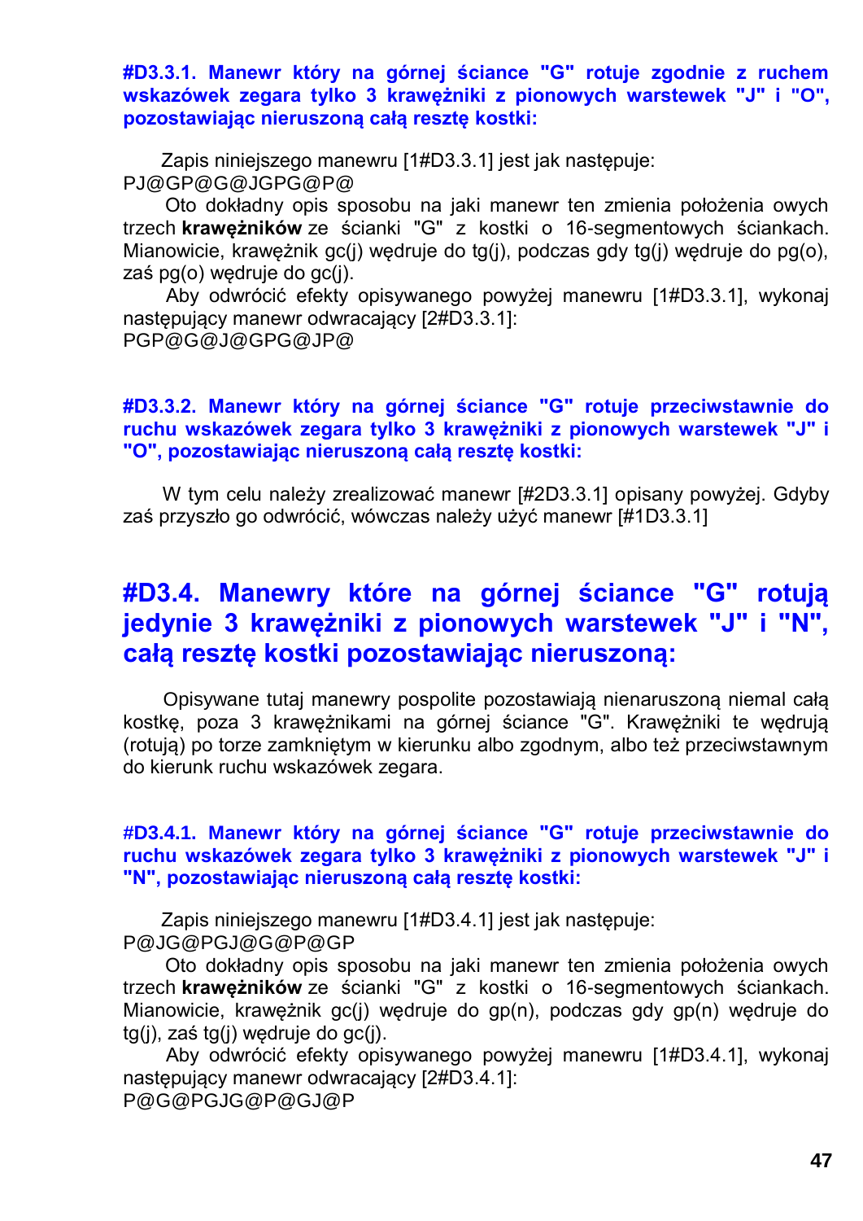### #D3.3.1. Manewr który na górnej ściance "G" rotuje zgodnie z ruchem wskazówek zegara tylko 3 krawężniki z pionowych warstewek "J" i "O", pozostawiając nieruszoną całą resztę kostki:

Zapis niniejszego manewru [1#D3.3.1] jest jak następuje:
PJ@GP@G@JGPG@P@

Oto dokładny opis sposobu na jaki manewr ten zmienia położenia owych trzech **krawężników** ze ścianki "G" z kostki o 16-segmentowych ściankach. Mianowicie, krawężnik gc(j) wędruje do tg(j), podczas gdy tg(j) wędruje do pg(o), zaś pg(o) wędruje do gc(j).

Aby odwrócić efekty opisywanego powyżej manewru [1#D3.3.1], wykonaj następujący manewr odwracający [2#D3.3.1]:
PGP@G@J@GPG@JP@

### #D3.3.2. Manewr który na górnej ściance "G" rotuje przeciwstawnie do ruchu wskazówek zegara tylko 3 krawężniki z pionowych warstewek "J" i "O", pozostawiając nieruszoną całą resztę kostki:

W tym celu należy zrealizować manewr [#2D3.3.1] opisany powyżej. Gdyby zaś przyszło go odwrócić, wówczas należy użyć manewr [#1D3.3.1]

## #D3.4. Manewry które na górnej ściance "G" rotują jedynie 3 krawężniki z pionowych warstewek "J" i "N", całą resztę kostki pozostawiając nieruszoną:

Opisywane tutaj manewry pospolite pozostawiają nienaruszoną niemal całą kostkę, poza 3 krawężnikami na górnej ściance "G". Krawężniki te wędrują (rotują) po torze zamkniętym w kierunku albo zgodnym, albo też przeciwstawnym do kierunk ruchu wskazówek zegara.

### #D3.4.1. Manewr który na górnej ściance "G" rotuje przeciwstawnie do ruchu wskazówek zegara tylko 3 krawężniki z pionowych warstewek "J" i "N", pozostawiając nieruszoną całą resztę kostki:

Zapis niniejszego manewru [1#D3.4.1] jest jak następuje:
P@JG@PGJ@G@P@GP

Oto dokładny opis sposobu na jaki manewr ten zmienia położenia owych trzech **krawężników** ze ścianki "G" z kostki o 16-segmentowych ściankach. Mianowicie, krawężnik gc(j) wędruje do gp(n), podczas gdy gp(n) wędruje do tg(j), zaś tg(j) wędruje do gc(j).

Aby odwrócić efekty opisywanego powyżej manewru [1#D3.4.1], wykonaj następujący manewr odwracający [2#D3.4.1]:
P@G@PGJG@P@GJ@P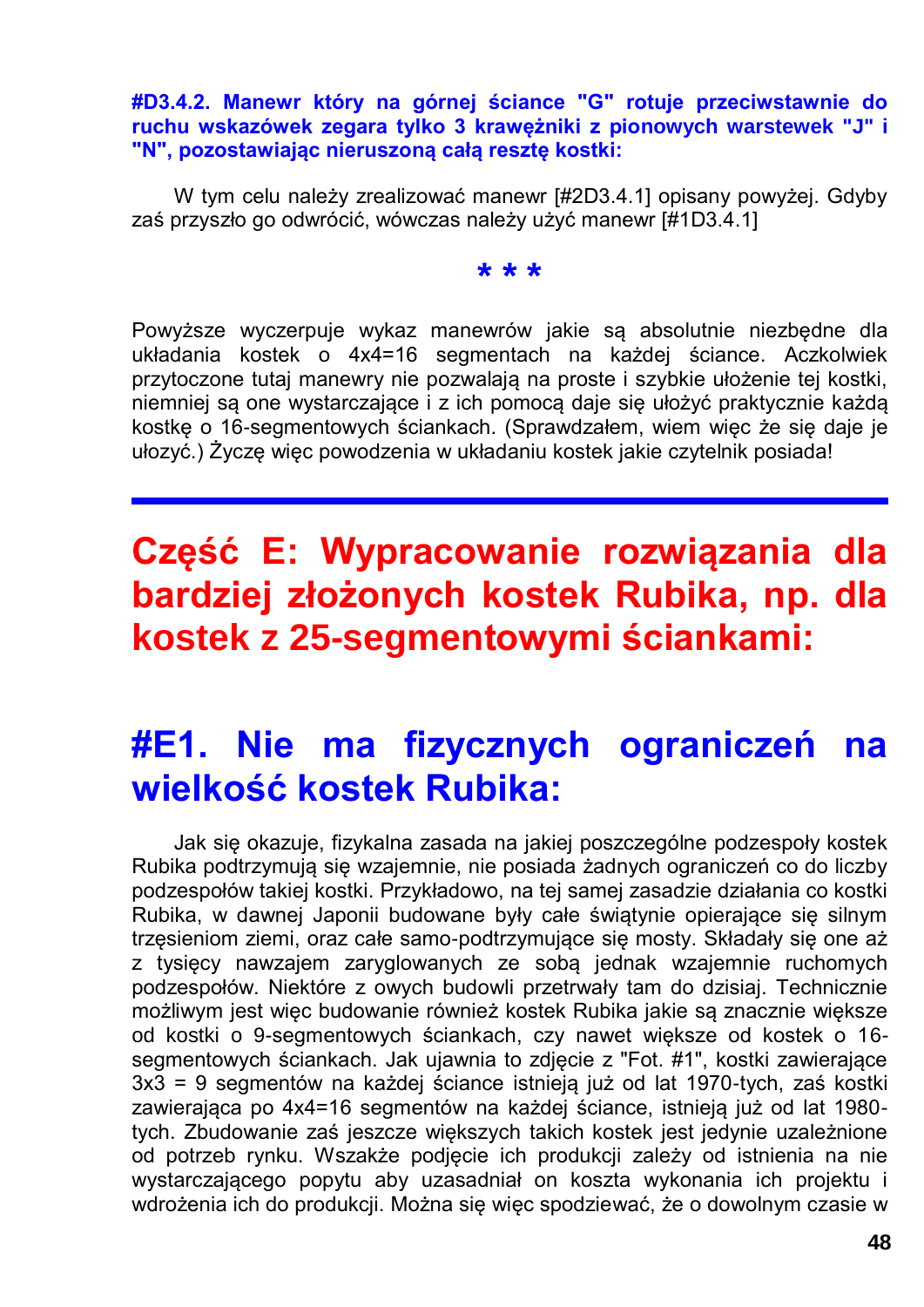#### #D3.4.2. Manewr który na górnej ściance "G" rotuje przeciwstawnie do ruchu wskazówek zegara tylko 3 krawężniki z pionowych warstewek "J" i "N", pozostawiając nieruszoną całą resztę kostki:

W tym celu należy zrealizować manewr [#2D3.4.1] opisany powyżej. Gdyby zaś przyszło go odwrócić, wówczas należy użyć manewr [#1D3.4.1]

**\* \* \***

Powyższe wyczerpuje wykaz manewrów jakie są absolutnie niezbędne dla układania kostek o 4x4=16 segmentach na każdej ściance. Aczkolwiek przytoczone tutaj manewry nie pozwalają na proste i szybkie ułożenie tej kostki, niemniej są one wystarczające i z ich pomocą daje się ułożyć praktycznie każdą kostkę o 16-segmentowych ściankach. (Sprawdzałem, wiem więc że się daje je ułożyć.) Życzę więc powodzenia w układaniu kostek jakie czytelnik posiada!

---

# Część E: Wypracowanie rozwiązania dla bardziej złożonych kostek Rubika, np. dla kostek z 25-segmentowymi ściankami:

## #E1. Nie ma fizycznych ograniczeń na wielkość kostek Rubika:

Jak się okazuje, fizykalna zasada na jakiej poszczególne podzespoły kostek Rubika podtrzymują się wzajemnie, nie posiada żadnych ograniczeń co do liczby podzespołów takiej kostki. Przykładowo, na tej samej zasadzie działania co kostki Rubika, w dawnej Japonii budowane były całe świątynie opierające się silnym trzęsieniom ziemi, oraz całe samo-podtrzymujące się mosty. Składały się one aż z tysięcy nawzajem zaryglowanych ze sobą jednak wzajemnie ruchomych podzespołów. Niektóre z owych budowli przetrwały tam do dzisiaj. Technicznie możliwym jest więc budowanie również kostek Rubika jakie są znacznie większe od kostki o 9-segmentowych ściankach, czy nawet większe od kostek o 16-segmentowych ściankach. Jak ujawnia to zdjęcie z "Fot. #1", kostki zawierające 3x3 = 9 segmentów na każdej ściance istnieją już od lat 1970-tych, zaś kostki zawierająca po 4x4=16 segmentów na każdej ściance, istnieją już od lat 1980-tych. Zbudowanie zaś jeszcze większych takich kostek jest jedynie uzależnione od potrzeb rynku. Wszakże podjęcie ich produkcji zależy od istnienia na nie wystarczającego popytu aby uzasadniał on koszta wykonania ich projektu i wdrożenia ich do produkcji. Można się więc spodziewać, że o dowolnym czasie w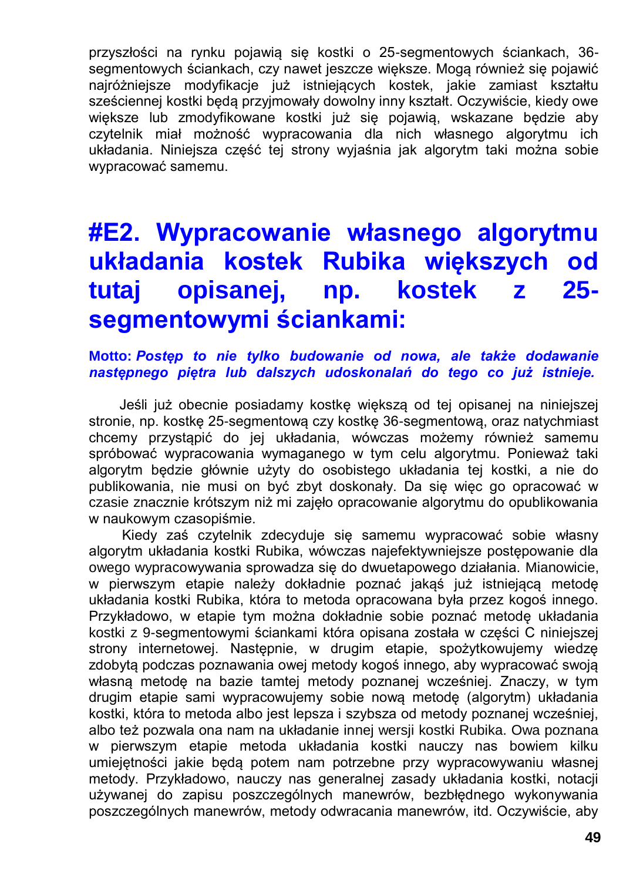przyszłości na rynku pojawią się kostki o 25-segmentowych ściankach, 36-segmentowych ściankach, czy nawet jeszcze większe. Mogą również się pojawić najróżniejsze modyfikacje już istniejących kostek, jakie zamiast kształtu sześciennej kostki będą przyjmowały dowolny inny kształt. Oczywiście, kiedy owe większe lub zmodyfikowane kostki już się pojawią, wskazane będzie aby czytelnik miał możność wypracowania dla nich własnego algorytmu ich układania. Niniejsza część tej strony wyjaśnia jak algorytm taki można sobie wypracować samemu.

# #E2. Wypracowanie własnego algorytmu układania kostek Rubika większych od tutaj opisanej, np. kostek z 25-segmentowymi ściankami:

**Motto:** ***Postęp to nie tylko budowanie od nowa, ale także dodawanie następnego piętra lub dalszych udoskonaleń do tego co już istnieje.***

Jeśli już obecnie posiadamy kostkę większą od tej opisanej na niniejszej stronie, np. kostkę 25-segmentową czy kostkę 36-segmentową, oraz natychmiast chcemy przystąpić do jej układania, wówczas możemy również samemu spróbować wypracowania wymaganego w tym celu algorytmu. Ponieważ taki algorytm będzie głównie użyty do osobistego układania tej kostki, a nie do publikowania, nie musi on być zbyt doskonały. Da się więc go opracować w czasie znacznie krótszym niż mi zajęło opracowanie algorytmu do opublikowania w naukowym czasopiśmie.

Kiedy zaś czytelnik zdecyduje się samemu wypracować sobie własny algorytm układania kostki Rubika, wówczas najefektywniejsze postępowanie dla owego wypracowywania sprowadza się do dwuetapowego działania. Mianowicie, w pierwszym etapie należy dokładnie poznać jakąś już istniejącą metodę układania kostki Rubika, która to metoda opracowana była przez kogoś innego. Przykładowo, w etapie tym można dokładnie sobie poznać metodę układania kostki z 9-segmentowymi ściankami która opisana została w części C niniejszej strony internetowej. Następnie, w drugim etapie, spożytkowujemy wiedzę zdobytą podczas poznawania owej metody kogoś innego, aby wypracować swoją własną metodę na bazie tamtej metody poznanej wcześniej. Znaczy, w tym drugim etapie sami wypracowujemy sobie nową metodę (algorytm) układania kostki, która to metoda albo jest lepsza i szybsza od metody poznanej wcześniej, albo też pozwala ona nam na układanie innej wersji kostki Rubika. Owa poznana w pierwszym etapie metoda układania kostki nauczy nas bowiem kilku umiejętności jakie będą potem nam potrzebne przy wypracowywaniu własnej metody. Przykładowo, nauczy nas generalnej zasady układania kostki, notacji używanej do zapisu poszczególnych manewrów, bezbłędnego wykonywania poszczególnych manewrów, metody odwracania manewrów, itd. Oczywiście, aby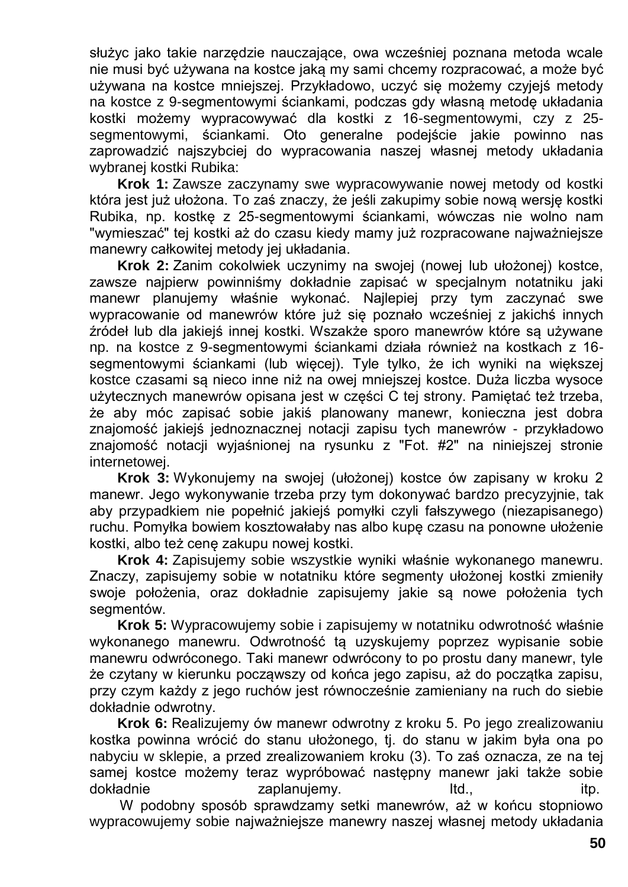służyc jako takie narzędzie nauczające, owa wcześniej poznana metoda wcale nie musi być używana na kostce jaką my sami chcemy rozpracować, a może być używana na kostce mniejszej. Przykładowo, uczyć się możemy czyjejś metody na kostce z 9-segmentowymi ściankami, podczas gdy własną metodę układania kostki możemy wypracowywać dla kostki z 16-segmentowymi, czy z 25-segmentowymi, ściankami. Oto generalne podejście jakie powinno nas zaprowadzić najszybciej do wypracowania naszej własnej metody układania wybranej kostki Rubika:

**Krok 1:** Zawsze zaczynamy swe wypracowywanie nowej metody od kostki która jest już ułożona. To zaś znaczy, że jeśli zakupimy sobie nową wersję kostki Rubika, np. kostkę z 25-segmentowymi ściankami, wówczas nie wolno nam "wymieszać" tej kostki aż do czasu kiedy mamy już rozpracowane najważniejsze manewry całkowitej metody jej układania.

**Krok 2:** Zanim cokolwiek uczynimy na swojej (nowej lub ułożonej) kostce, zawsze najpierw powinniśmy dokładnie zapisać w specjalnym notatniku jaki manewr planujemy właśnie wykonać. Najlepiej przy tym zaczynać swe wypracowanie od manewrów które już się poznało wcześniej z jakichś innych źródeł lub dla jakiejś innej kostki. Wszakże sporo manewrów które są używane np. na kostce z 9-segmentowymi ściankami działa również na kostkach z 16-segmentowymi ściankami (lub więcej). Tyle tylko, że ich wyniki na większej kostce czasami są nieco inne niż na owej mniejszej kostce. Duża liczba wysoce użytecznych manewrów opisana jest w części C tej strony. Pamiętać też trzeba, że aby móc zapisać sobie jakiś planowany manewr, konieczna jest dobra znajomość jakiejś jednoznacznej notacji zapisu tych manewrów - przykładowo znajomość notacji wyjaśnionej na rysunku z "Fot. #2" na niniejszej stronie internetowej.

**Krok 3:** Wykonujemy na swojej (ułożonej) kostce ów zapisany w kroku 2 manewr. Jego wykonywanie trzeba przy tym dokonywać bardzo precyzyjnie, tak aby przypadkiem nie popełnić jakiejś pomyłki czyli fałszywego (niezapisanego) ruchu. Pomyłka bowiem kosztowałaby nas albo kupę czasu na ponowne ułożenie kostki, albo też cenę zakupu nowej kostki.

**Krok 4:** Zapisujemy sobie wszystkie wyniki właśnie wykonanego manewru. Znaczy, zapisujemy sobie w notatniku które segmenty ułożonej kostki zmieniły swoje położenia, oraz dokładnie zapisujemy jakie są nowe położenia tych segmentów.

**Krok 5:** Wypracowujemy sobie i zapisujemy w notatniku odwrotność właśnie wykonanego manewru. Odwrotność tą uzyskujemy poprzez wypisanie sobie manewru odwróconego. Taki manewr odwrócony to po prostu dany manewr, tyle że czytany w kierunku począwszy od końca jego zapisu, aż do początku zapisu, przy czym każdy z jego ruchów jest równocześnie zamieniany na ruch do siebie dokładnie odwrotny.

**Krok 6:** Realizujemy ów manewr odwrotny z kroku 5. Po jego zrealizowaniu kostka powinna wrócić do stanu ułożonego, tj. do stanu w jakim była ona po nabyciu w sklepie, a przed zrealizowaniem kroku (3). To zaś oznacza, ze na tej samej kostce możemy teraz wypróbować następny manewr jaki także sobie dokładnie zaplanujemy. Itd., itp.

W podobny sposób sprawdzamy setki manewrów, aż w końcu stopniowo wypracowujemy sobie najważniejsze manewry naszej własnej metody układania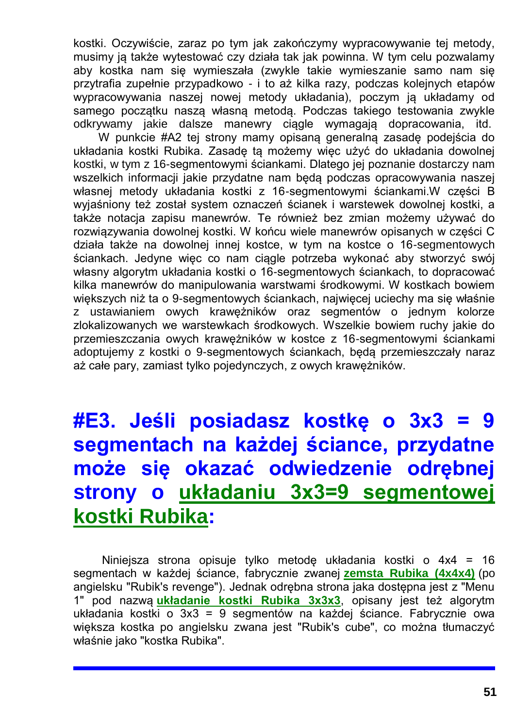kostki. Oczywiście, zaraz po tym jak zakończymy wypracowywanie tej metody, musimy ją także wytestować czy działa tak jak powinna. W tym celu pozwalamy aby kostka nam się wymieszała (zwykle takie wymieszanie samo nam się przytrafia zupełnie przypadkowo - i to aż kilka razy, podczas kolejnych etapów wypracowywania naszej nowej metody układania), poczym ją układamy od samego początku naszą własną metodą. Podczas takiego testowania zwykle odkrywamy jakie dalsze manewry ciągle wymagają dopracowania, itd.

W punkcie #A2 tej strony mamy opisaną generalną zasadę podejścia do układania kostki Rubika. Zasadę tą możemy więc użyć do układania dowolnej kostki, w tym z 16-segmentowymi ściankami. Dlatego jej poznanie dostarczy nam wszelkich informacji jakie przydatne nam będą podczas opracowywania naszej własnej metody układania kostki z 16-segmentowymi ściankami.W części B wyjaśniony też został system oznaczeń ścianek i warstewek dowolnej kostki, a także notacja zapisu manewrów. Te również bez zmian możemy używać do rozwiązywania dowolnej kostki. W końcu wiele manewrów opisanych w części C działa także na dowolnej innej kostce, w tym na kostce o 16-segmentowych ściankach. Jedyne więc co nam ciągle potrzeba wykonać aby stworzyć swój własny algorytm układania kostki o 16-segmentowych ściankach, to dopracować kilka manewrów do manipulowania warstwami środkowymi. W kostkach bowiem większych niż ta o 9-segmentowych ściankach, najwięcej uciechy ma się właśnie z ustawianiem owych krawężników oraz segmentów o jednym kolorze zlokalizowanych we warstewkach środkowych. Wszelkie bowiem ruchy jakie do przemieszczania owych krawężników w kostce z 16-segmentowymi ściankami adoptujemy z kostki o 9-segmentowych ściankach, będą przemieszczały naraz aż całe pary, zamiast tylko pojedynczych, z owych krawężników.

# #E3. Jeśli posiadasz kostkę o 3x3 = 9 segmentach na każdej ściance, przydatne może się okazać odwiedzenie odrębnej strony o układaniu 3x3=9 segmentowej kostki Rubika:

Niniejsza strona opisuje tylko metodę układania kostki o 4x4 = 16 segmentach w każdej ściance, fabrycznie zwanej **zemsta Rubika (4x4x4)** (po angielsku "Rubik's revenge"). Jednak odrębna strona jaka dostępna jest z "Menu 1" pod nazwą **układanie kostki Rubika 3x3x3**, opisany jest też algorytm układania kostki o 3x3 = 9 segmentów na każdej ściance. Fabrycznie owa większa kostka po angielsku zwana jest "Rubik's cube", co można tłumaczyć właśnie jako "kostka Rubika".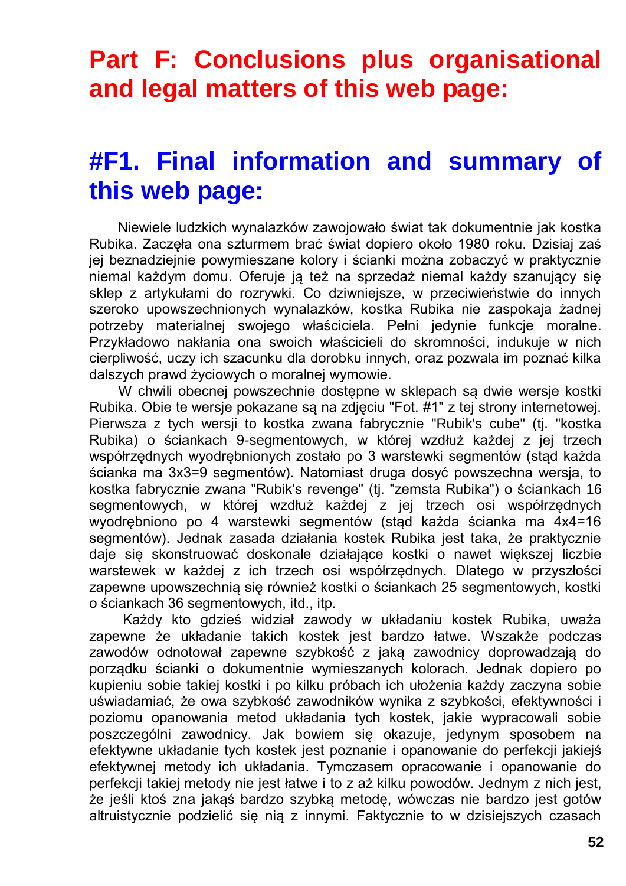# Part F: Conclusions plus organisational and legal matters of this web page:

## #F1. Final information and summary of this web page:

Niewiele ludzkich wynalazków zawojowało świat tak dokumentnie jak kostka Rubika. Zaczęła ona szturmem brać świat dopiero około 1980 roku. Dzisiaj zaś jej beznadziejnie powymieszane kolory i ścianki można zobaczyć w praktycznie niemal każdym domu. Oferuje ją też na sprzedaż niemal każdy szanujący się sklep z artykułami do rozrywki. Co dziwniejsze, w przeciwieństwie do innych szeroko upowszechnionych wynalazków, kostka Rubika nie zaspokaja żadnej potrzeby materialnej swojego właściciela. Pełni jedynie funkcje moralne. Przykładowo nakłania ona swoich właścicieli do skromności, indukuje w nich cierpliwość, uczy ich szacunku dla dorobku innych, oraz pozwala im poznać kilka dalszych prawd życiowych o moralnej wymowie.

W chwili obecnej powszechnie dostępne w sklepach są dwie wersje kostki Rubika. Obie te wersje pokazane są na zdjęciu "Fot. #1" z tej strony internetowej. Pierwsza z tych wersji to kostka zwana fabrycznie "Rubik's cube" (tj. "kostka Rubika) o ściankach 9-segmentowych, w której wzdłuż każdej z jej trzech współrzędnych wyodrębnionych zostało po 3 warstewki segmentów (stąd każda ścianka ma 3x3=9 segmentów). Natomiast druga dosyć powszechna wersja, to kostka fabrycznie zwana "Rubik's revenge" (tj. "zemsta Rubika") o ściankach 16 segmentowych, w której wzdłuż każdej z jej trzech osi współrzędnych wyodrębniono po 4 warstewki segmentów (stąd każda ścianka ma 4x4=16 segmentów). Jednak zasada działania kostek Rubika jest taka, że praktycznie daje się skonstruować doskonale działające kostki o nawet większej liczbie warstewek w każdej z ich trzech osi współrzędnych. Dlatego w przyszłości zapewne upowszechnią się również kostki o ściankach 25 segmentowych, kostki o ściankach 36 segmentowych, itd., itp.

Każdy kto gdzieś widział zawody w układaniu kostek Rubika, uważa zapewne że układanie takich kostek jest bardzo łatwe. Wszakże podczas zawodów odnotował zapewne szybkość z jaką zawodnicy doprowadzają do porządku ścianki o dokumentnie wymieszanych kolorach. Jednak dopiero po kupieniu sobie takiej kostki i po kilku próbach ich ułożenia każdy zaczyna sobie uświadamiać, że owa szybkość zawodników wynika z szybkości, efektywności i poziomu opanowania metod układania tych kostek, jakie wypracowali sobie poszczególni zawodnicy. Jak bowiem się okazuje, jedynym sposobem na efektywne układanie tych kostek jest poznanie i opanowanie do perfekcji jakiejś efektywnej metody ich układania. Tymczasem opracowanie i opanowanie do perfekcji takiej metody nie jest łatwe i to z aż kilku powodów. Jednym z nich jest, że jeśli ktoś zna jakąś bardzo szybką metodę, wówczas nie bardzo jest gotów altruistycznie podzielić się nią z innymi. Faktycznie to w dzisiejszych czasach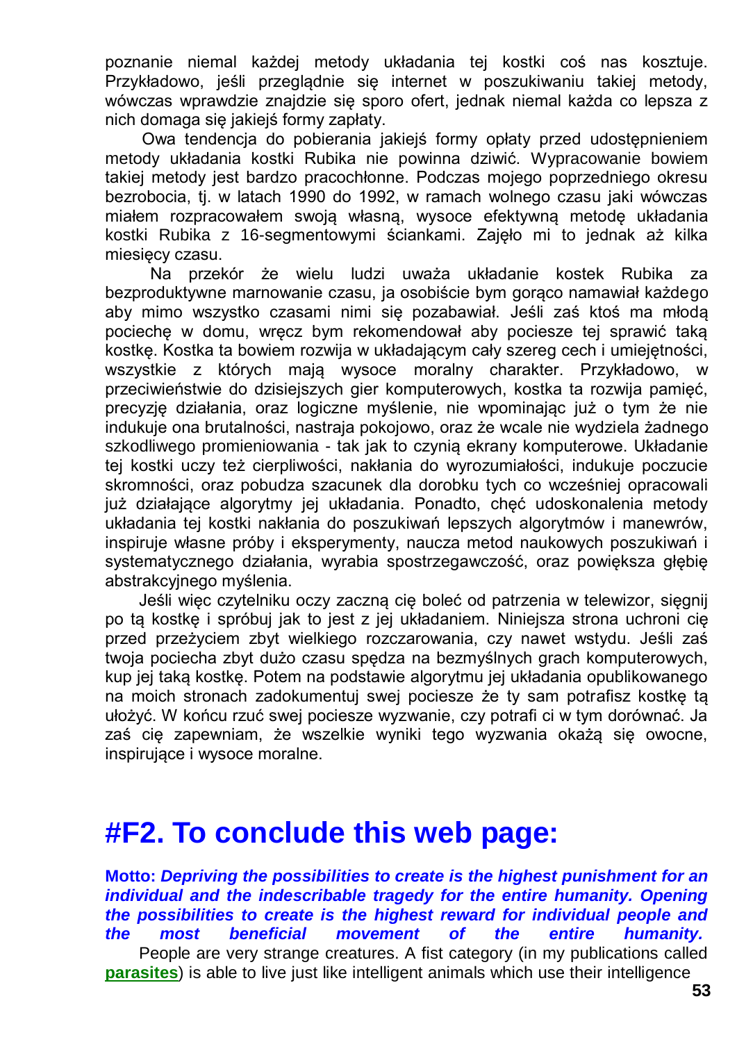poznanie niemal każdej metody układania tej kostki coś nas kosztuje. Przykładowo, jeśli przeglądnie się internet w poszukiwaniu takiej metody, wówczas wprawdzie znajdzie się sporo ofert, jednak niemal każda co lepsza z nich domaga się jakiejś formy zapłaty.

Owa tendencja do pobierania jakiejś formy opłaty przed udostępnieniem metody układania kostki Rubika nie powinna dziwić. Wypracowanie bowiem takiej metody jest bardzo pracochłonne. Podczas mojego poprzedniego okresu bezrobocia, tj. w latach 1990 do 1992, w ramach wolnego czasu jaki wówczas miałem rozpracowałem swoją własną, wysoce efektywną metodę układania kostki Rubika z 16-segmentowymi ściankami. Zajęło mi to jednak aż kilka miesięcy czasu.

Na przekór że wielu ludzi uważa układanie kostek Rubika za bezproduktywne marnowanie czasu, ja osobiście bym gorąco namawiał każdego aby mimo wszystko czasami nimi się pozabawiał. Jeśli zaś ktoś ma młodą pociechę w domu, wręcz bym rekomendował aby pociesze tej sprawić taką kostkę. Kostka ta bowiem rozwija w układającym cały szereg cech i umiejętności, wszystkie z których mają wysoce moralny charakter. Przykładowo, w przeciwieństwie do dzisiejszych gier komputerowych, kostka ta rozwija pamięć, precyzję działania, oraz logiczne myślenie, nie wpominając już o tym że nie indukuje ona brutalności, nastraja pokojowo, oraz że wcale nie wydziela żadnego szkodliwego promieniowania - tak jak to czynią ekrany komputerowe. Układanie tej kostki uczy też cierpliwości, nakłania do wyrozumiałości, indukuje poczucie skromności, oraz pobudza szacunek dla dorobku tych co wcześniej opracowali już działające algorytmy jej układania. Ponadto, chęć udoskonalenia metody układania tej kostki nakłania do poszukiwań lepszych algorytmów i manewrów, inspiruje własne próby i eksperymenty, naucza metod naukowych poszukiwań i systematycznego działania, wyrabia spostrzegawczość, oraz powiększa głębię abstrakcyjnego myślenia.

Jeśli więc czytelniku oczy zaczną cię boleć od patrzenia w telewizor, sięgnij po tą kostkę i spróbuj jak to jest z jej układaniem. Niniejsza strona uchroni cię przed przeżyciem zbyt wielkiego rozczarowania, czy nawet wstydu. Jeśli zaś twoja pociecha zbyt dużo czasu spędza na bezmyślnych grach komputerowych, kup jej taką kostkę. Potem na podstawie algorytmu jej układania opublikowanego na moich stronach zadokumentuj swej pociesze że ty sam potrafisz kostkę tą ułożyć. W końcu rzuć swej pociesze wyzwanie, czy potrafi ci w tym dorównać. Ja zaś cię zapewniam, że wszelkie wyniki tego wyzwania okażą się owocne, inspirujące i wysoce moralne.

# #F2. To conclude this web page:

**Motto:** ***Depriving the possibilities to create is the highest punishment for an individual and the indescribable tragedy for the entire humanity. Opening the possibilities to create is the highest reward for individual people and the most beneficial movement of the entire humanity.***

People are very strange creatures. A fist category (in my publications called **parasites**) is able to live just like intelligent animals which use their intelligence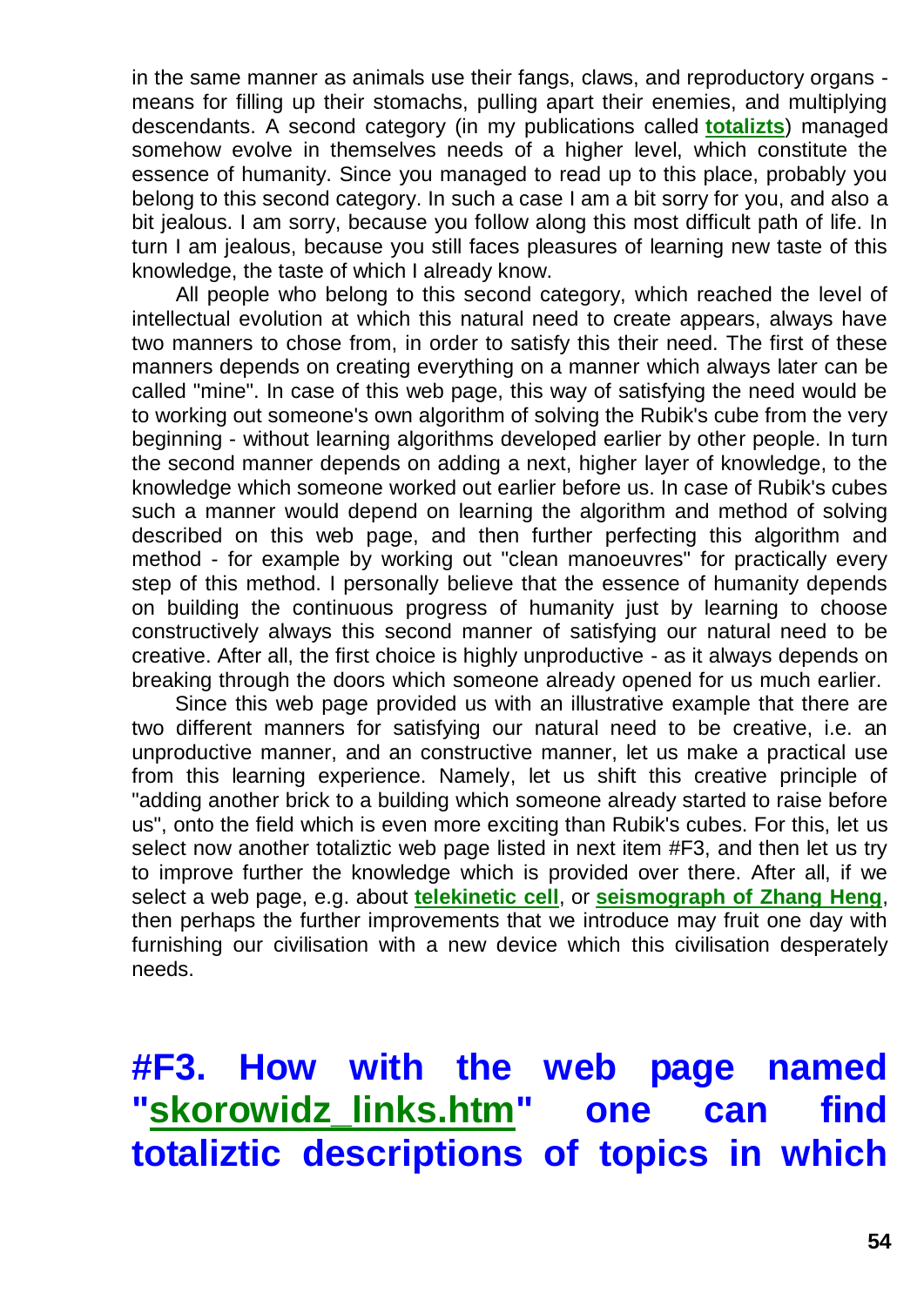in the same manner as animals use their fangs, claws, and reproductory organs - means for filling up their stomachs, pulling apart their enemies, and multiplying descendants. A second category (in my publications called **totalizts**) managed somehow evolve in themselves needs of a higher level, which constitute the essence of humanity. Since you managed to read up to this place, probably you belong to this second category. In such a case I am a bit sorry for you, and also a bit jealous. I am sorry, because you follow along this most difficult path of life. In turn I am jealous, because you still faces pleasures of learning new taste of this knowledge, the taste of which I already know.

All people who belong to this second category, which reached the level of intellectual evolution at which this natural need to create appears, always have two manners to chose from, in order to satisfy this their need. The first of these manners depends on creating everything on a manner which always later can be called "mine". In case of this web page, this way of satisfying the need would be to working out someone's own algorithm of solving the Rubik's cube from the very beginning - without learning algorithms developed earlier by other people. In turn the second manner depends on adding a next, higher layer of knowledge, to the knowledge which someone worked out earlier before us. In case of Rubik's cubes such a manner would depend on learning the algorithm and method of solving described on this web page, and then further perfecting this algorithm and method - for example by working out "clean manoeuvres" for practically every step of this method. I personally believe that the essence of humanity depends on building the continuous progress of humanity just by learning to choose constructively always this second manner of satisfying our natural need to be creative. After all, the first choice is highly unproductive - as it always depends on breaking through the doors which someone already opened for us much earlier.

Since this web page provided us with an illustrative example that there are two different manners for satisfying our natural need to be creative, i.e. an unproductive manner, and an constructive manner, let us make a practical use from this learning experience. Namely, let us shift this creative principle of "adding another brick to a building which someone already started to raise before us", onto the field which is even more exciting than Rubik's cubes. For this, let us select now another totaliztic web page listed in next item #F3, and then let us try to improve further the knowledge which is provided over there. After all, if we select a web page, e.g. about **telekinetic cell**, or **seismograph of Zhang Heng**, then perhaps the further improvements that we introduce may fruit one day with furnishing our civilisation with a new device which this civilisation desperately needs.

# #F3. How with the web page named "skorowidz_links.htm" one can find totaliztic descriptions of topics in which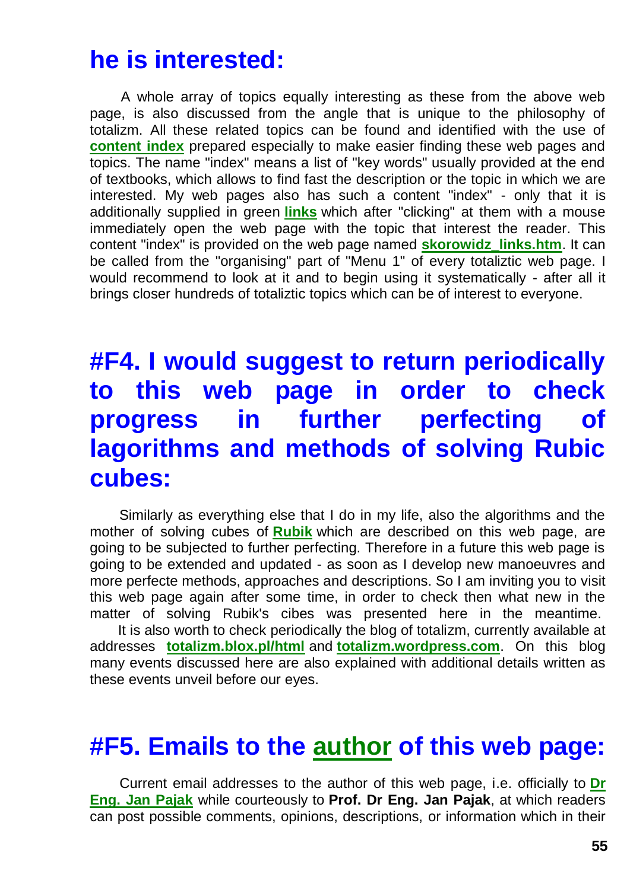## he is interested:

A whole array of topics equally interesting as these from the above web page, is also discussed from the angle that is unique to the philosophy of totalizm. All these related topics can be found and identified with the use of **content index** prepared especially to make easier finding these web pages and topics. The name "index" means a list of "key words" usually provided at the end of textbooks, which allows to find fast the description or the topic in which we are interested. My web pages also has such a content "index" - only that it is additionally supplied in green **links** which after "clicking" at them with a mouse immediately open the web page with the topic that interest the reader. This content "index" is provided on the web page named **skorowidz_links.htm**. It can be called from the "organising" part of "Menu 1" of every totaliztic web page. I would recommend to look at it and to begin using it systematically - after all it brings closer hundreds of totaliztic topics which can be of interest to everyone.

## #F4. I would suggest to return periodically to this web page in order to check progress in further perfecting of lagorithms and methods of solving Rubic cubes:

Similarly as everything else that I do in my life, also the algorithms and the mother of solving cubes of **Rubik** which are described on this web page, are going to be subjected to further perfecting. Therefore in a future this web page is going to be extended and updated - as soon as I develop new manoeuvres and more perfecte methods, approaches and descriptions. So I am inviting you to visit this web page again after some time, in order to check then what new in the matter of solving Rubik's cibes was presented here in the meantime.

It is also worth to check periodically the blog of totalizm, currently available at addresses **totalizm.blox.pl/html** and **totalizm.wordpress.com**. On this blog many events discussed here are also explained with additional details written as these events unveil before our eyes.

## #F5. Emails to the author of this web page:

Current email addresses to the author of this web page, i.e. officially to **Dr Eng. Jan Pajak** while courteously to **Prof. Dr Eng. Jan Pajak**, at which readers can post possible comments, opinions, descriptions, or information which in their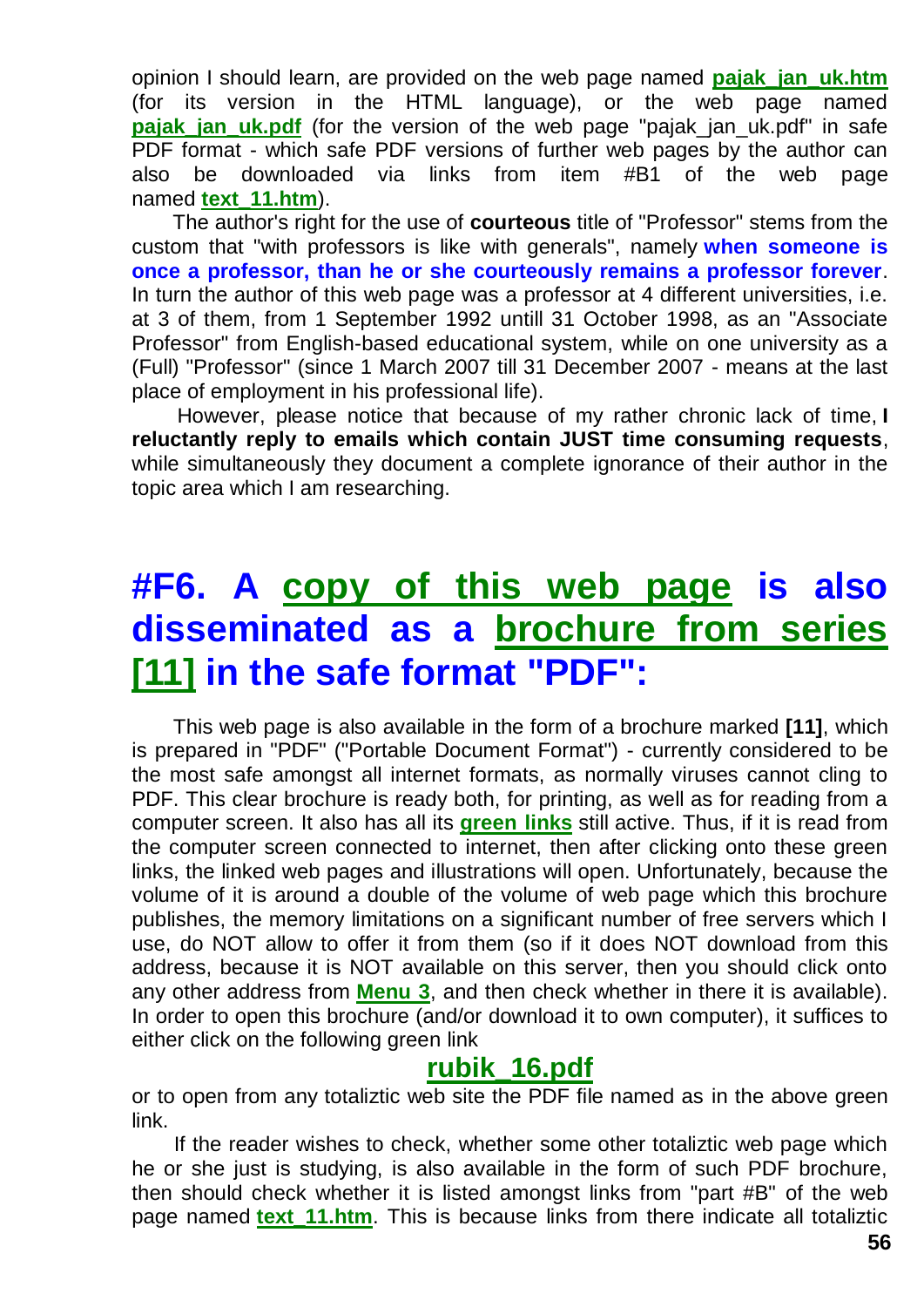opinion I should learn, are provided on the web page named **pajak_jan_uk.htm** (for its version in the HTML language), or the web page named **pajak_jan_uk.pdf** (for the version of the web page "pajak_jan_uk.pdf" in safe PDF format - which safe PDF versions of further web pages by the author can also be downloaded via links from item #B1 of the web page named **text_11.htm**).

The author's right for the use of **courteous** title of "Professor" stems from the custom that "with professors is like with generals", namely **when someone is once a professor, than he or she courteously remains a professor forever**. In turn the author of this web page was a professor at 4 different universities, i.e. at 3 of them, from 1 September 1992 untill 31 October 1998, as an "Associate Professor" from English-based educational system, while on one university as a (Full) "Professor" (since 1 March 2007 till 31 December 2007 - means at the last place of employment in his professional life).

However, please notice that because of my rather chronic lack of time, **I reluctantly reply to emails which contain JUST time consuming requests**, while simultaneously they document a complete ignorance of their author in the topic area which I am researching.

# #F6. A copy of this web page is also disseminated as a brochure from series [11] in the safe format "PDF":

This web page is also available in the form of a brochure marked **[11]**, which is prepared in "PDF" ("Portable Document Format") - currently considered to be the most safe amongst all internet formats, as normally viruses cannot cling to PDF. This clear brochure is ready both, for printing, as well as for reading from a computer screen. It also has all its **green links** still active. Thus, if it is read from the computer screen connected to internet, then after clicking onto these green links, the linked web pages and illustrations will open. Unfortunately, because the volume of it is around a double of the volume of web page which this brochure publishes, the memory limitations on a significant number of free servers which I use, do NOT allow to offer it from them (so if it does NOT download from this address, because it is NOT available on this server, then you should click onto any other address from **Menu 3**, and then check whether in there it is available). In order to open this brochure (and/or download it to own computer), it suffices to either click on the following green link

**rubik_16.pdf**

or to open from any totaliztic web site the PDF file named as in the above green link.

If the reader wishes to check, whether some other totaliztic web page which he or she just is studying, is also available in the form of such PDF brochure, then should check whether it is listed amongst links from "part #B" of the web page named **text_11.htm**. This is because links from there indicate all totaliztic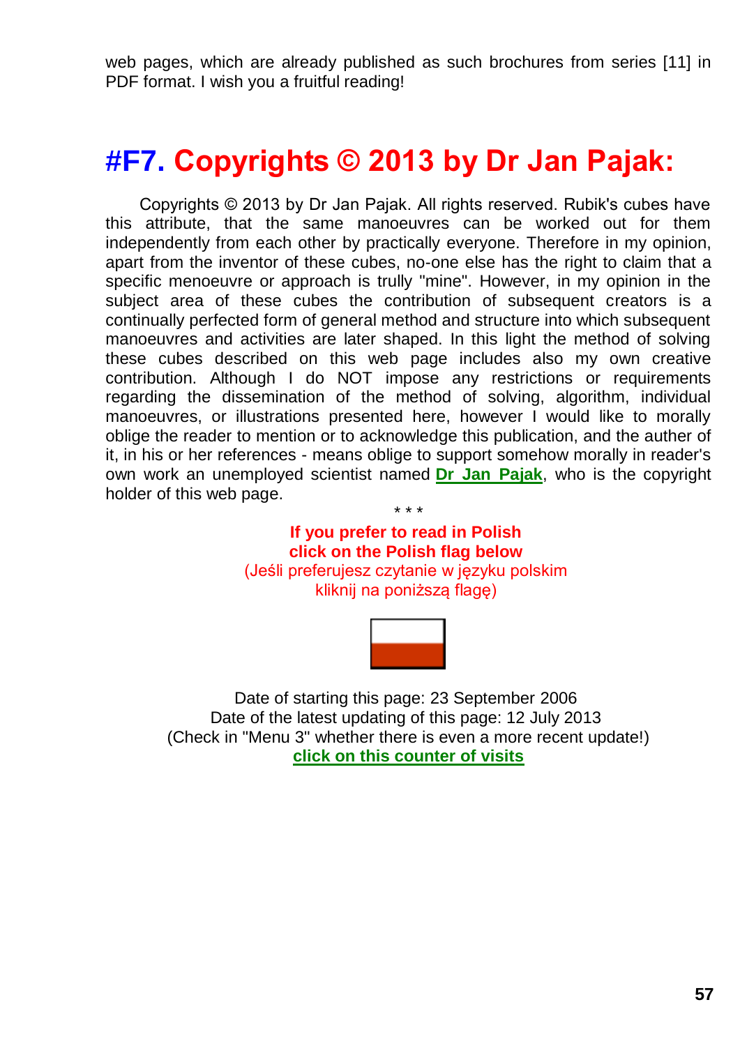web pages, which are already published as such brochures from series [11] in PDF format. I wish you a fruitful reading!

## #F7. Copyrights © 2013 by Dr Jan Pajak:

Copyrights © 2013 by Dr Jan Pajak. All rights reserved. Rubik's cubes have this attribute, that the same manoeuvres can be worked out for them independently from each other by practically everyone. Therefore in my opinion, apart from the inventor of these cubes, no-one else has the right to claim that a specific menoeuvre or approach is trully "mine". However, in my opinion in the subject area of these cubes the contribution of subsequent creators is a continually perfected form of general method and structure into which subsequent manoeuvres and activities are later shaped. In this light the method of solving these cubes described on this web page includes also my own creative contribution. Although I do NOT impose any restrictions or requirements regarding the dissemination of the method of solving, algorithm, individual manoeuvres, or illustrations presented here, however I would like to morally oblige the reader to mention or to acknowledge this publication, and the auther of it, in his or her references - means oblige to support somehow morally in reader's own work an unemployed scientist named **Dr Jan Pajak**, who is the copyright holder of this web page.

\* \* \*

**If you prefer to read in Polish**
**click on the Polish flag below**
(Jeśli preferujesz czytanie w języku polskim
kliknij na poniższą flagę)

Date of starting this page: 23 September 2006
Date of the latest updating of this page: 12 July 2013
(Check in "Menu 3" whether there is even a more recent update!)
**click on this counter of visits**